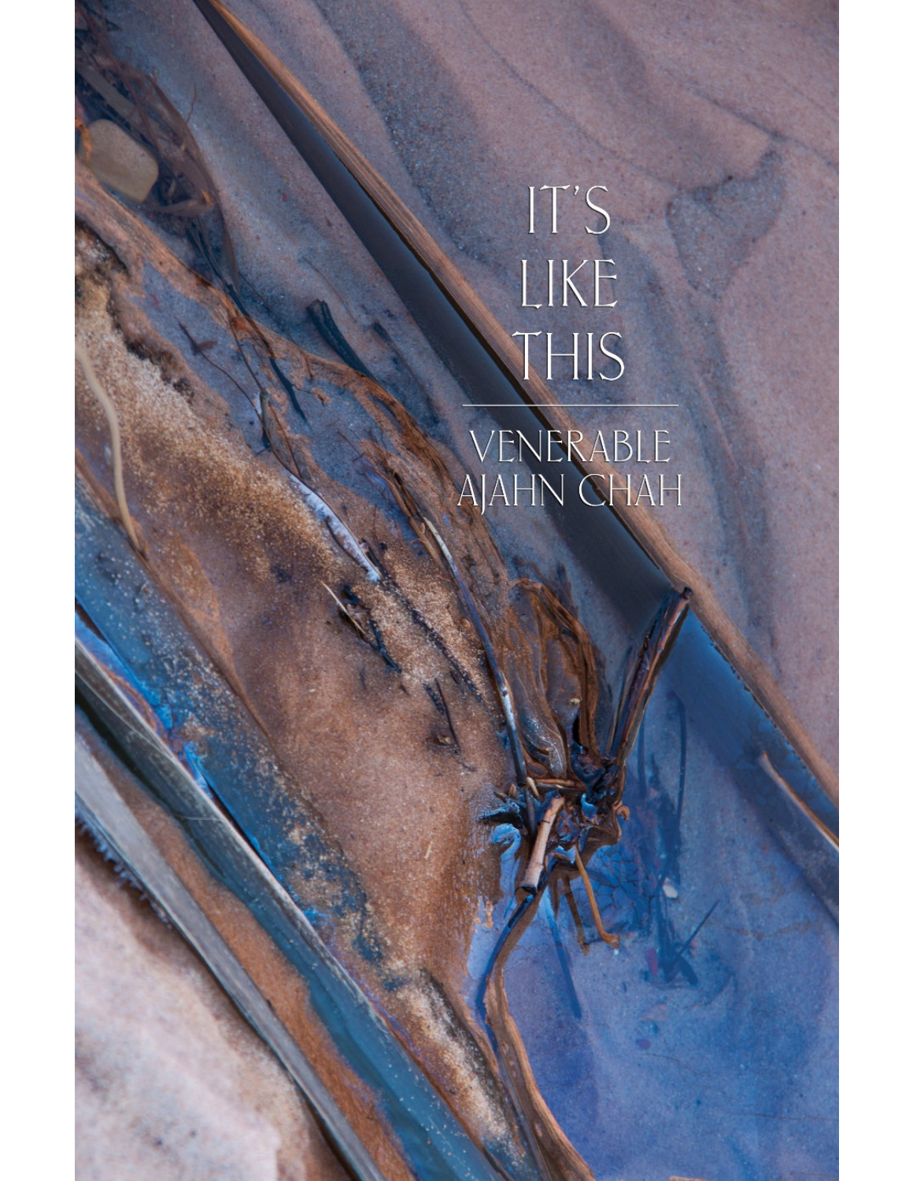# IT'S LIKE THIS

## VENERABLE AJAHN CHAH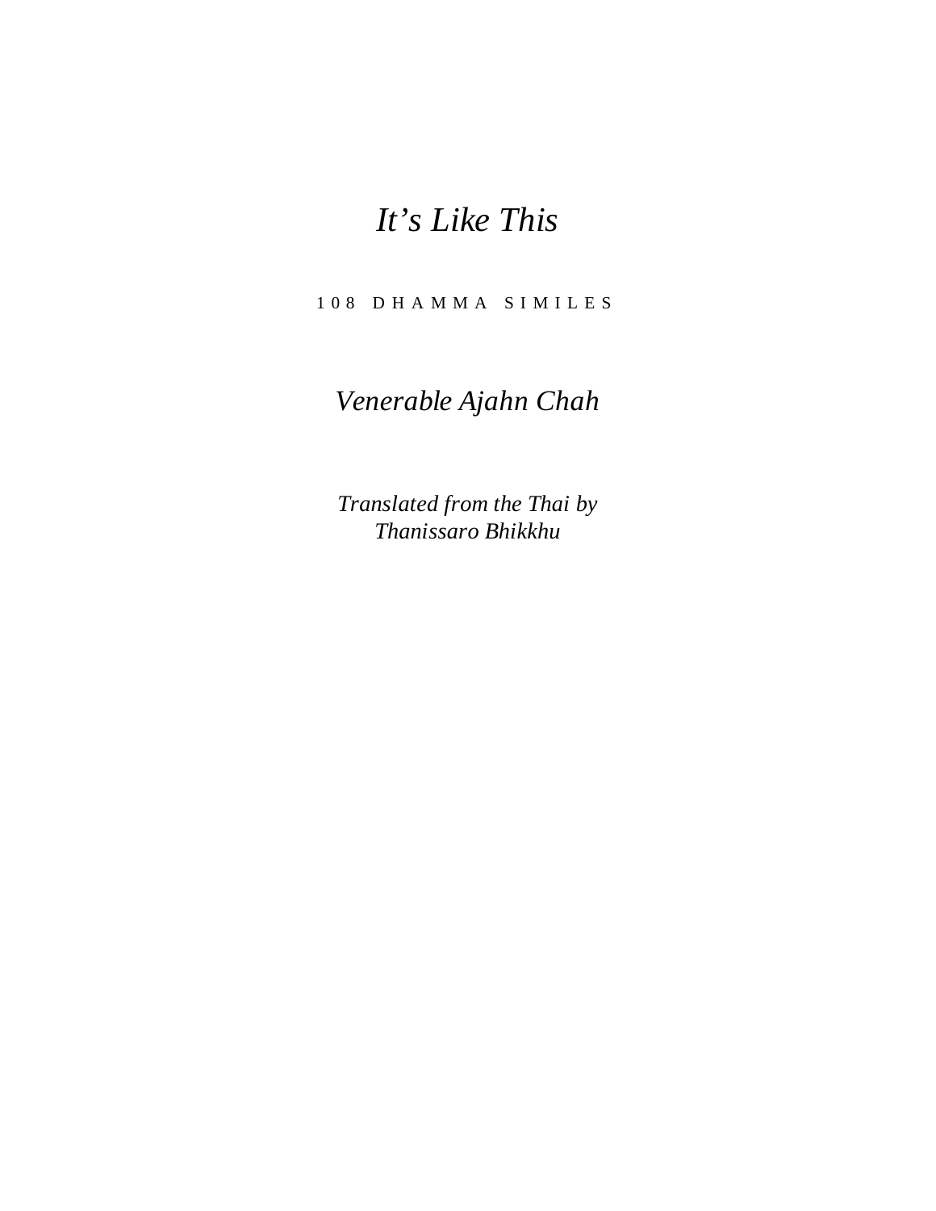# *It's Like This*

108 DHAMMA SIMILES

*Venerable Ajahn Chah*

*Translated from the Thai by*
*Thanissaro Bhikkhu*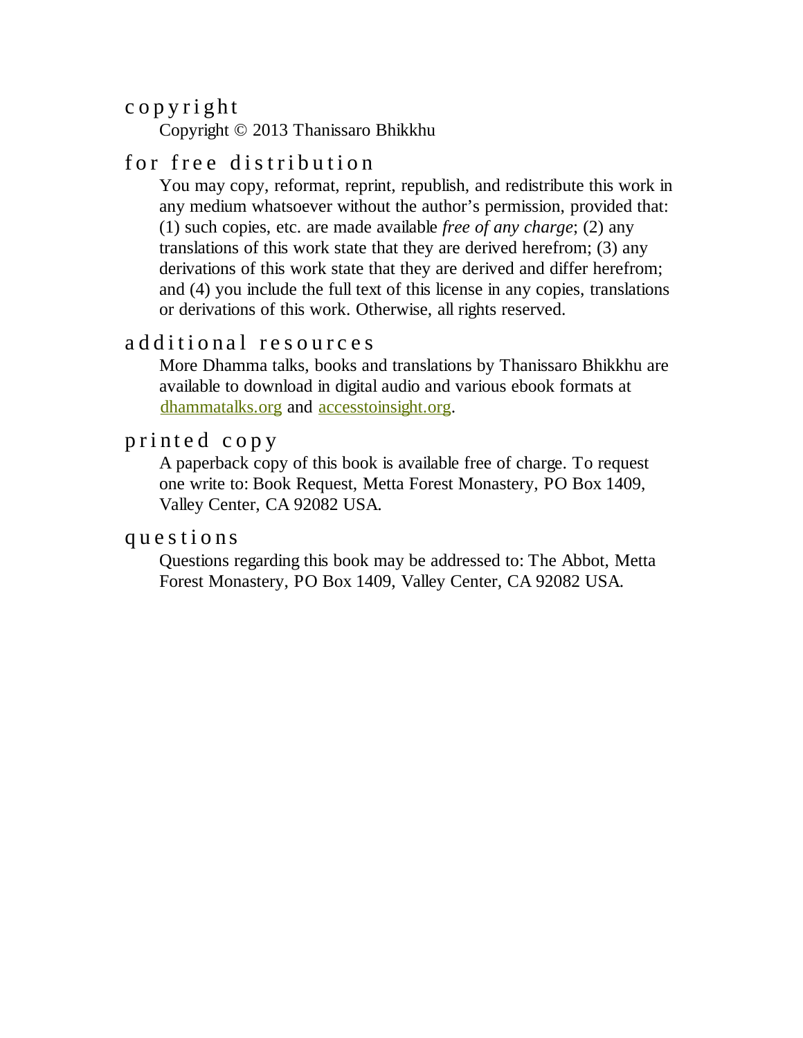## copyright

Copyright © 2013 Thanissaro Bhikkhu

## for free distribution

You may copy, reformat, reprint, republish, and redistribute this work in any medium whatsoever without the author's permission, provided that: (1) such copies, etc. are made available *free of any charge*; (2) any translations of this work state that they are derived herefrom; (3) any derivations of this work state that they are derived and differ herefrom; and (4) you include the full text of this license in any copies, translations or derivations of this work. Otherwise, all rights reserved.

## additional resources

More Dhamma talks, books and translations by Thanissaro Bhikkhu are available to download in digital audio and various ebook formats at dhammatalks.org and accesstoinsight.org.

## printed copy

A paperback copy of this book is available free of charge. To request one write to: Book Request, Metta Forest Monastery, PO Box 1409, Valley Center, CA 92082 USA.

## questions

Questions regarding this book may be addressed to: The Abbot, Metta Forest Monastery, PO Box 1409, Valley Center, CA 92082 USA.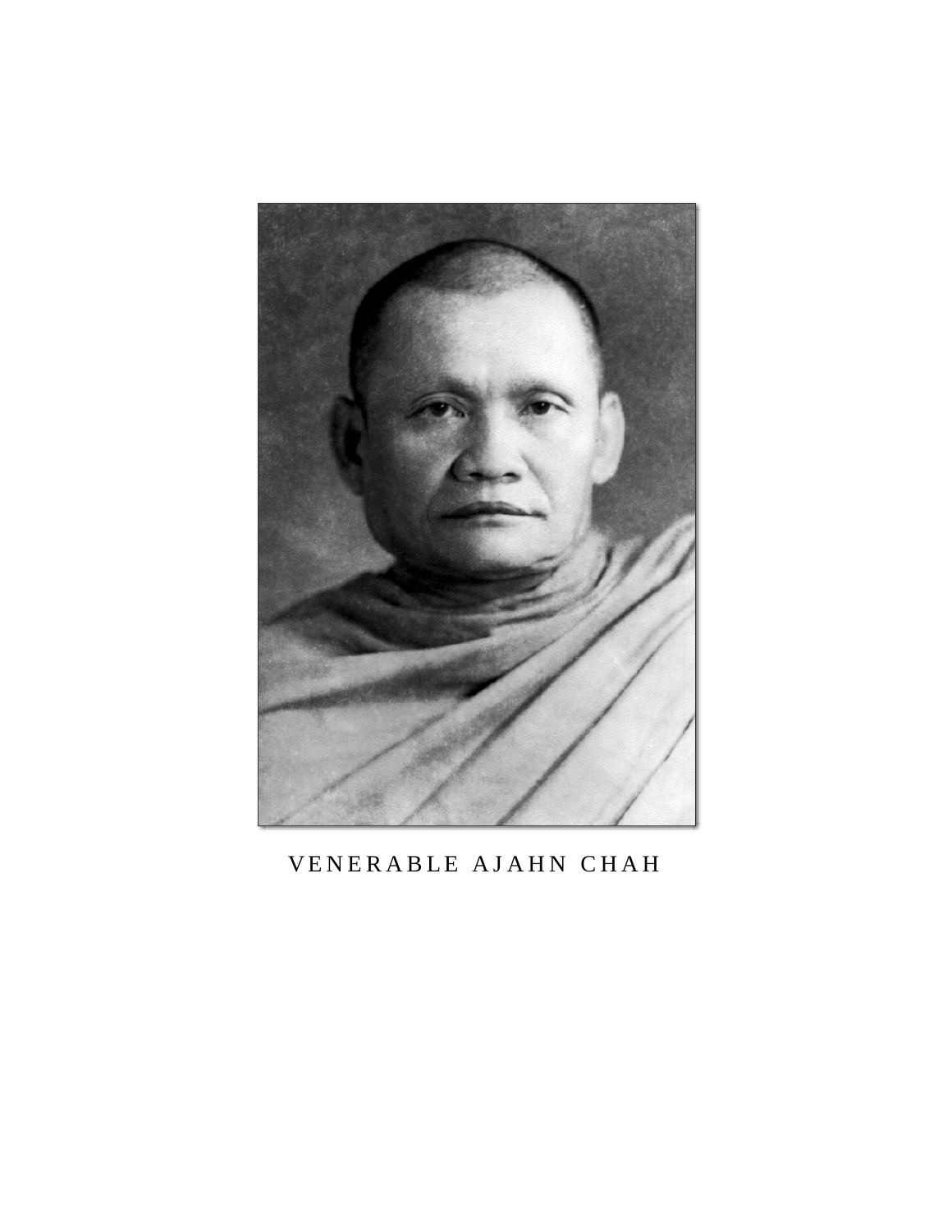VENERABLE AJAHN CHAH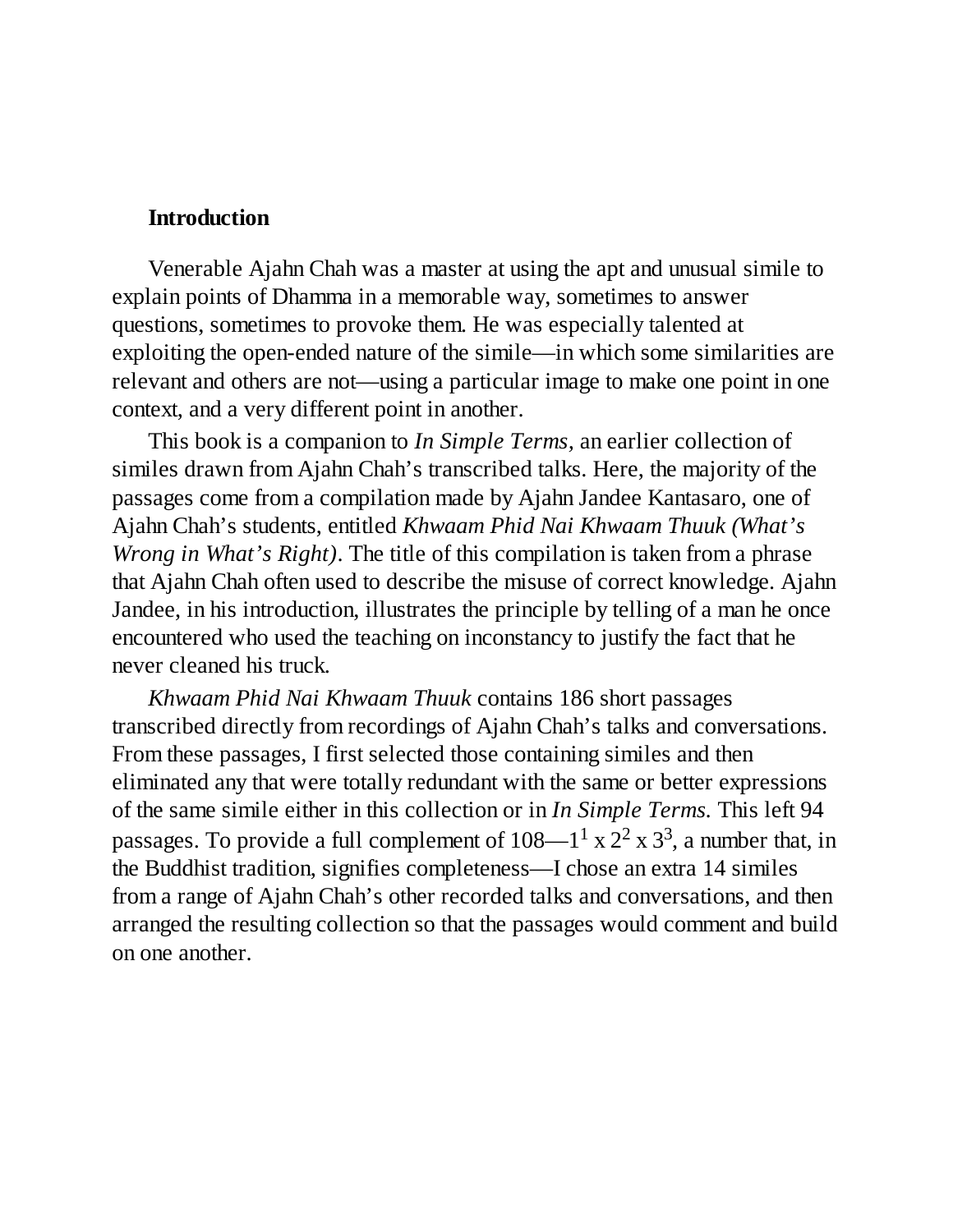# Introduction

Venerable Ajahn Chah was a master at using the apt and unusual simile to explain points of Dhamma in a memorable way, sometimes to answer questions, sometimes to provoke them. He was especially talented at exploiting the open-ended nature of the simile—in which some similarities are relevant and others are not—using a particular image to make one point in one context, and a very different point in another.

This book is a companion to *In Simple Terms,* an earlier collection of similes drawn from Ajahn Chah's transcribed talks. Here, the majority of the passages come from a compilation made by Ajahn Jandee Kantasaro, one of Ajahn Chah's students, entitled *Khwaam Phid Nai Khwaam Thuuk (What's Wrong in What's Right)*. The title of this compilation is taken from a phrase that Ajahn Chah often used to describe the misuse of correct knowledge. Ajahn Jandee, in his introduction, illustrates the principle by telling of a man he once encountered who used the teaching on inconstancy to justify the fact that he never cleaned his truck.

*Khwaam Phid Nai Khwaam Thuuk* contains 186 short passages transcribed directly from recordings of Ajahn Chah's talks and conversations. From these passages, I first selected those containing similes and then eliminated any that were totally redundant with the same or better expressions of the same simile either in this collection or in *In Simple Terms.* This left 94 passages. To provide a full complement of 108—$1^1 \times 2^2 \times 3^3$, a number that, in the Buddhist tradition, signifies completeness—I chose an extra 14 similes from a range of Ajahn Chah's other recorded talks and conversations, and then arranged the resulting collection so that the passages would comment and build on one another.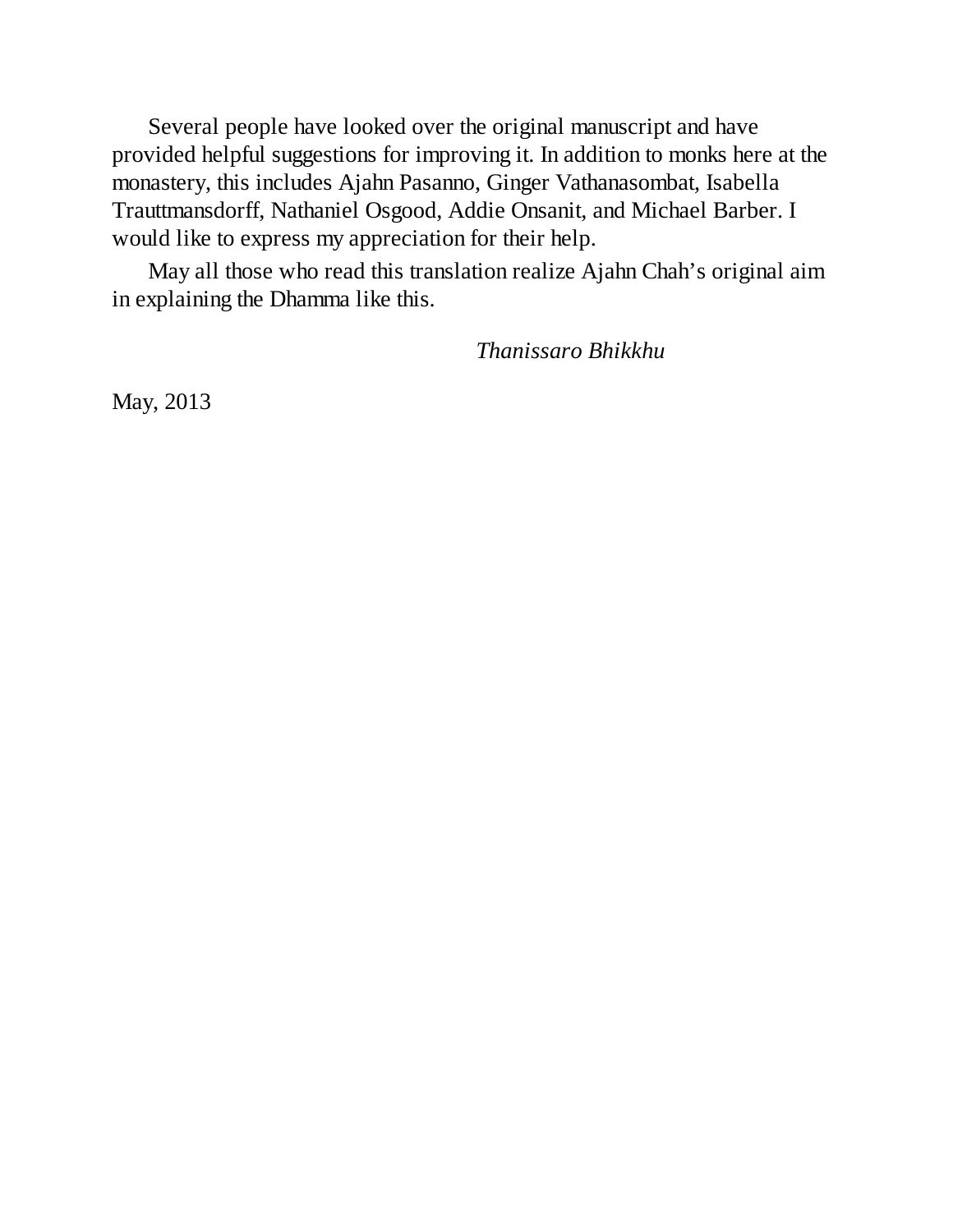Several people have looked over the original manuscript and have provided helpful suggestions for improving it. In addition to monks here at the monastery, this includes Ajahn Pasanno, Ginger Vathanasombat, Isabella Trauttmansdorff, Nathaniel Osgood, Addie Onsanit, and Michael Barber. I would like to express my appreciation for their help.

May all those who read this translation realize Ajahn Chah's original aim in explaining the Dhamma like this.

*Thanissaro Bhikkhu*

May, 2013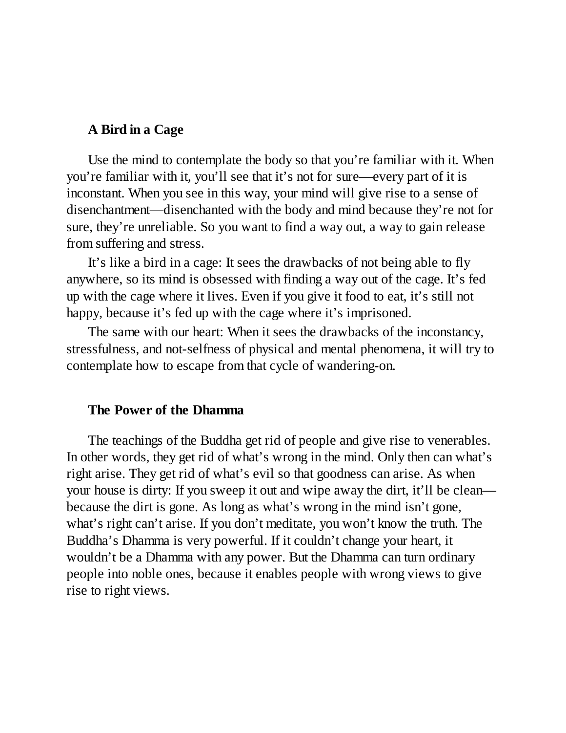### A Bird in a Cage

Use the mind to contemplate the body so that you're familiar with it. When you're familiar with it, you'll see that it's not for sure—every part of it is inconstant. When you see in this way, your mind will give rise to a sense of disenchantment—disenchanted with the body and mind because they're not for sure, they're unreliable. So you want to find a way out, a way to gain release from suffering and stress.

It's like a bird in a cage: It sees the drawbacks of not being able to fly anywhere, so its mind is obsessed with finding a way out of the cage. It's fed up with the cage where it lives. Even if you give it food to eat, it's still not happy, because it's fed up with the cage where it's imprisoned.

The same with our heart: When it sees the drawbacks of the inconstancy, stressfulness, and not-selfness of physical and mental phenomena, it will try to contemplate how to escape from that cycle of wandering-on.

### The Power of the Dhamma

The teachings of the Buddha get rid of people and give rise to venerables. In other words, they get rid of what's wrong in the mind. Only then can what's right arise. They get rid of what's evil so that goodness can arise. As when your house is dirty: If you sweep it out and wipe away the dirt, it'll be clean—because the dirt is gone. As long as what's wrong in the mind isn't gone, what's right can't arise. If you don't meditate, you won't know the truth. The Buddha's Dhamma is very powerful. If it couldn't change your heart, it wouldn't be a Dhamma with any power. But the Dhamma can turn ordinary people into noble ones, because it enables people with wrong views to give rise to right views.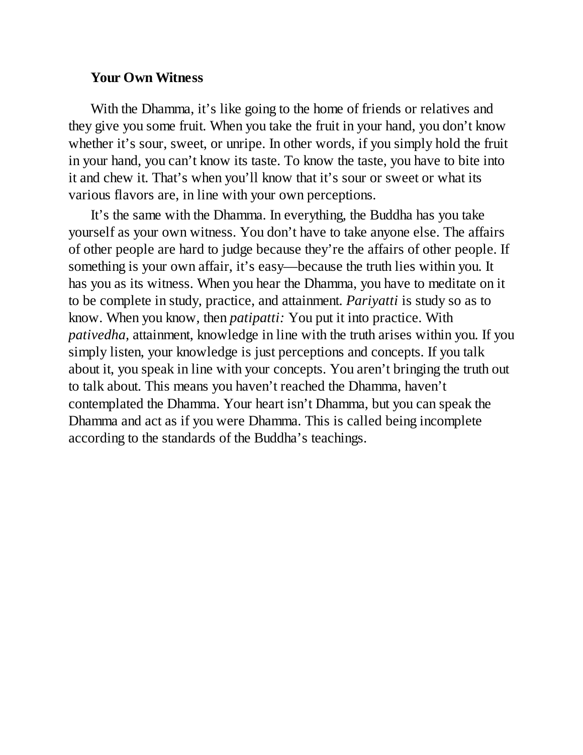### Your Own Witness

With the Dhamma, it's like going to the home of friends or relatives and they give you some fruit. When you take the fruit in your hand, you don't know whether it's sour, sweet, or unripe. In other words, if you simply hold the fruit in your hand, you can't know its taste. To know the taste, you have to bite into it and chew it. That's when you'll know that it's sour or sweet or what its various flavors are, in line with your own perceptions.

It's the same with the Dhamma. In everything, the Buddha has you take yourself as your own witness. You don't have to take anyone else. The affairs of other people are hard to judge because they're the affairs of other people. If something is your own affair, it's easy—because the truth lies within you. It has you as its witness. When you hear the Dhamma, you have to meditate on it to be complete in study, practice, and attainment. *Pariyatti* is study so as to know. When you know, then *patipatti:* You put it into practice. With *pativedha,* attainment, knowledge in line with the truth arises within you. If you simply listen, your knowledge is just perceptions and concepts. If you talk about it, you speak in line with your concepts. You aren't bringing the truth out to talk about. This means you haven't reached the Dhamma, haven't contemplated the Dhamma. Your heart isn't Dhamma, but you can speak the Dhamma and act as if you were Dhamma. This is called being incomplete according to the standards of the Buddha's teachings.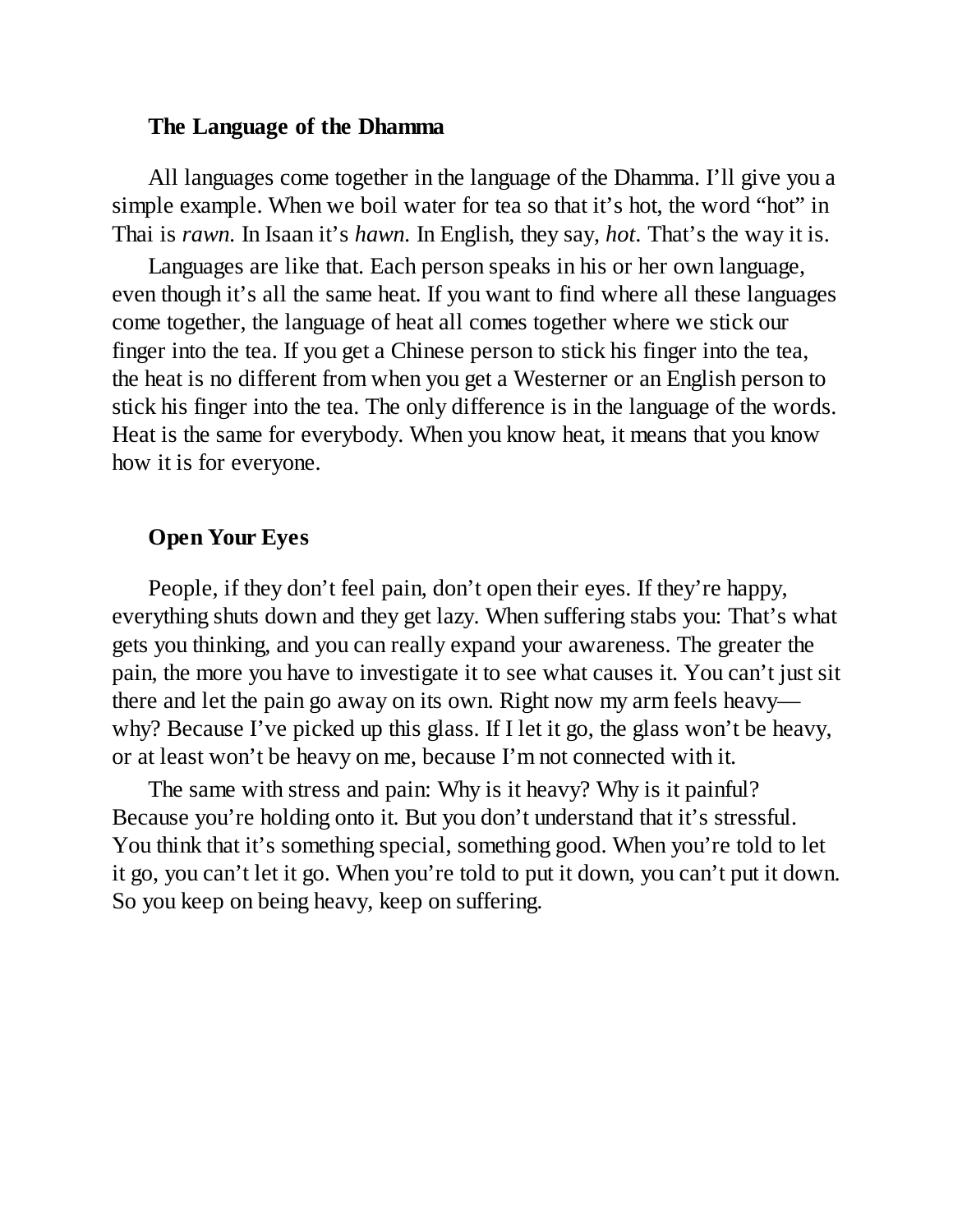### **The Language of the Dhamma**

All languages come together in the language of the Dhamma. I'll give you a simple example. When we boil water for tea so that it's hot, the word "hot" in Thai is *rawn.* In Isaan it's *hawn.* In English, they say, *hot*. That's the way it is.

Languages are like that. Each person speaks in his or her own language, even though it's all the same heat. If you want to find where all these languages come together, the language of heat all comes together where we stick our finger into the tea. If you get a Chinese person to stick his finger into the tea, the heat is no different from when you get a Westerner or an English person to stick his finger into the tea. The only difference is in the language of the words. Heat is the same for everybody. When you know heat, it means that you know how it is for everyone.

### **Open Your Eyes**

People, if they don't feel pain, don't open their eyes. If they're happy, everything shuts down and they get lazy. When suffering stabs you: That's what gets you thinking, and you can really expand your awareness. The greater the pain, the more you have to investigate it to see what causes it. You can't just sit there and let the pain go away on its own. Right now my arm feels heavy—why? Because I've picked up this glass. If I let it go, the glass won't be heavy, or at least won't be heavy on me, because I'm not connected with it.

The same with stress and pain: Why is it heavy? Why is it painful? Because you're holding onto it. But you don't understand that it's stressful. You think that it's something special, something good. When you're told to let it go, you can't let it go. When you're told to put it down, you can't put it down. So you keep on being heavy, keep on suffering.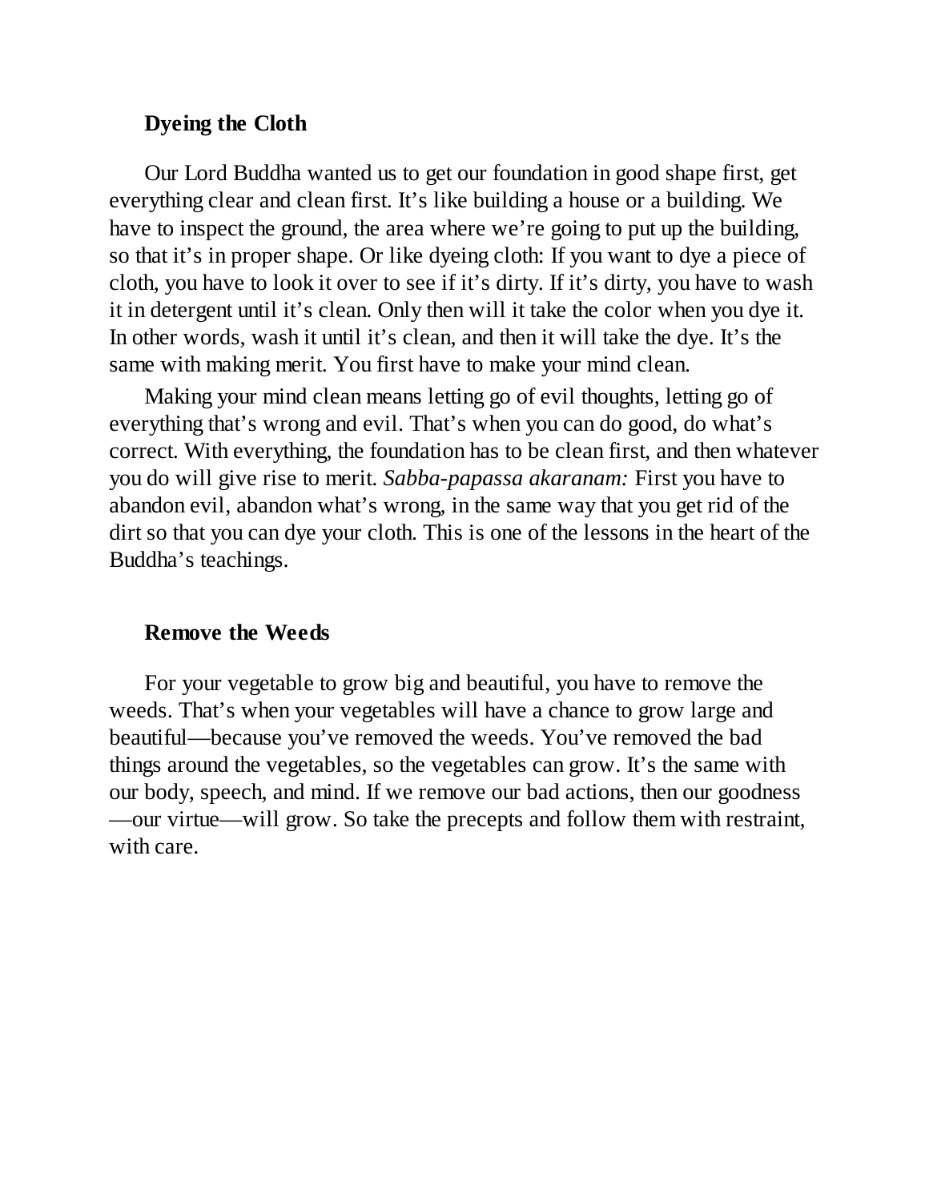### Dyeing the Cloth

Our Lord Buddha wanted us to get our foundation in good shape first, get everything clear and clean first. It's like building a house or a building. We have to inspect the ground, the area where we're going to put up the building, so that it's in proper shape. Or like dyeing cloth: If you want to dye a piece of cloth, you have to look it over to see if it's dirty. If it's dirty, you have to wash it in detergent until it's clean. Only then will it take the color when you dye it. In other words, wash it until it's clean, and then it will take the dye. It's the same with making merit. You first have to make your mind clean.

Making your mind clean means letting go of evil thoughts, letting go of everything that's wrong and evil. That's when you can do good, do what's correct. With everything, the foundation has to be clean first, and then whatever you do will give rise to merit. *Sabba-papassa akaranam:* First you have to abandon evil, abandon what's wrong, in the same way that you get rid of the dirt so that you can dye your cloth. This is one of the lessons in the heart of the Buddha's teachings.

### Remove the Weeds

For your vegetable to grow big and beautiful, you have to remove the weeds. That's when your vegetables will have a chance to grow large and beautiful—because you've removed the weeds. You've removed the bad things around the vegetables, so the vegetables can grow. It's the same with our body, speech, and mind. If we remove our bad actions, then our goodness—our virtue—will grow. So take the precepts and follow them with restraint, with care.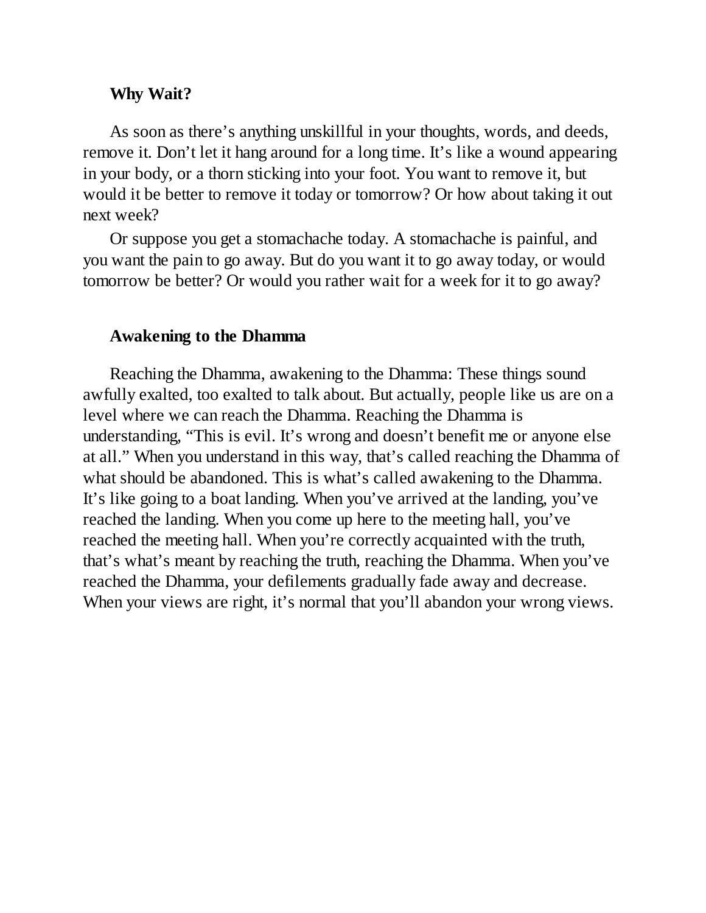### Why Wait?

As soon as there's anything unskillful in your thoughts, words, and deeds, remove it. Don't let it hang around for a long time. It's like a wound appearing in your body, or a thorn sticking into your foot. You want to remove it, but would it be better to remove it today or tomorrow? Or how about taking it out next week?

Or suppose you get a stomachache today. A stomachache is painful, and you want the pain to go away. But do you want it to go away today, or would tomorrow be better? Or would you rather wait for a week for it to go away?

### Awakening to the Dhamma

Reaching the Dhamma, awakening to the Dhamma: These things sound awfully exalted, too exalted to talk about. But actually, people like us are on a level where we can reach the Dhamma. Reaching the Dhamma is understanding, "This is evil. It's wrong and doesn't benefit me or anyone else at all." When you understand in this way, that's called reaching the Dhamma of what should be abandoned. This is what's called awakening to the Dhamma. It's like going to a boat landing. When you've arrived at the landing, you've reached the landing. When you come up here to the meeting hall, you've reached the meeting hall. When you're correctly acquainted with the truth, that's what's meant by reaching the truth, reaching the Dhamma. When you've reached the Dhamma, your defilements gradually fade away and decrease. When your views are right, it's normal that you'll abandon your wrong views.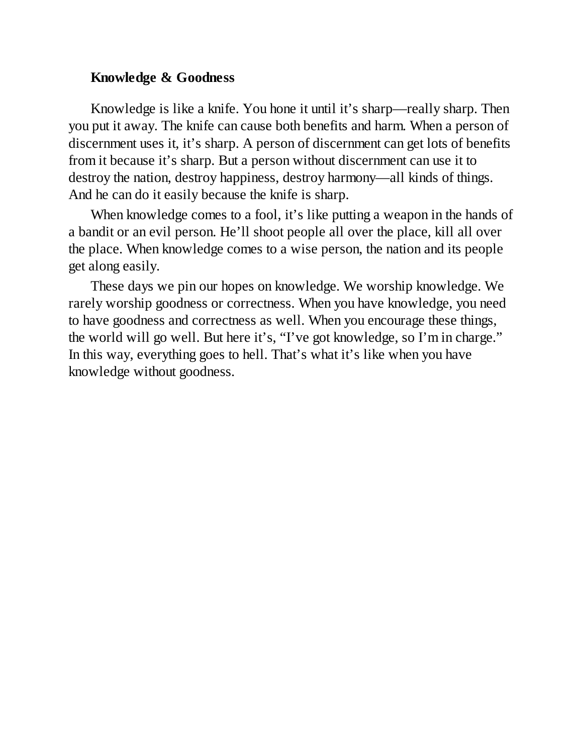**Knowledge & Goodness**

Knowledge is like a knife. You hone it until it's sharp—really sharp. Then you put it away. The knife can cause both benefits and harm. When a person of discernment uses it, it's sharp. A person of discernment can get lots of benefits from it because it's sharp. But a person without discernment can use it to destroy the nation, destroy happiness, destroy harmony—all kinds of things. And he can do it easily because the knife is sharp.

When knowledge comes to a fool, it's like putting a weapon in the hands of a bandit or an evil person. He'll shoot people all over the place, kill all over the place. When knowledge comes to a wise person, the nation and its people get along easily.

These days we pin our hopes on knowledge. We worship knowledge. We rarely worship goodness or correctness. When you have knowledge, you need to have goodness and correctness as well. When you encourage these things, the world will go well. But here it's, "I've got knowledge, so I'm in charge." In this way, everything goes to hell. That's what it's like when you have knowledge without goodness.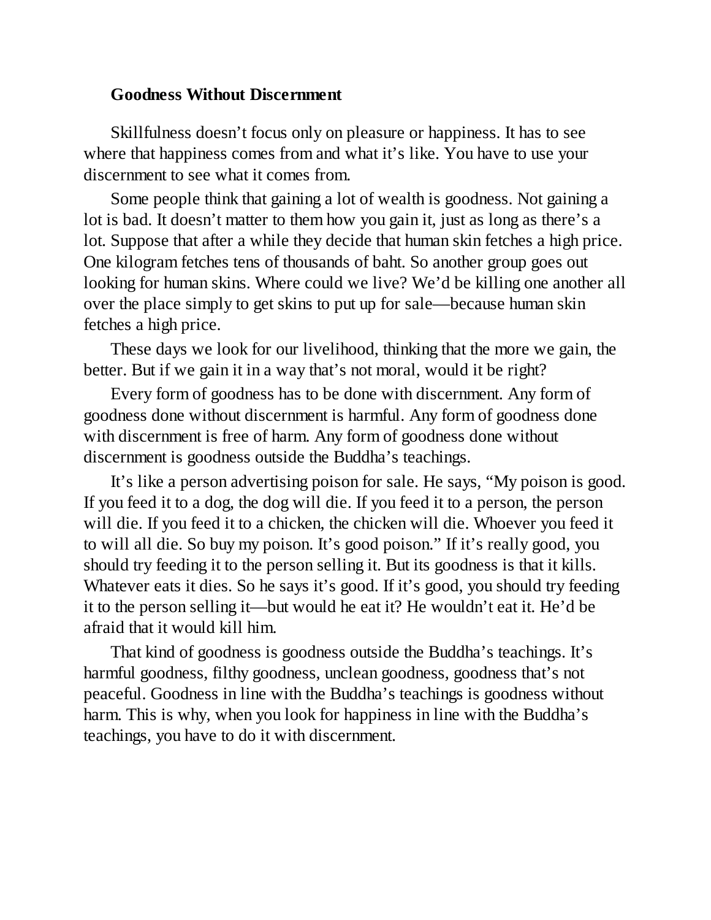## Goodness Without Discernment

Skillfulness doesn't focus only on pleasure or happiness. It has to see where that happiness comes from and what it's like. You have to use your discernment to see what it comes from.

Some people think that gaining a lot of wealth is goodness. Not gaining a lot is bad. It doesn't matter to them how you gain it, just as long as there's a lot. Suppose that after a while they decide that human skin fetches a high price. One kilogram fetches tens of thousands of baht. So another group goes out looking for human skins. Where could we live? We'd be killing one another all over the place simply to get skins to put up for sale—because human skin fetches a high price.

These days we look for our livelihood, thinking that the more we gain, the better. But if we gain it in a way that's not moral, would it be right?

Every form of goodness has to be done with discernment. Any form of goodness done without discernment is harmful. Any form of goodness done with discernment is free of harm. Any form of goodness done without discernment is goodness outside the Buddha's teachings.

It's like a person advertising poison for sale. He says, "My poison is good. If you feed it to a dog, the dog will die. If you feed it to a person, the person will die. If you feed it to a chicken, the chicken will die. Whoever you feed it to will all die. So buy my poison. It's good poison." If it's really good, you should try feeding it to the person selling it. But its goodness is that it kills. Whatever eats it dies. So he says it's good. If it's good, you should try feeding it to the person selling it—but would he eat it? He wouldn't eat it. He'd be afraid that it would kill him.

That kind of goodness is goodness outside the Buddha's teachings. It's harmful goodness, filthy goodness, unclean goodness, goodness that's not peaceful. Goodness in line with the Buddha's teachings is goodness without harm. This is why, when you look for happiness in line with the Buddha's teachings, you have to do it with discernment.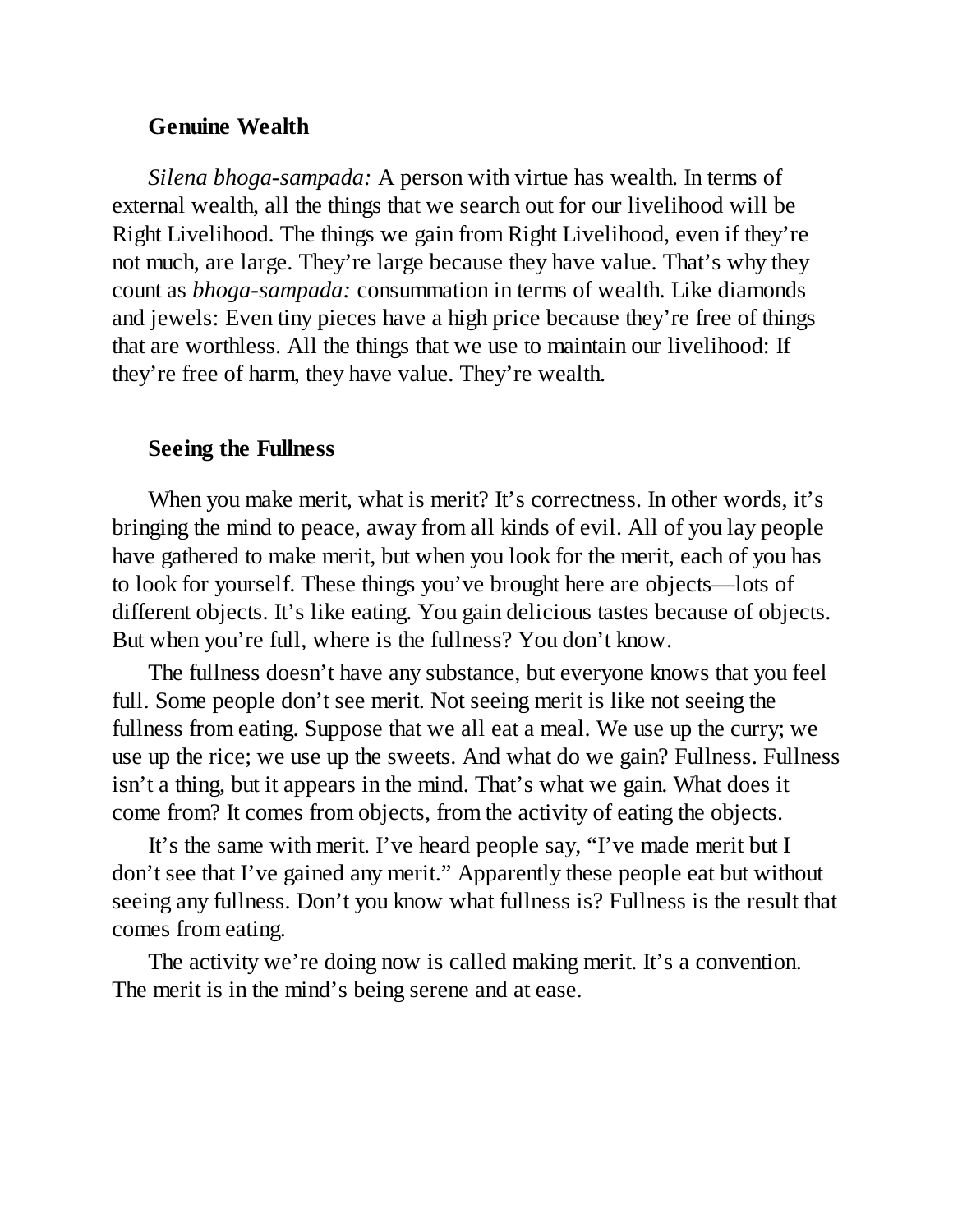### Genuine Wealth

*Silena bhoga-sampada:* A person with virtue has wealth. In terms of external wealth, all the things that we search out for our livelihood will be Right Livelihood. The things we gain from Right Livelihood, even if they're not much, are large. They're large because they have value. That's why they count as *bhoga-sampada:* consummation in terms of wealth. Like diamonds and jewels: Even tiny pieces have a high price because they're free of things that are worthless. All the things that we use to maintain our livelihood: If they're free of harm, they have value. They're wealth.

### Seeing the Fullness

When you make merit, what is merit? It's correctness. In other words, it's bringing the mind to peace, away from all kinds of evil. All of you lay people have gathered to make merit, but when you look for the merit, each of you has to look for yourself. These things you've brought here are objects—lots of different objects. It's like eating. You gain delicious tastes because of objects. But when you're full, where is the fullness? You don't know.

The fullness doesn't have any substance, but everyone knows that you feel full. Some people don't see merit. Not seeing merit is like not seeing the fullness from eating. Suppose that we all eat a meal. We use up the curry; we use up the rice; we use up the sweets. And what do we gain? Fullness. Fullness isn't a thing, but it appears in the mind. That's what we gain. What does it come from? It comes from objects, from the activity of eating the objects.

It's the same with merit. I've heard people say, "I've made merit but I don't see that I've gained any merit." Apparently these people eat but without seeing any fullness. Don't you know what fullness is? Fullness is the result that comes from eating.

The activity we're doing now is called making merit. It's a convention. The merit is in the mind's being serene and at ease.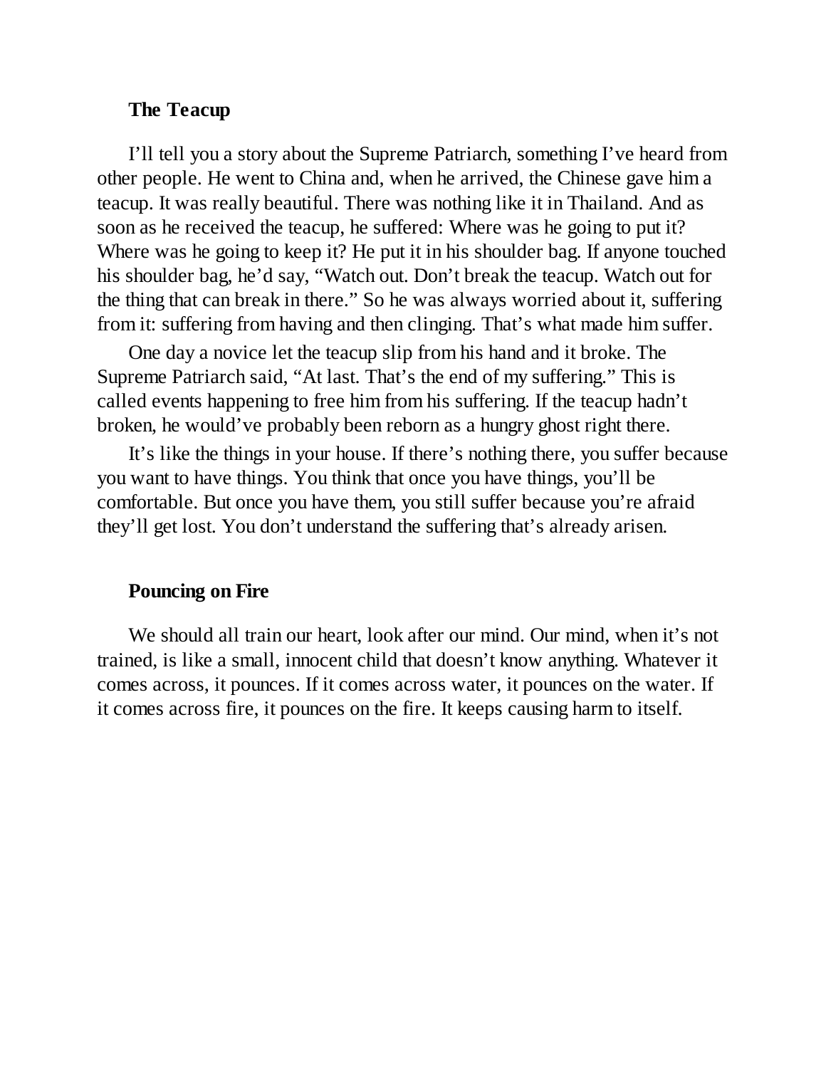### The Teacup

I'll tell you a story about the Supreme Patriarch, something I've heard from other people. He went to China and, when he arrived, the Chinese gave him a teacup. It was really beautiful. There was nothing like it in Thailand. And as soon as he received the teacup, he suffered: Where was he going to put it? Where was he going to keep it? He put it in his shoulder bag. If anyone touched his shoulder bag, he'd say, "Watch out. Don't break the teacup. Watch out for the thing that can break in there." So he was always worried about it, suffering from it: suffering from having and then clinging. That's what made him suffer.

One day a novice let the teacup slip from his hand and it broke. The Supreme Patriarch said, "At last. That's the end of my suffering." This is called events happening to free him from his suffering. If the teacup hadn't broken, he would've probably been reborn as a hungry ghost right there.

It's like the things in your house. If there's nothing there, you suffer because you want to have things. You think that once you have things, you'll be comfortable. But once you have them, you still suffer because you're afraid they'll get lost. You don't understand the suffering that's already arisen.

### Pouncing on Fire

We should all train our heart, look after our mind. Our mind, when it's not trained, is like a small, innocent child that doesn't know anything. Whatever it comes across, it pounces. If it comes across water, it pounces on the water. If it comes across fire, it pounces on the fire. It keeps causing harm to itself.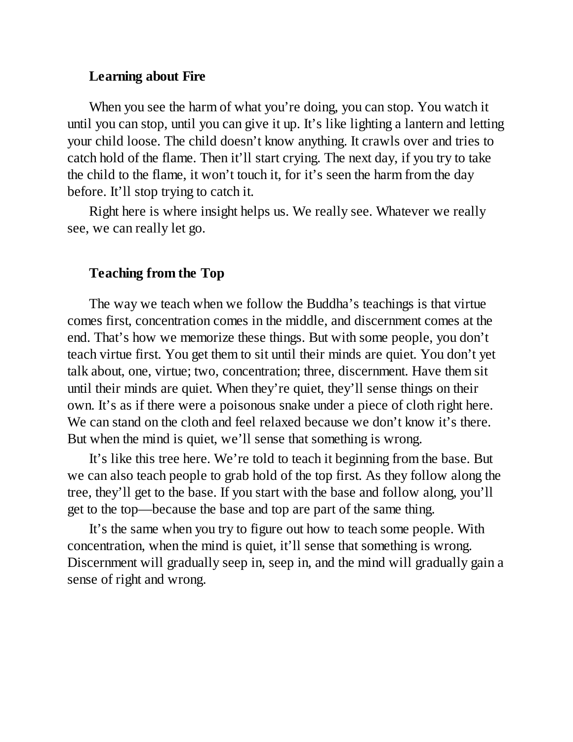### Learning about Fire

When you see the harm of what you're doing, you can stop. You watch it until you can stop, until you can give it up. It's like lighting a lantern and letting your child loose. The child doesn't know anything. It crawls over and tries to catch hold of the flame. Then it'll start crying. The next day, if you try to take the child to the flame, it won't touch it, for it's seen the harm from the day before. It'll stop trying to catch it.

Right here is where insight helps us. We really see. Whatever we really see, we can really let go.

### Teaching from the Top

The way we teach when we follow the Buddha's teachings is that virtue comes first, concentration comes in the middle, and discernment comes at the end. That's how we memorize these things. But with some people, you don't teach virtue first. You get them to sit until their minds are quiet. You don't yet talk about, one, virtue; two, concentration; three, discernment. Have them sit until their minds are quiet. When they're quiet, they'll sense things on their own. It's as if there were a poisonous snake under a piece of cloth right here. We can stand on the cloth and feel relaxed because we don't know it's there. But when the mind is quiet, we'll sense that something is wrong.

It's like this tree here. We're told to teach it beginning from the base. But we can also teach people to grab hold of the top first. As they follow along the tree, they'll get to the base. If you start with the base and follow along, you'll get to the top—because the base and top are part of the same thing.

It's the same when you try to figure out how to teach some people. With concentration, when the mind is quiet, it'll sense that something is wrong. Discernment will gradually seep in, seep in, and the mind will gradually gain a sense of right and wrong.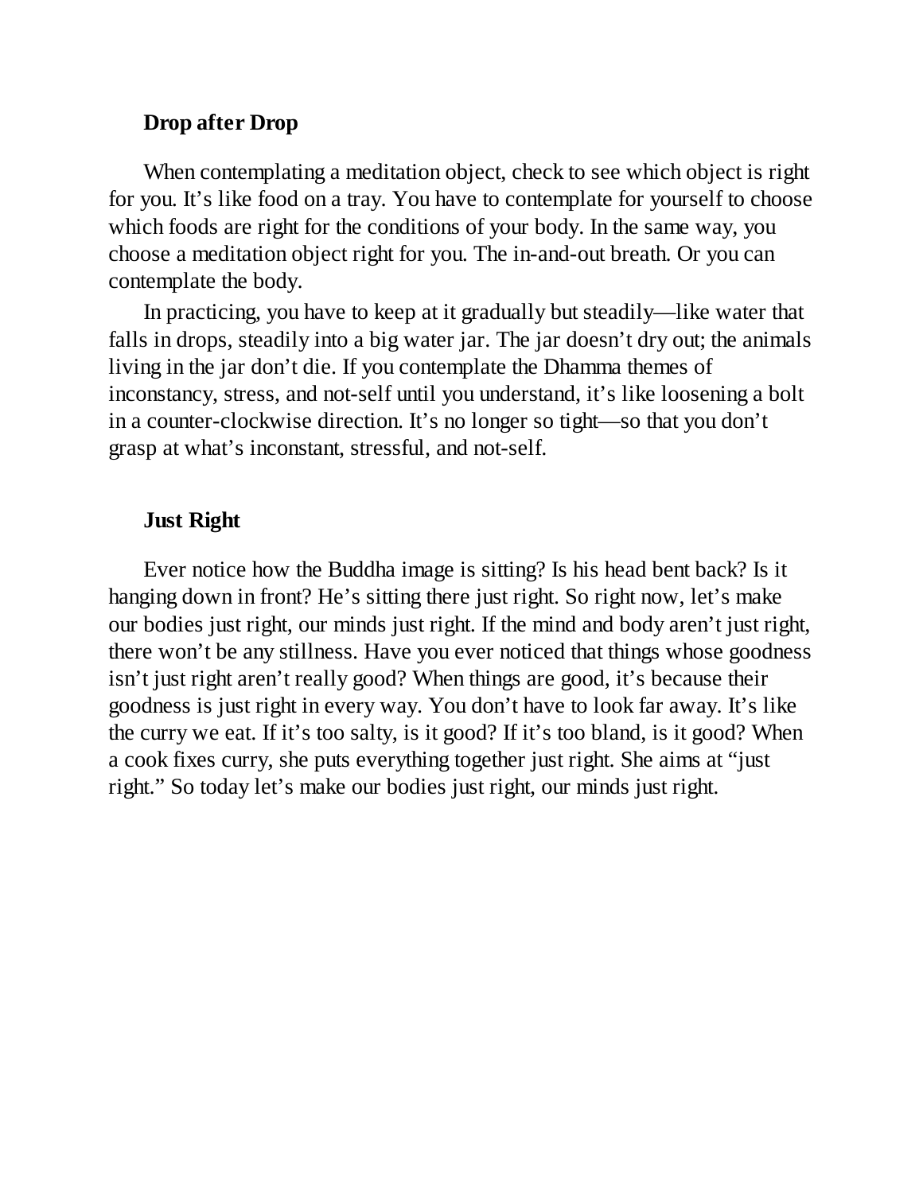### Drop after Drop

When contemplating a meditation object, check to see which object is right for you. It's like food on a tray. You have to contemplate for yourself to choose which foods are right for the conditions of your body. In the same way, you choose a meditation object right for you. The in-and-out breath. Or you can contemplate the body.

In practicing, you have to keep at it gradually but steadily—like water that falls in drops, steadily into a big water jar. The jar doesn't dry out; the animals living in the jar don't die. If you contemplate the Dhamma themes of inconstancy, stress, and not-self until you understand, it's like loosening a bolt in a counter-clockwise direction. It's no longer so tight—so that you don't grasp at what's inconstant, stressful, and not-self.

### Just Right

Ever notice how the Buddha image is sitting? Is his head bent back? Is it hanging down in front? He's sitting there just right. So right now, let's make our bodies just right, our minds just right. If the mind and body aren't just right, there won't be any stillness. Have you ever noticed that things whose goodness isn't just right aren't really good? When things are good, it's because their goodness is just right in every way. You don't have to look far away. It's like the curry we eat. If it's too salty, is it good? If it's too bland, is it good? When a cook fixes curry, she puts everything together just right. She aims at "just right." So today let's make our bodies just right, our minds just right.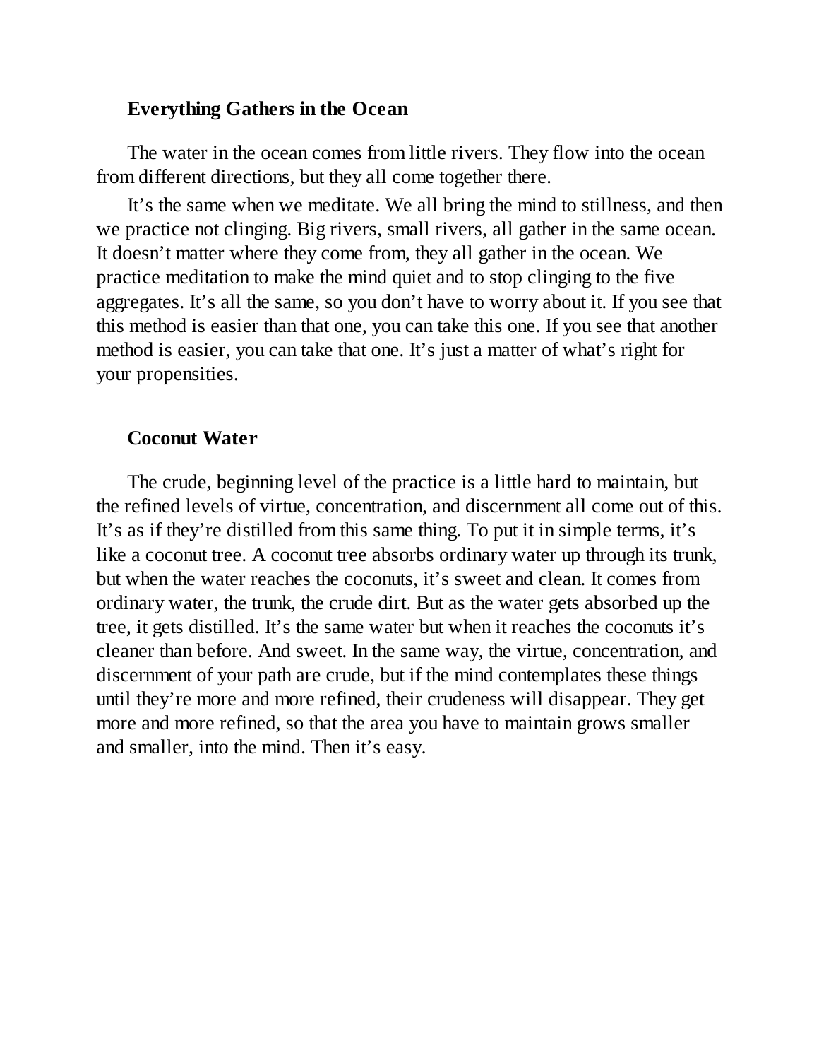## Everything Gathers in the Ocean

The water in the ocean comes from little rivers. They flow into the ocean from different directions, but they all come together there.

It's the same when we meditate. We all bring the mind to stillness, and then we practice not clinging. Big rivers, small rivers, all gather in the same ocean. It doesn't matter where they come from, they all gather in the ocean. We practice meditation to make the mind quiet and to stop clinging to the five aggregates. It's all the same, so you don't have to worry about it. If you see that this method is easier than that one, you can take this one. If you see that another method is easier, you can take that one. It's just a matter of what's right for your propensities.

## Coconut Water

The crude, beginning level of the practice is a little hard to maintain, but the refined levels of virtue, concentration, and discernment all come out of this. It's as if they're distilled from this same thing. To put it in simple terms, it's like a coconut tree. A coconut tree absorbs ordinary water up through its trunk, but when the water reaches the coconuts, it's sweet and clean. It comes from ordinary water, the trunk, the crude dirt. But as the water gets absorbed up the tree, it gets distilled. It's the same water but when it reaches the coconuts it's cleaner than before. And sweet. In the same way, the virtue, concentration, and discernment of your path are crude, but if the mind contemplates these things until they're more and more refined, their crudeness will disappear. They get more and more refined, so that the area you have to maintain grows smaller and smaller, into the mind. Then it's easy.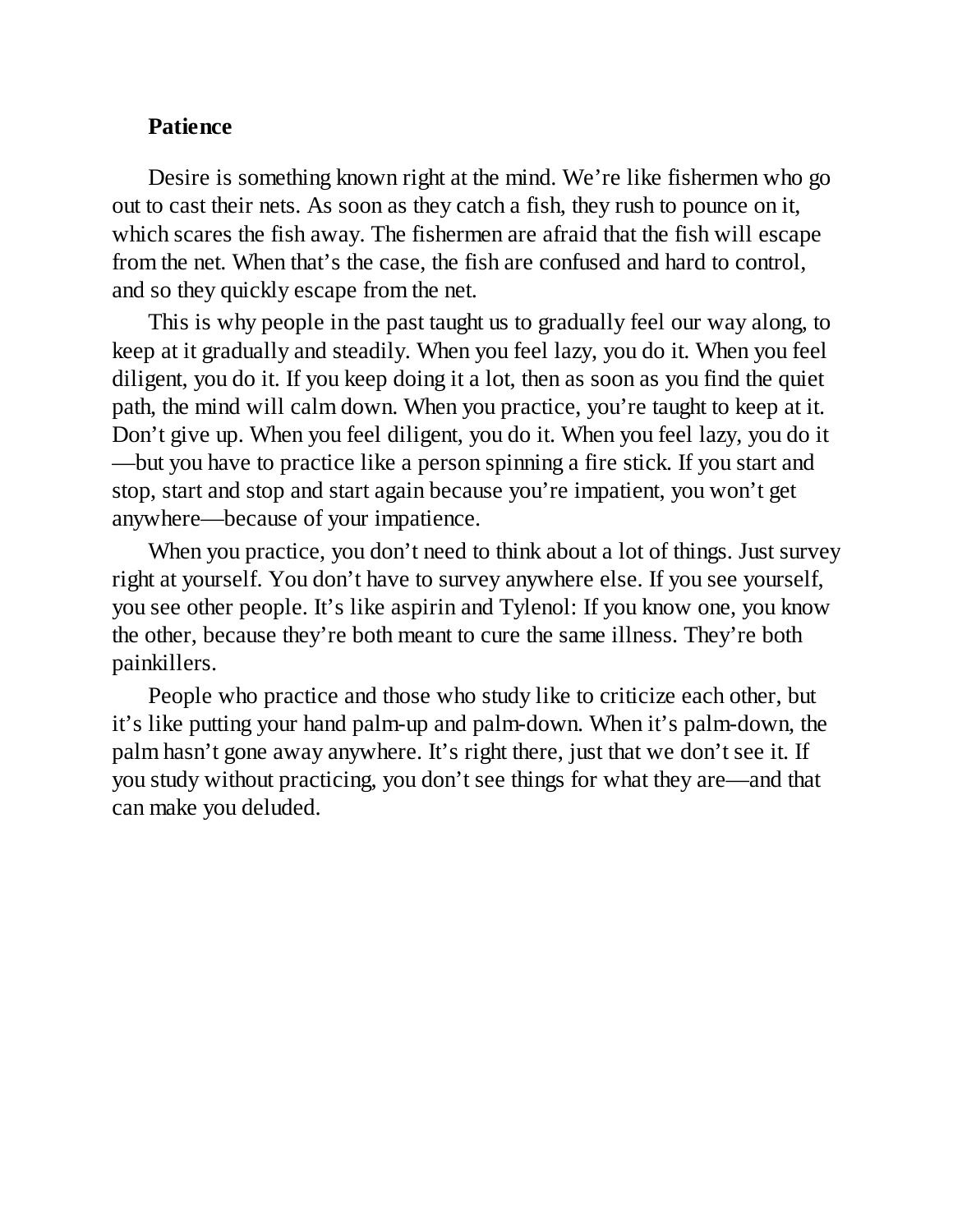### Patience

Desire is something known right at the mind. We're like fishermen who go out to cast their nets. As soon as they catch a fish, they rush to pounce on it, which scares the fish away. The fishermen are afraid that the fish will escape from the net. When that's the case, the fish are confused and hard to control, and so they quickly escape from the net.

This is why people in the past taught us to gradually feel our way along, to keep at it gradually and steadily. When you feel lazy, you do it. When you feel diligent, you do it. If you keep doing it a lot, then as soon as you find the quiet path, the mind will calm down. When you practice, you're taught to keep at it. Don't give up. When you feel diligent, you do it. When you feel lazy, you do it—but you have to practice like a person spinning a fire stick. If you start and stop, start and stop and start again because you're impatient, you won't get anywhere—because of your impatience.

When you practice, you don't need to think about a lot of things. Just survey right at yourself. You don't have to survey anywhere else. If you see yourself, you see other people. It's like aspirin and Tylenol: If you know one, you know the other, because they're both meant to cure the same illness. They're both painkillers.

People who practice and those who study like to criticize each other, but it's like putting your hand palm-up and palm-down. When it's palm-down, the palm hasn't gone away anywhere. It's right there, just that we don't see it. If you study without practicing, you don't see things for what they are—and that can make you deluded.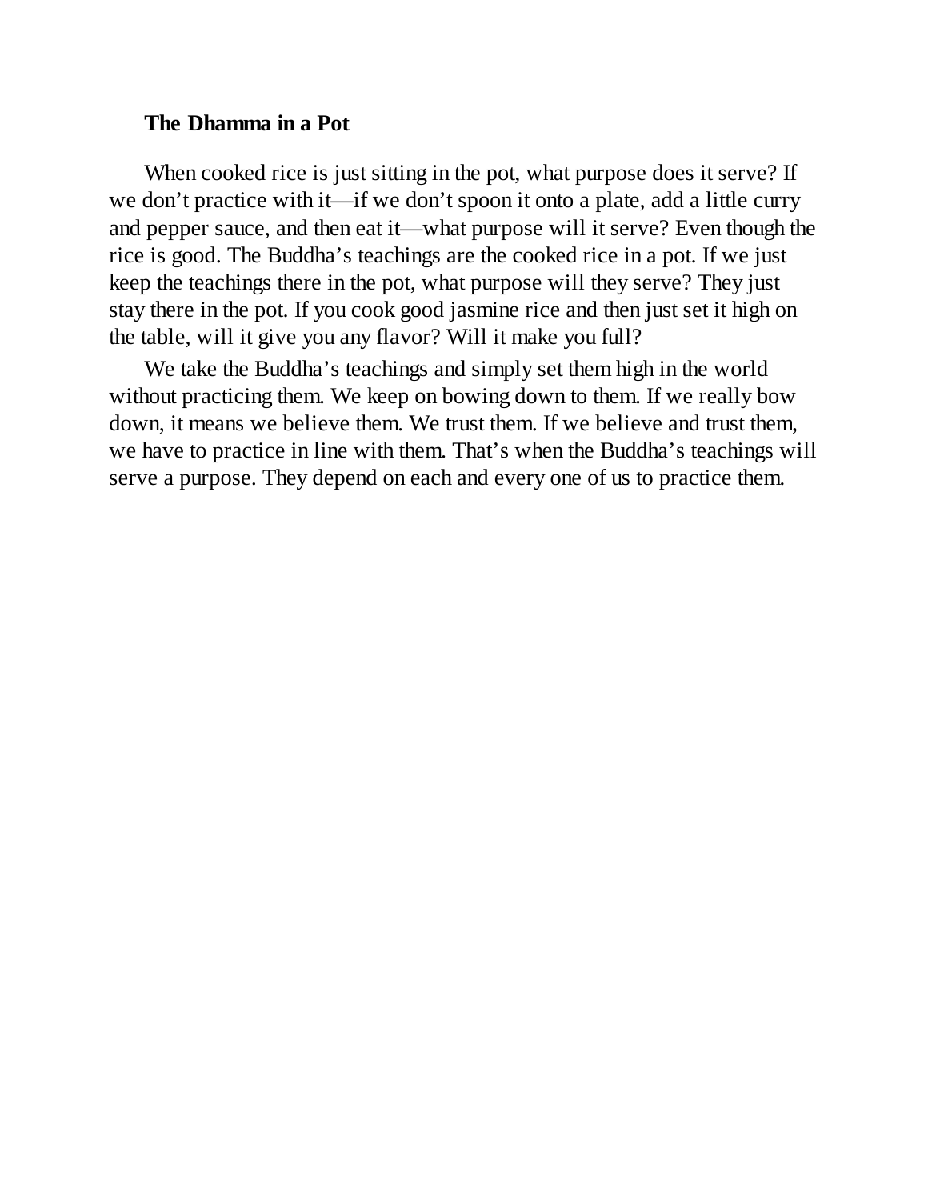### The Dhamma in a Pot

When cooked rice is just sitting in the pot, what purpose does it serve? If we don't practice with it—if we don't spoon it onto a plate, add a little curry and pepper sauce, and then eat it—what purpose will it serve? Even though the rice is good. The Buddha's teachings are the cooked rice in a pot. If we just keep the teachings there in the pot, what purpose will they serve? They just stay there in the pot. If you cook good jasmine rice and then just set it high on the table, will it give you any flavor? Will it make you full?

We take the Buddha's teachings and simply set them high in the world without practicing them. We keep on bowing down to them. If we really bow down, it means we believe them. We trust them. If we believe and trust them, we have to practice in line with them. That's when the Buddha's teachings will serve a purpose. They depend on each and every one of us to practice them.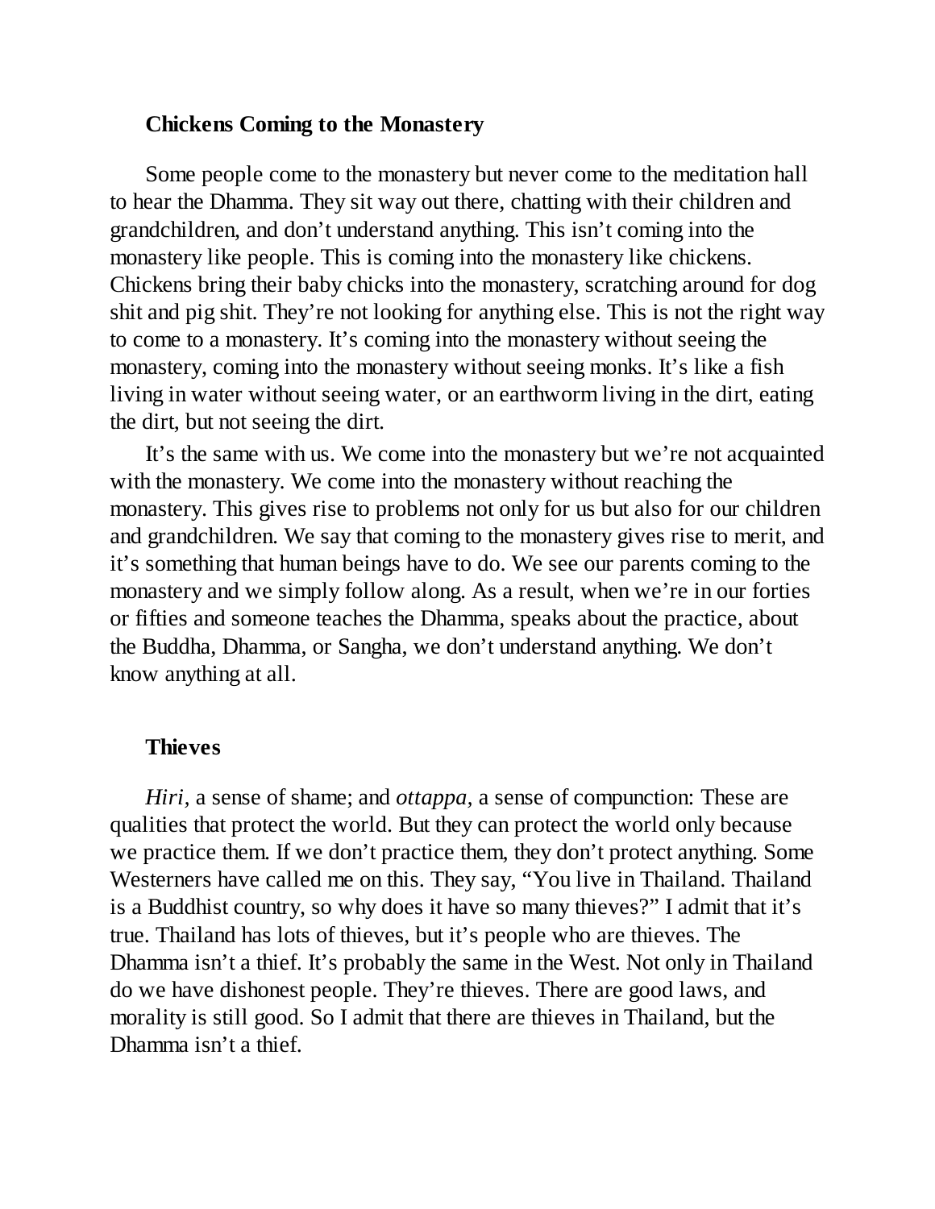### Chickens Coming to the Monastery

Some people come to the monastery but never come to the meditation hall to hear the Dhamma. They sit way out there, chatting with their children and grandchildren, and don't understand anything. This isn't coming into the monastery like people. This is coming into the monastery like chickens. Chickens bring their baby chicks into the monastery, scratching around for dog shit and pig shit. They're not looking for anything else. This is not the right way to come to a monastery. It's coming into the monastery without seeing the monastery, coming into the monastery without seeing monks. It's like a fish living in water without seeing water, or an earthworm living in the dirt, eating the dirt, but not seeing the dirt.

It's the same with us. We come into the monastery but we're not acquainted with the monastery. We come into the monastery without reaching the monastery. This gives rise to problems not only for us but also for our children and grandchildren. We say that coming to the monastery gives rise to merit, and it's something that human beings have to do. We see our parents coming to the monastery and we simply follow along. As a result, when we're in our forties or fifties and someone teaches the Dhamma, speaks about the practice, about the Buddha, Dhamma, or Sangha, we don't understand anything. We don't know anything at all.

### Thieves

*Hiri,* a sense of shame; and *ottappa,* a sense of compunction: These are qualities that protect the world. But they can protect the world only because we practice them. If we don't practice them, they don't protect anything. Some Westerners have called me on this. They say, "You live in Thailand. Thailand is a Buddhist country, so why does it have so many thieves?" I admit that it's true. Thailand has lots of thieves, but it's people who are thieves. The Dhamma isn't a thief. It's probably the same in the West. Not only in Thailand do we have dishonest people. They're thieves. There are good laws, and morality is still good. So I admit that there are thieves in Thailand, but the Dhamma isn't a thief.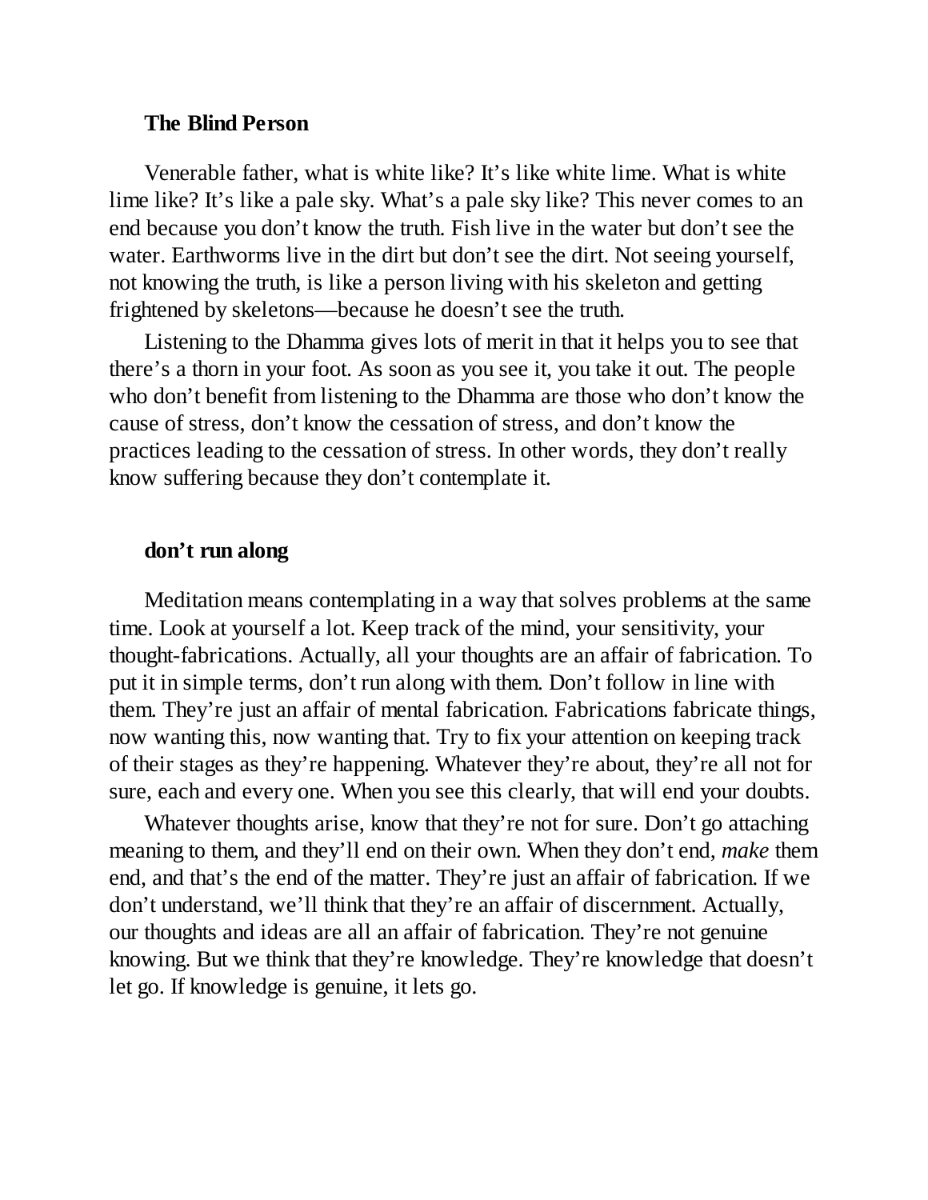### The Blind Person

Venerable father, what is white like? It's like white lime. What is white lime like? It's like a pale sky. What's a pale sky like? This never comes to an end because you don't know the truth. Fish live in the water but don't see the water. Earthworms live in the dirt but don't see the dirt. Not seeing yourself, not knowing the truth, is like a person living with his skeleton and getting frightened by skeletons—because he doesn't see the truth.

Listening to the Dhamma gives lots of merit in that it helps you to see that there's a thorn in your foot. As soon as you see it, you take it out. The people who don't benefit from listening to the Dhamma are those who don't know the cause of stress, don't know the cessation of stress, and don't know the practices leading to the cessation of stress. In other words, they don't really know suffering because they don't contemplate it.

### don't run along

Meditation means contemplating in a way that solves problems at the same time. Look at yourself a lot. Keep track of the mind, your sensitivity, your thought-fabrications. Actually, all your thoughts are an affair of fabrication. To put it in simple terms, don't run along with them. Don't follow in line with them. They're just an affair of mental fabrication. Fabrications fabricate things, now wanting this, now wanting that. Try to fix your attention on keeping track of their stages as they're happening. Whatever they're about, they're all not for sure, each and every one. When you see this clearly, that will end your doubts.

Whatever thoughts arise, know that they're not for sure. Don't go attaching meaning to them, and they'll end on their own. When they don't end, *make* them end, and that's the end of the matter. They're just an affair of fabrication. If we don't understand, we'll think that they're an affair of discernment. Actually, our thoughts and ideas are all an affair of fabrication. They're not genuine knowing. But we think that they're knowledge. They're knowledge that doesn't let go. If knowledge is genuine, it lets go.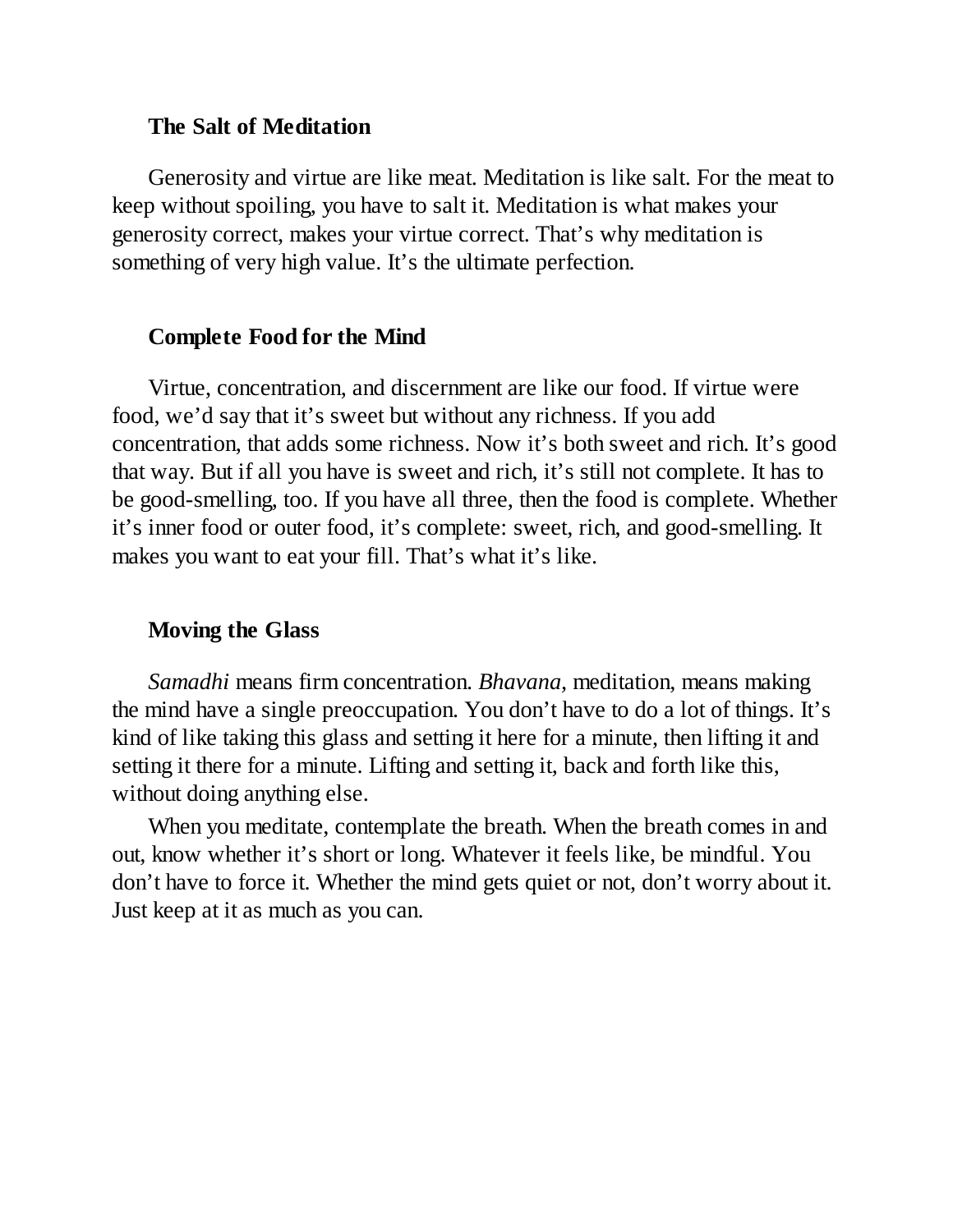### The Salt of Meditation

Generosity and virtue are like meat. Meditation is like salt. For the meat to keep without spoiling, you have to salt it. Meditation is what makes your generosity correct, makes your virtue correct. That's why meditation is something of very high value. It's the ultimate perfection.

### Complete Food for the Mind

Virtue, concentration, and discernment are like our food. If virtue were food, we'd say that it's sweet but without any richness. If you add concentration, that adds some richness. Now it's both sweet and rich. It's good that way. But if all you have is sweet and rich, it's still not complete. It has to be good-smelling, too. If you have all three, then the food is complete. Whether it's inner food or outer food, it's complete: sweet, rich, and good-smelling. It makes you want to eat your fill. That's what it's like.

### Moving the Glass

*Samadhi* means firm concentration. *Bhavana*, meditation, means making the mind have a single preoccupation. You don't have to do a lot of things. It's kind of like taking this glass and setting it here for a minute, then lifting it and setting it there for a minute. Lifting and setting it, back and forth like this, without doing anything else.

When you meditate, contemplate the breath. When the breath comes in and out, know whether it's short or long. Whatever it feels like, be mindful. You don't have to force it. Whether the mind gets quiet or not, don't worry about it. Just keep at it as much as you can.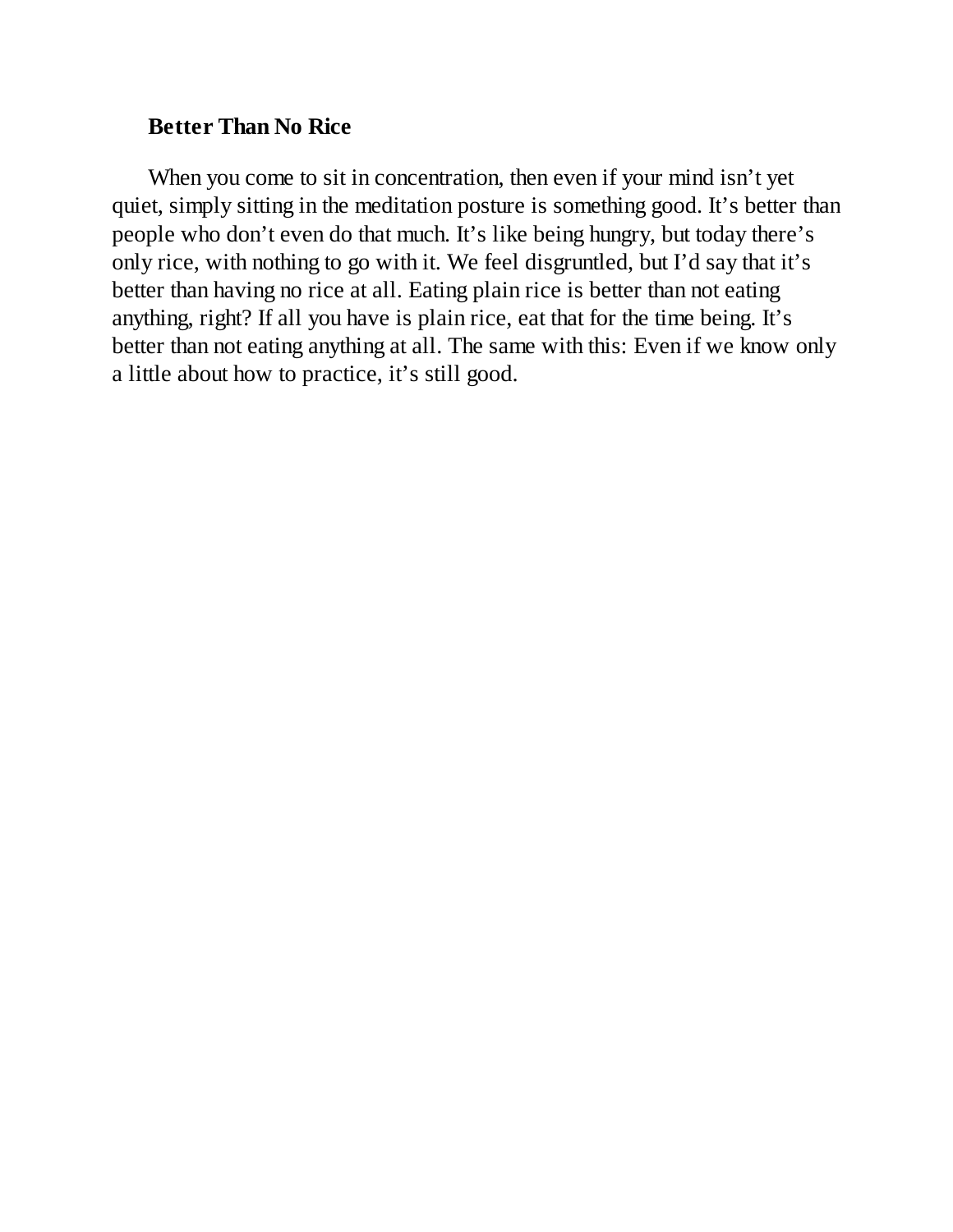### Better Than No Rice

When you come to sit in concentration, then even if your mind isn't yet quiet, simply sitting in the meditation posture is something good. It's better than people who don't even do that much. It's like being hungry, but today there's only rice, with nothing to go with it. We feel disgruntled, but I'd say that it's better than having no rice at all. Eating plain rice is better than not eating anything, right? If all you have is plain rice, eat that for the time being. It's better than not eating anything at all. The same with this: Even if we know only a little about how to practice, it's still good.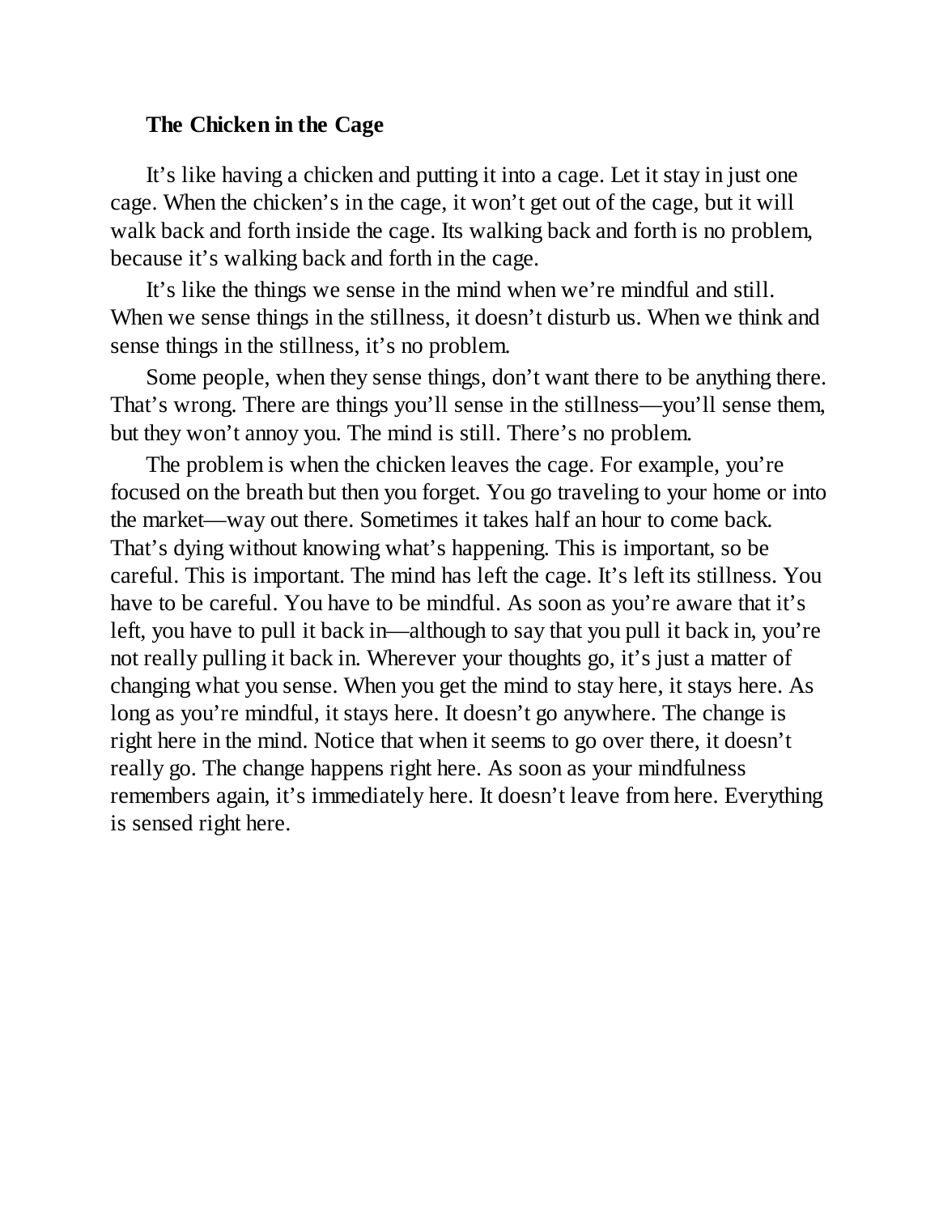### The Chicken in the Cage

It's like having a chicken and putting it into a cage. Let it stay in just one cage. When the chicken's in the cage, it won't get out of the cage, but it will walk back and forth inside the cage. Its walking back and forth is no problem, because it's walking back and forth in the cage.

It's like the things we sense in the mind when we're mindful and still. When we sense things in the stillness, it doesn't disturb us. When we think and sense things in the stillness, it's no problem.

Some people, when they sense things, don't want there to be anything there. That's wrong. There are things you'll sense in the stillness—you'll sense them, but they won't annoy you. The mind is still. There's no problem.

The problem is when the chicken leaves the cage. For example, you're focused on the breath but then you forget. You go traveling to your home or into the market—way out there. Sometimes it takes half an hour to come back. That's dying without knowing what's happening. This is important, so be careful. This is important. The mind has left the cage. It's left its stillness. You have to be careful. You have to be mindful. As soon as you're aware that it's left, you have to pull it back in—although to say that you pull it back in, you're not really pulling it back in. Wherever your thoughts go, it's just a matter of changing what you sense. When you get the mind to stay here, it stays here. As long as you're mindful, it stays here. It doesn't go anywhere. The change is right here in the mind. Notice that when it seems to go over there, it doesn't really go. The change happens right here. As soon as your mindfulness remembers again, it's immediately here. It doesn't leave from here. Everything is sensed right here.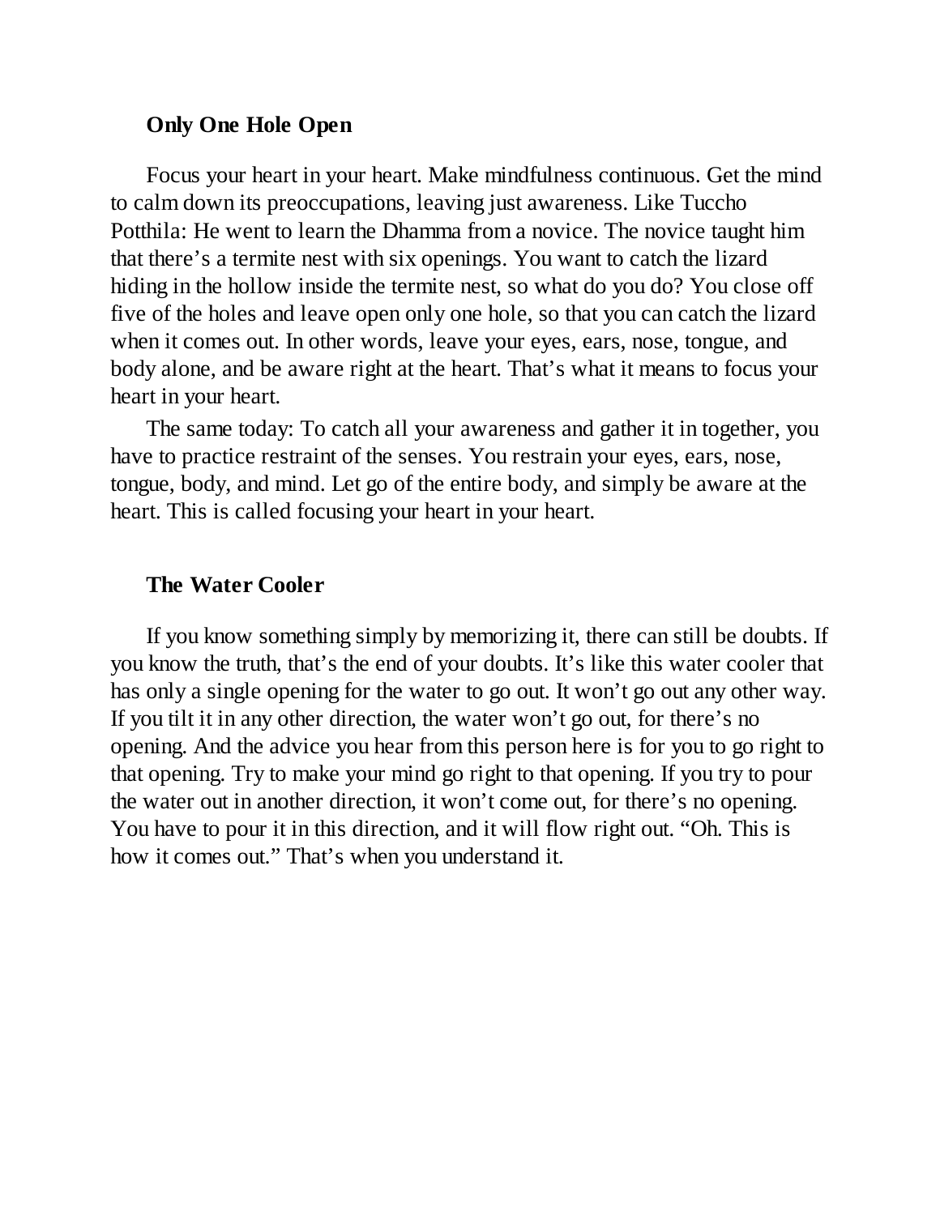### Only One Hole Open

Focus your heart in your heart. Make mindfulness continuous. Get the mind to calm down its preoccupations, leaving just awareness. Like Tuccho Potthila: He went to learn the Dhamma from a novice. The novice taught him that there's a termite nest with six openings. You want to catch the lizard hiding in the hollow inside the termite nest, so what do you do? You close off five of the holes and leave open only one hole, so that you can catch the lizard when it comes out. In other words, leave your eyes, ears, nose, tongue, and body alone, and be aware right at the heart. That's what it means to focus your heart in your heart.

The same today: To catch all your awareness and gather it in together, you have to practice restraint of the senses. You restrain your eyes, ears, nose, tongue, body, and mind. Let go of the entire body, and simply be aware at the heart. This is called focusing your heart in your heart.

### The Water Cooler

If you know something simply by memorizing it, there can still be doubts. If you know the truth, that's the end of your doubts. It's like this water cooler that has only a single opening for the water to go out. It won't go out any other way. If you tilt it in any other direction, the water won't go out, for there's no opening. And the advice you hear from this person here is for you to go right to that opening. Try to make your mind go right to that opening. If you try to pour the water out in another direction, it won't come out, for there's no opening. You have to pour it in this direction, and it will flow right out. "Oh. This is how it comes out." That's when you understand it.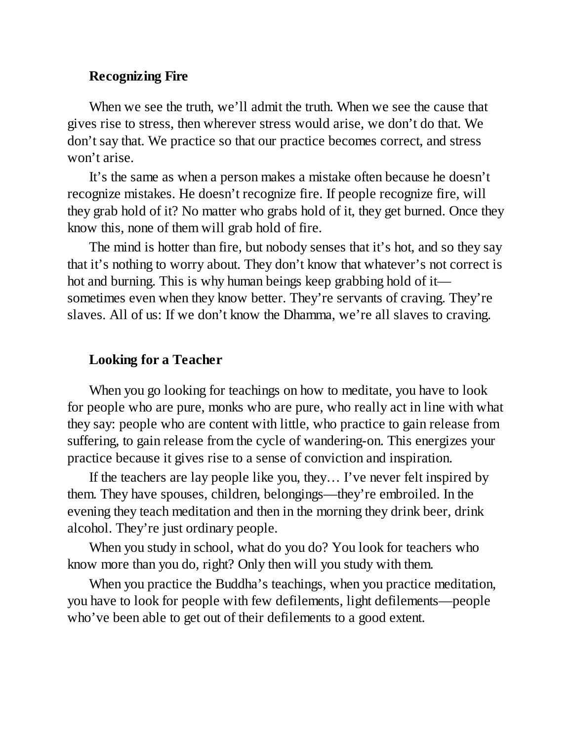### Recognizing Fire

When we see the truth, we'll admit the truth. When we see the cause that gives rise to stress, then wherever stress would arise, we don't do that. We don't say that. We practice so that our practice becomes correct, and stress won't arise.

It's the same as when a person makes a mistake often because he doesn't recognize mistakes. He doesn't recognize fire. If people recognize fire, will they grab hold of it? No matter who grabs hold of it, they get burned. Once they know this, none of them will grab hold of fire.

The mind is hotter than fire, but nobody senses that it's hot, and so they say that it's nothing to worry about. They don't know that whatever's not correct is hot and burning. This is why human beings keep grabbing hold of it—sometimes even when they know better. They're servants of craving. They're slaves. All of us: If we don't know the Dhamma, we're all slaves to craving.

### Looking for a Teacher

When you go looking for teachings on how to meditate, you have to look for people who are pure, monks who are pure, who really act in line with what they say: people who are content with little, who practice to gain release from suffering, to gain release from the cycle of wandering-on. This energizes your practice because it gives rise to a sense of conviction and inspiration.

If the teachers are lay people like you, they… I've never felt inspired by them. They have spouses, children, belongings—they're embroiled. In the evening they teach meditation and then in the morning they drink beer, drink alcohol. They're just ordinary people.

When you study in school, what do you do? You look for teachers who know more than you do, right? Only then will you study with them.

When you practice the Buddha's teachings, when you practice meditation, you have to look for people with few defilements, light defilements—people who've been able to get out of their defilements to a good extent.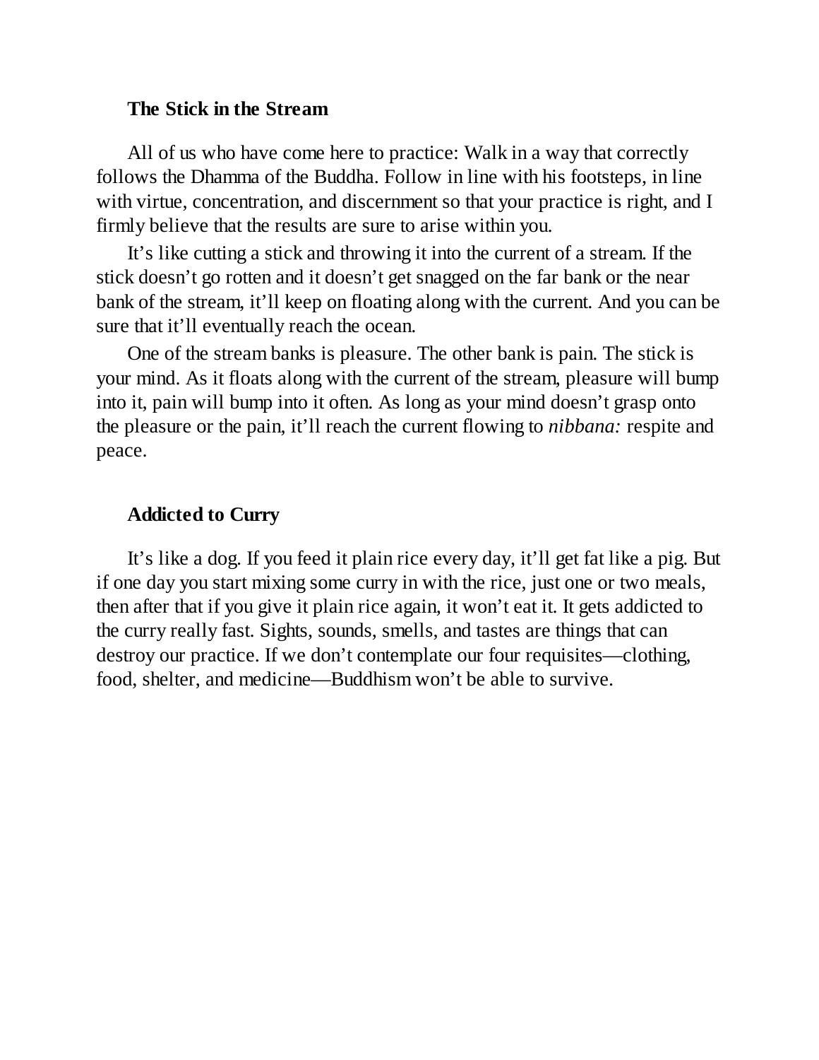### The Stick in the Stream

All of us who have come here to practice: Walk in a way that correctly follows the Dhamma of the Buddha. Follow in line with his footsteps, in line with virtue, concentration, and discernment so that your practice is right, and I firmly believe that the results are sure to arise within you.

It's like cutting a stick and throwing it into the current of a stream. If the stick doesn't go rotten and it doesn't get snagged on the far bank or the near bank of the stream, it'll keep on floating along with the current. And you can be sure that it'll eventually reach the ocean.

One of the stream banks is pleasure. The other bank is pain. The stick is your mind. As it floats along with the current of the stream, pleasure will bump into it, pain will bump into it often. As long as your mind doesn't grasp onto the pleasure or the pain, it'll reach the current flowing to *nibbana:* respite and peace.

### Addicted to Curry

It's like a dog. If you feed it plain rice every day, it'll get fat like a pig. But if one day you start mixing some curry in with the rice, just one or two meals, then after that if you give it plain rice again, it won't eat it. It gets addicted to the curry really fast. Sights, sounds, smells, and tastes are things that can destroy our practice. If we don't contemplate our four requisites—clothing, food, shelter, and medicine—Buddhism won't be able to survive.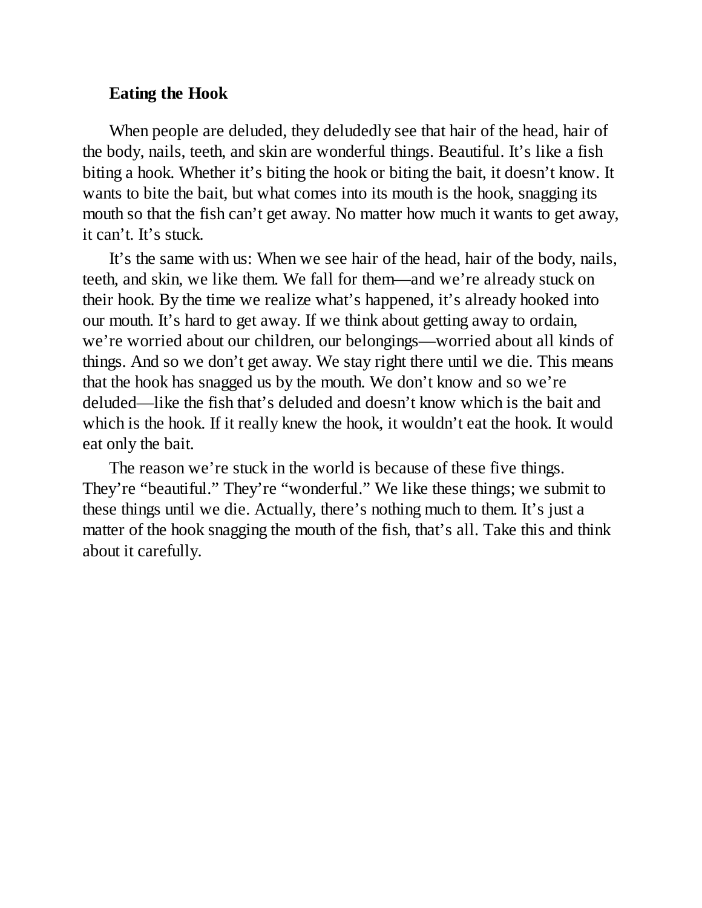**Eating the Hook**

When people are deluded, they deludedly see that hair of the head, hair of the body, nails, teeth, and skin are wonderful things. Beautiful. It's like a fish biting a hook. Whether it's biting the hook or biting the bait, it doesn't know. It wants to bite the bait, but what comes into its mouth is the hook, snagging its mouth so that the fish can't get away. No matter how much it wants to get away, it can't. It's stuck.

It's the same with us: When we see hair of the head, hair of the body, nails, teeth, and skin, we like them. We fall for them—and we're already stuck on their hook. By the time we realize what's happened, it's already hooked into our mouth. It's hard to get away. If we think about getting away to ordain, we're worried about our children, our belongings—worried about all kinds of things. And so we don't get away. We stay right there until we die. This means that the hook has snagged us by the mouth. We don't know and so we're deluded—like the fish that's deluded and doesn't know which is the bait and which is the hook. If it really knew the hook, it wouldn't eat the hook. It would eat only the bait.

The reason we're stuck in the world is because of these five things. They're "beautiful." They're "wonderful." We like these things; we submit to these things until we die. Actually, there's nothing much to them. It's just a matter of the hook snagging the mouth of the fish, that's all. Take this and think about it carefully.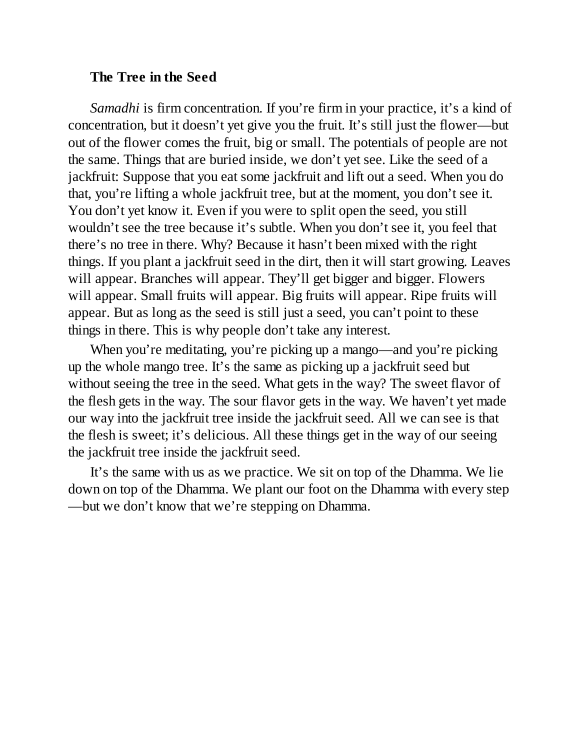### The Tree in the Seed

*Samadhi* is firm concentration. If you're firm in your practice, it's a kind of concentration, but it doesn't yet give you the fruit. It's still just the flower—but out of the flower comes the fruit, big or small. The potentials of people are not the same. Things that are buried inside, we don't yet see. Like the seed of a jackfruit: Suppose that you eat some jackfruit and lift out a seed. When you do that, you're lifting a whole jackfruit tree, but at the moment, you don't see it. You don't yet know it. Even if you were to split open the seed, you still wouldn't see the tree because it's subtle. When you don't see it, you feel that there's no tree in there. Why? Because it hasn't been mixed with the right things. If you plant a jackfruit seed in the dirt, then it will start growing. Leaves will appear. Branches will appear. They'll get bigger and bigger. Flowers will appear. Small fruits will appear. Big fruits will appear. Ripe fruits will appear. But as long as the seed is still just a seed, you can't point to these things in there. This is why people don't take any interest.

When you're meditating, you're picking up a mango—and you're picking up the whole mango tree. It's the same as picking up a jackfruit seed but without seeing the tree in the seed. What gets in the way? The sweet flavor of the flesh gets in the way. The sour flavor gets in the way. We haven't yet made our way into the jackfruit tree inside the jackfruit seed. All we can see is that the flesh is sweet; it's delicious. All these things get in the way of our seeing the jackfruit tree inside the jackfruit seed.

It's the same with us as we practice. We sit on top of the Dhamma. We lie down on top of the Dhamma. We plant our foot on the Dhamma with every step—but we don't know that we're stepping on Dhamma.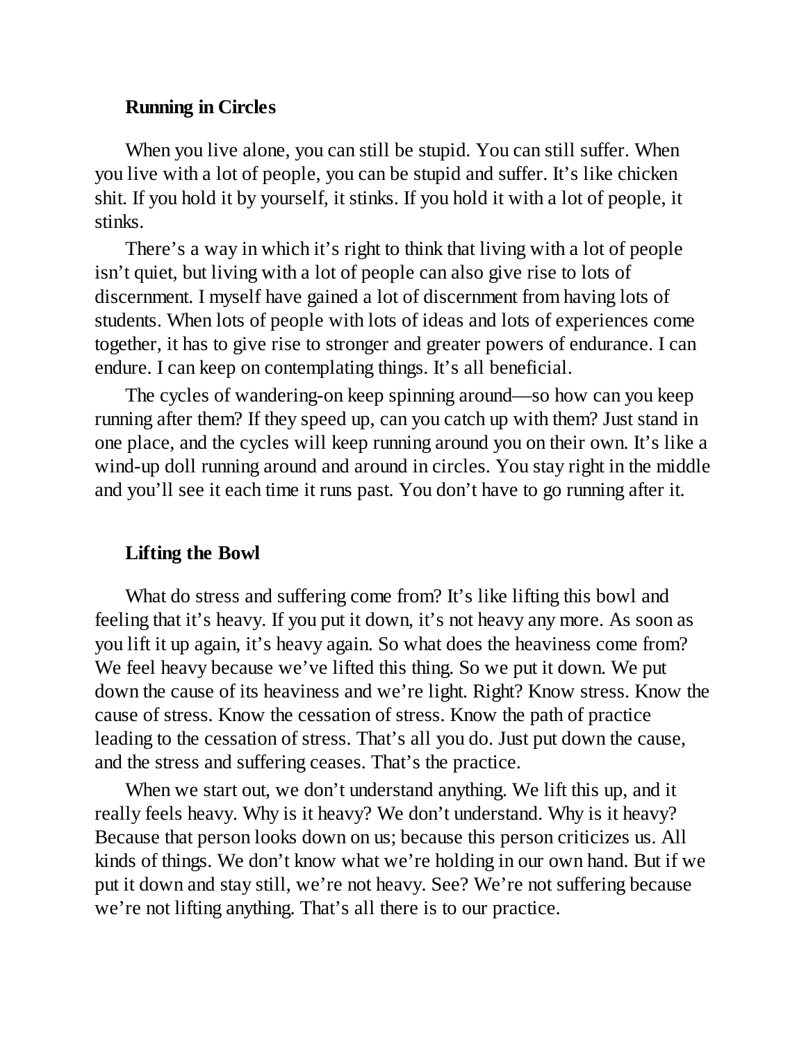### Running in Circles

When you live alone, you can still be stupid. You can still suffer. When you live with a lot of people, you can be stupid and suffer. It's like chicken shit. If you hold it by yourself, it stinks. If you hold it with a lot of people, it stinks.

There's a way in which it's right to think that living with a lot of people isn't quiet, but living with a lot of people can also give rise to lots of discernment. I myself have gained a lot of discernment from having lots of students. When lots of people with lots of ideas and lots of experiences come together, it has to give rise to stronger and greater powers of endurance. I can endure. I can keep on contemplating things. It's all beneficial.

The cycles of wandering-on keep spinning around—so how can you keep running after them? If they speed up, can you catch up with them? Just stand in one place, and the cycles will keep running around you on their own. It's like a wind-up doll running around and around in circles. You stay right in the middle and you'll see it each time it runs past. You don't have to go running after it.

### Lifting the Bowl

What do stress and suffering come from? It's like lifting this bowl and feeling that it's heavy. If you put it down, it's not heavy any more. As soon as you lift it up again, it's heavy again. So what does the heaviness come from? We feel heavy because we've lifted this thing. So we put it down. We put down the cause of its heaviness and we're light. Right? Know stress. Know the cause of stress. Know the cessation of stress. Know the path of practice leading to the cessation of stress. That's all you do. Just put down the cause, and the stress and suffering ceases. That's the practice.

When we start out, we don't understand anything. We lift this up, and it really feels heavy. Why is it heavy? We don't understand. Why is it heavy? Because that person looks down on us; because this person criticizes us. All kinds of things. We don't know what we're holding in our own hand. But if we put it down and stay still, we're not heavy. See? We're not suffering because we're not lifting anything. That's all there is to our practice.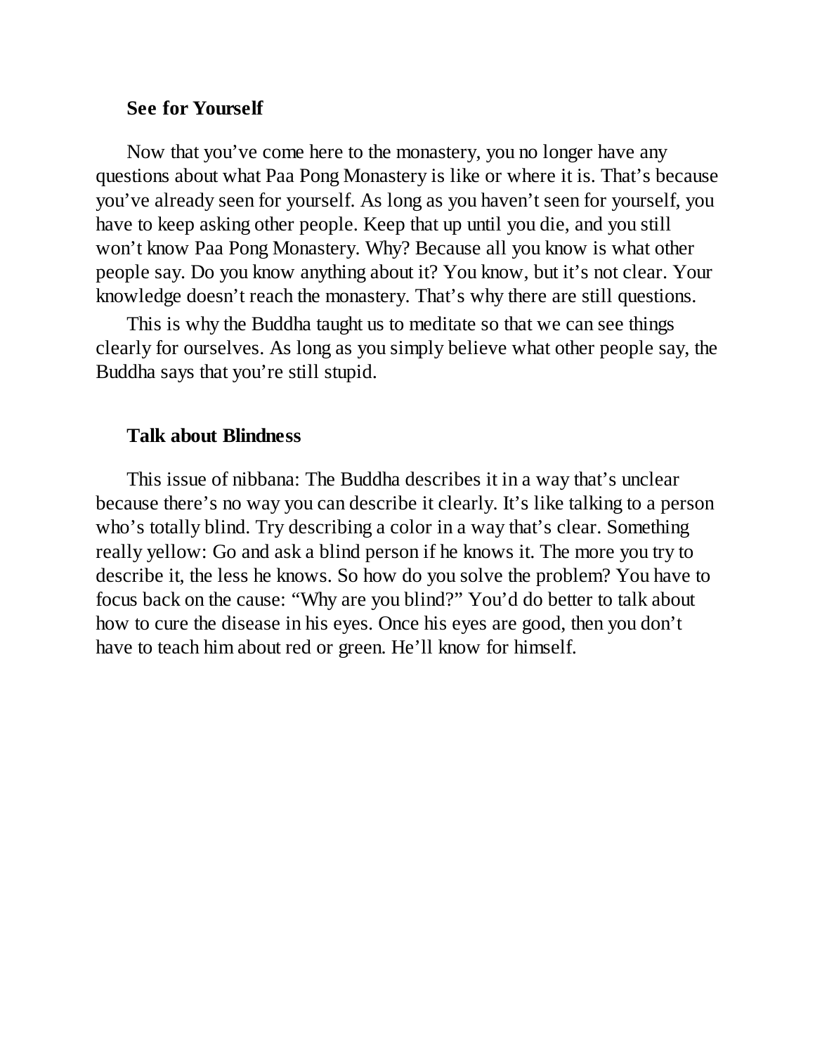### See for Yourself

Now that you've come here to the monastery, you no longer have any questions about what Paa Pong Monastery is like or where it is. That's because you've already seen for yourself. As long as you haven't seen for yourself, you have to keep asking other people. Keep that up until you die, and you still won't know Paa Pong Monastery. Why? Because all you know is what other people say. Do you know anything about it? You know, but it's not clear. Your knowledge doesn't reach the monastery. That's why there are still questions.

This is why the Buddha taught us to meditate so that we can see things clearly for ourselves. As long as you simply believe what other people say, the Buddha says that you're still stupid.

### Talk about Blindness

This issue of nibbana: The Buddha describes it in a way that's unclear because there's no way you can describe it clearly. It's like talking to a person who's totally blind. Try describing a color in a way that's clear. Something really yellow: Go and ask a blind person if he knows it. The more you try to describe it, the less he knows. So how do you solve the problem? You have to focus back on the cause: "Why are you blind?" You'd do better to talk about how to cure the disease in his eyes. Once his eyes are good, then you don't have to teach him about red or green. He'll know for himself.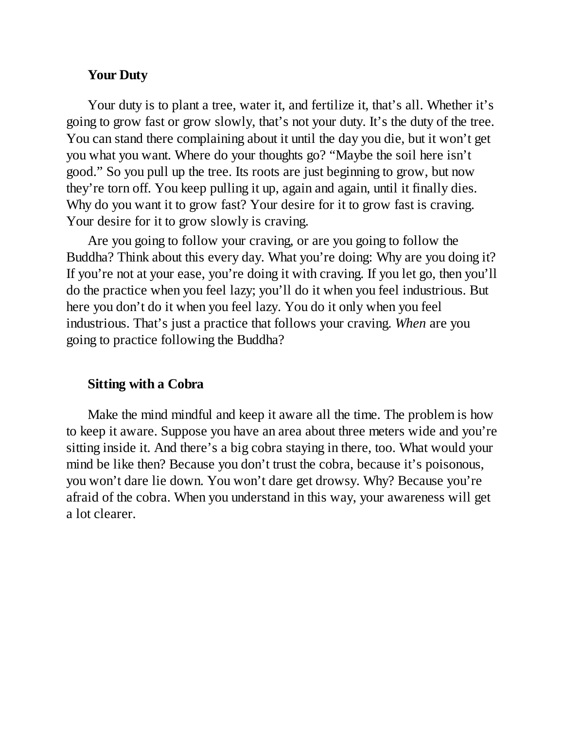### Your Duty

Your duty is to plant a tree, water it, and fertilize it, that's all. Whether it's going to grow fast or grow slowly, that's not your duty. It's the duty of the tree. You can stand there complaining about it until the day you die, but it won't get you what you want. Where do your thoughts go? "Maybe the soil here isn't good." So you pull up the tree. Its roots are just beginning to grow, but now they're torn off. You keep pulling it up, again and again, until it finally dies. Why do you want it to grow fast? Your desire for it to grow fast is craving. Your desire for it to grow slowly is craving.

Are you going to follow your craving, or are you going to follow the Buddha? Think about this every day. What you're doing: Why are you doing it? If you're not at your ease, you're doing it with craving. If you let go, then you'll do the practice when you feel lazy; you'll do it when you feel industrious. But here you don't do it when you feel lazy. You do it only when you feel industrious. That's just a practice that follows your craving. *When* are you going to practice following the Buddha?

### Sitting with a Cobra

Make the mind mindful and keep it aware all the time. The problem is how to keep it aware. Suppose you have an area about three meters wide and you're sitting inside it. And there's a big cobra staying in there, too. What would your mind be like then? Because you don't trust the cobra, because it's poisonous, you won't dare lie down. You won't dare get drowsy. Why? Because you're afraid of the cobra. When you understand in this way, your awareness will get a lot clearer.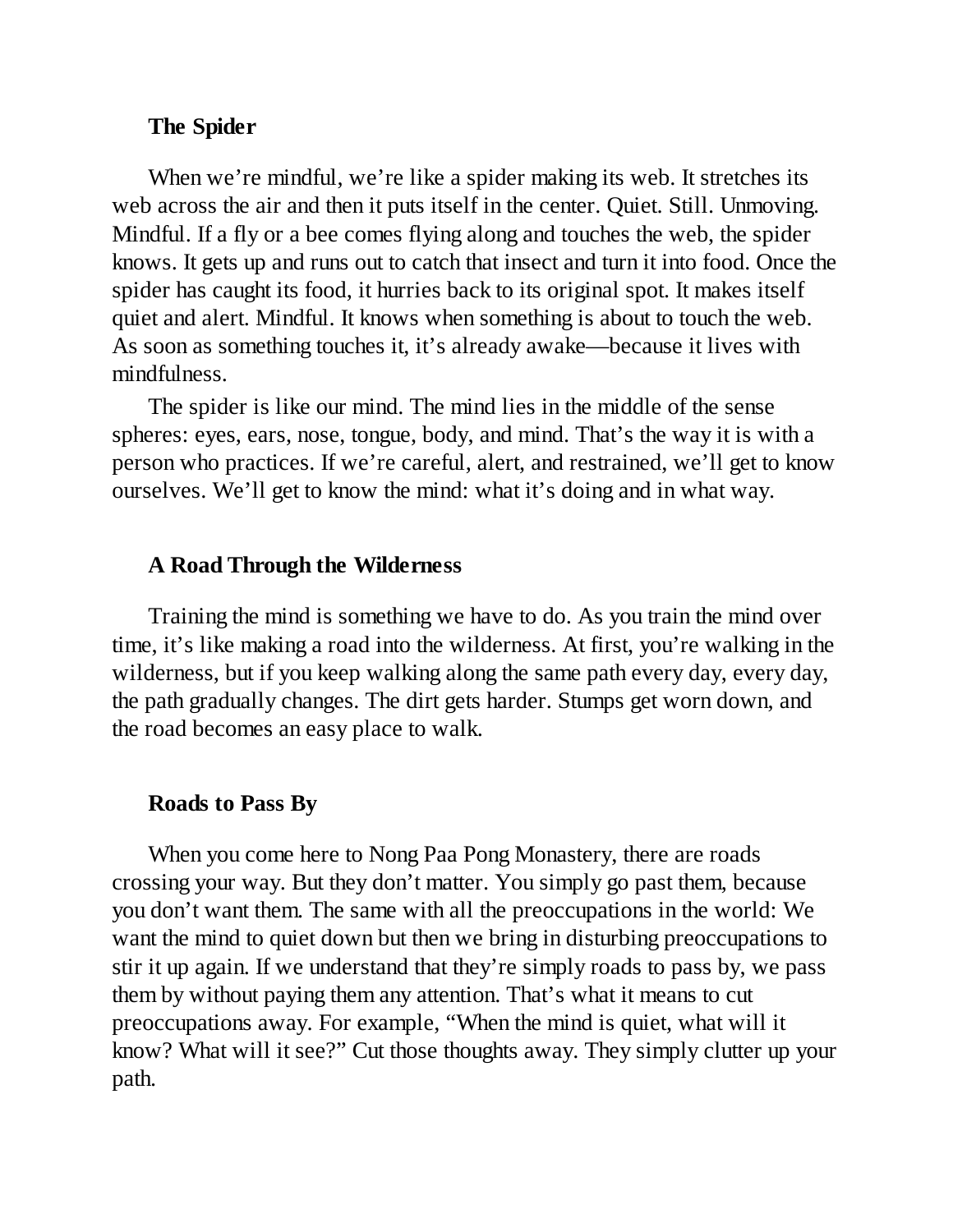### The Spider

When we're mindful, we're like a spider making its web. It stretches its web across the air and then it puts itself in the center. Quiet. Still. Unmoving. Mindful. If a fly or a bee comes flying along and touches the web, the spider knows. It gets up and runs out to catch that insect and turn it into food. Once the spider has caught its food, it hurries back to its original spot. It makes itself quiet and alert. Mindful. It knows when something is about to touch the web. As soon as something touches it, it's already awake—because it lives with mindfulness.

The spider is like our mind. The mind lies in the middle of the sense spheres: eyes, ears, nose, tongue, body, and mind. That's the way it is with a person who practices. If we're careful, alert, and restrained, we'll get to know ourselves. We'll get to know the mind: what it's doing and in what way.

### A Road Through the Wilderness

Training the mind is something we have to do. As you train the mind over time, it's like making a road into the wilderness. At first, you're walking in the wilderness, but if you keep walking along the same path every day, every day, the path gradually changes. The dirt gets harder. Stumps get worn down, and the road becomes an easy place to walk.

### Roads to Pass By

When you come here to Nong Paa Pong Monastery, there are roads crossing your way. But they don't matter. You simply go past them, because you don't want them. The same with all the preoccupations in the world: We want the mind to quiet down but then we bring in disturbing preoccupations to stir it up again. If we understand that they're simply roads to pass by, we pass them by without paying them any attention. That's what it means to cut preoccupations away. For example, "When the mind is quiet, what will it know? What will it see?" Cut those thoughts away. They simply clutter up your path.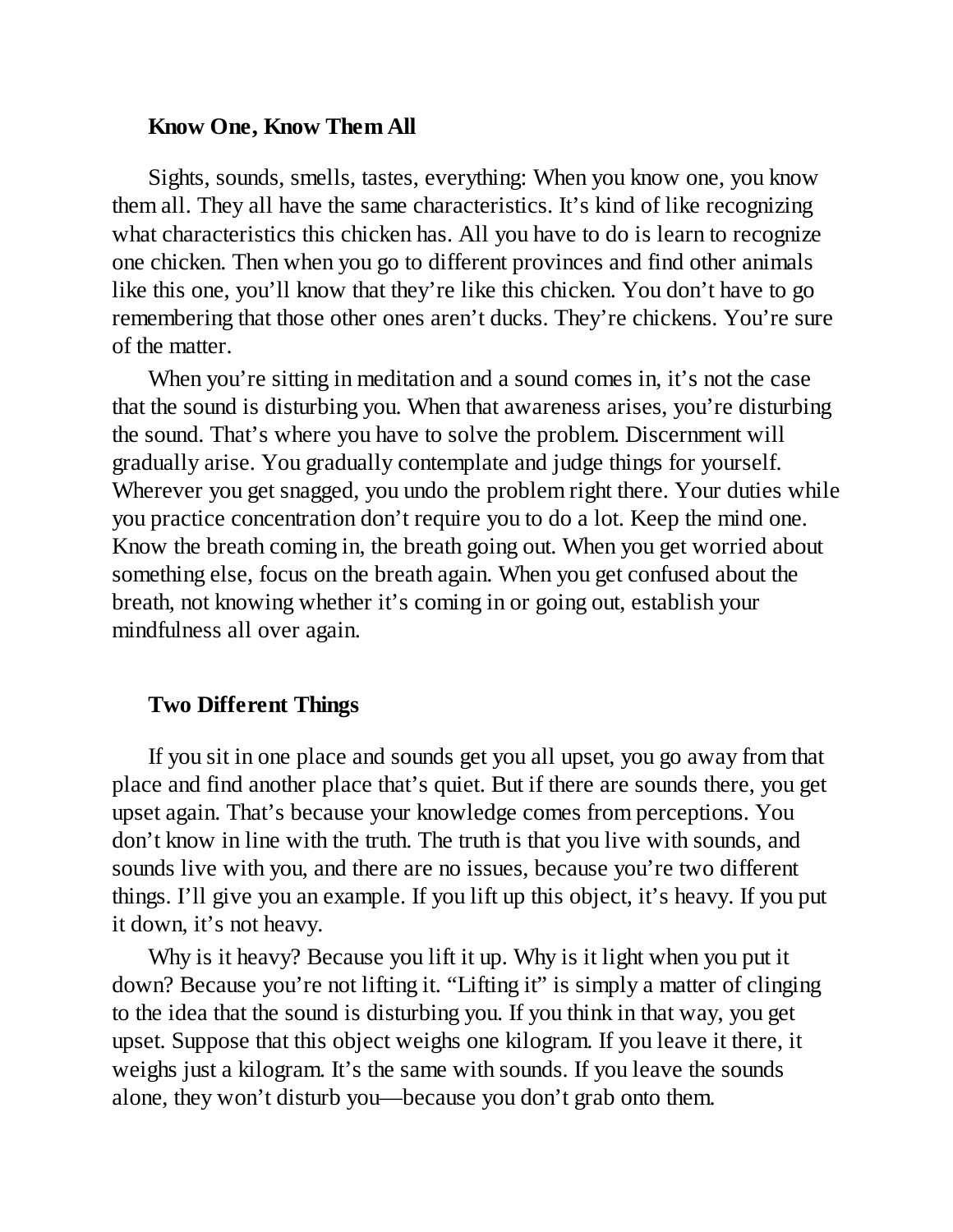### Know One, Know Them All

Sights, sounds, smells, tastes, everything: When you know one, you know them all. They all have the same characteristics. It's kind of like recognizing what characteristics this chicken has. All you have to do is learn to recognize one chicken. Then when you go to different provinces and find other animals like this one, you'll know that they're like this chicken. You don't have to go remembering that those other ones aren't ducks. They're chickens. You're sure of the matter.

When you're sitting in meditation and a sound comes in, it's not the case that the sound is disturbing you. When that awareness arises, you're disturbing the sound. That's where you have to solve the problem. Discernment will gradually arise. You gradually contemplate and judge things for yourself. Wherever you get snagged, you undo the problem right there. Your duties while you practice concentration don't require you to do a lot. Keep the mind one. Know the breath coming in, the breath going out. When you get worried about something else, focus on the breath again. When you get confused about the breath, not knowing whether it's coming in or going out, establish your mindfulness all over again.

### Two Different Things

If you sit in one place and sounds get you all upset, you go away from that place and find another place that's quiet. But if there are sounds there, you get upset again. That's because your knowledge comes from perceptions. You don't know in line with the truth. The truth is that you live with sounds, and sounds live with you, and there are no issues, because you're two different things. I'll give you an example. If you lift up this object, it's heavy. If you put it down, it's not heavy.

Why is it heavy? Because you lift it up. Why is it light when you put it down? Because you're not lifting it. "Lifting it" is simply a matter of clinging to the idea that the sound is disturbing you. If you think in that way, you get upset. Suppose that this object weighs one kilogram. If you leave it there, it weighs just a kilogram. It's the same with sounds. If you leave the sounds alone, they won't disturb you—because you don't grab onto them.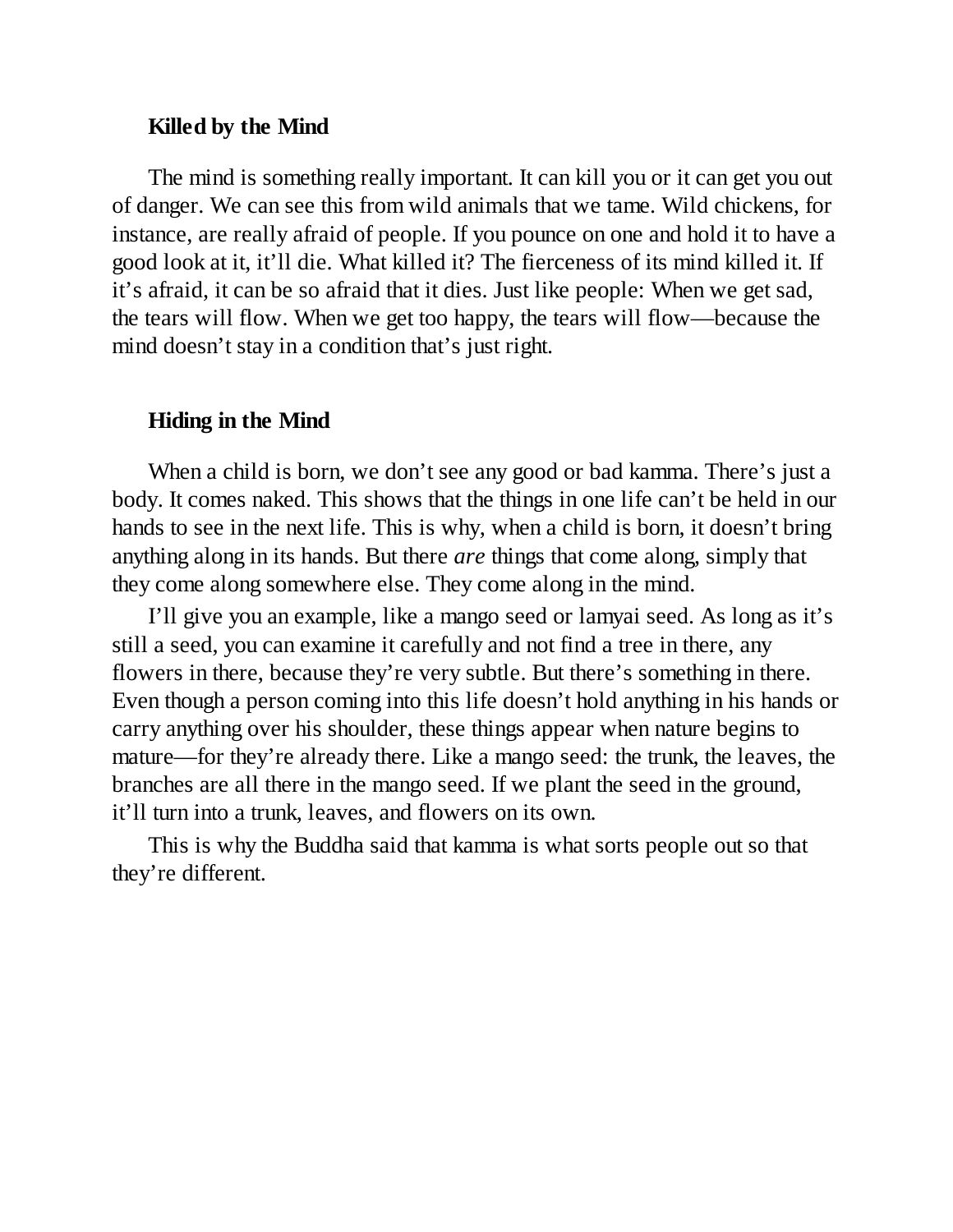### Killed by the Mind

The mind is something really important. It can kill you or it can get you out of danger. We can see this from wild animals that we tame. Wild chickens, for instance, are really afraid of people. If you pounce on one and hold it to have a good look at it, it'll die. What killed it? The fierceness of its mind killed it. If it's afraid, it can be so afraid that it dies. Just like people: When we get sad, the tears will flow. When we get too happy, the tears will flow—because the mind doesn't stay in a condition that's just right.

### Hiding in the Mind

When a child is born, we don't see any good or bad kamma. There's just a body. It comes naked. This shows that the things in one life can't be held in our hands to see in the next life. This is why, when a child is born, it doesn't bring anything along in its hands. But there *are* things that come along, simply that they come along somewhere else. They come along in the mind.

I'll give you an example, like a mango seed or lamyai seed. As long as it's still a seed, you can examine it carefully and not find a tree in there, any flowers in there, because they're very subtle. But there's something in there. Even though a person coming into this life doesn't hold anything in his hands or carry anything over his shoulder, these things appear when nature begins to mature—for they're already there. Like a mango seed: the trunk, the leaves, the branches are all there in the mango seed. If we plant the seed in the ground, it'll turn into a trunk, leaves, and flowers on its own.

This is why the Buddha said that kamma is what sorts people out so that they're different.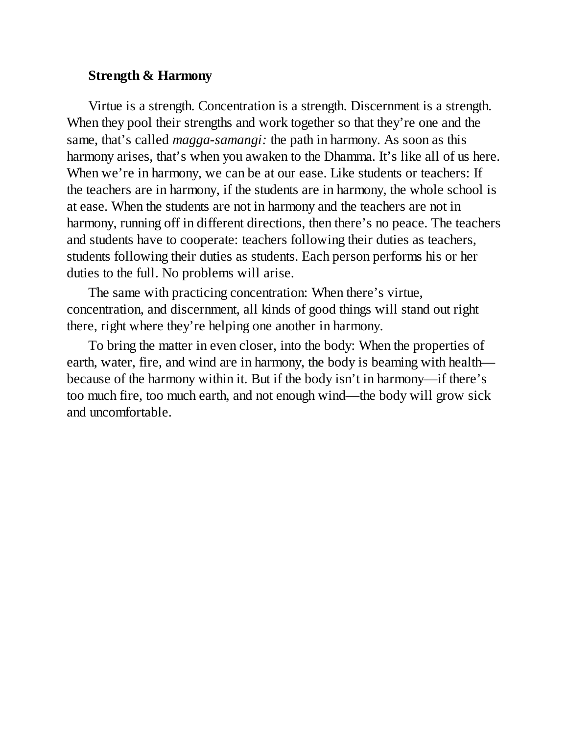### Strength & Harmony

Virtue is a strength. Concentration is a strength. Discernment is a strength. When they pool their strengths and work together so that they're one and the same, that's called *magga-samangi:* the path in harmony. As soon as this harmony arises, that's when you awaken to the Dhamma. It's like all of us here. When we're in harmony, we can be at our ease. Like students or teachers: If the teachers are in harmony, if the students are in harmony, the whole school is at ease. When the students are not in harmony and the teachers are not in harmony, running off in different directions, then there's no peace. The teachers and students have to cooperate: teachers following their duties as teachers, students following their duties as students. Each person performs his or her duties to the full. No problems will arise.

The same with practicing concentration: When there's virtue, concentration, and discernment, all kinds of good things will stand out right there, right where they're helping one another in harmony.

To bring the matter in even closer, into the body: When the properties of earth, water, fire, and wind are in harmony, the body is beaming with health—because of the harmony within it. But if the body isn't in harmony—if there's too much fire, too much earth, and not enough wind—the body will grow sick and uncomfortable.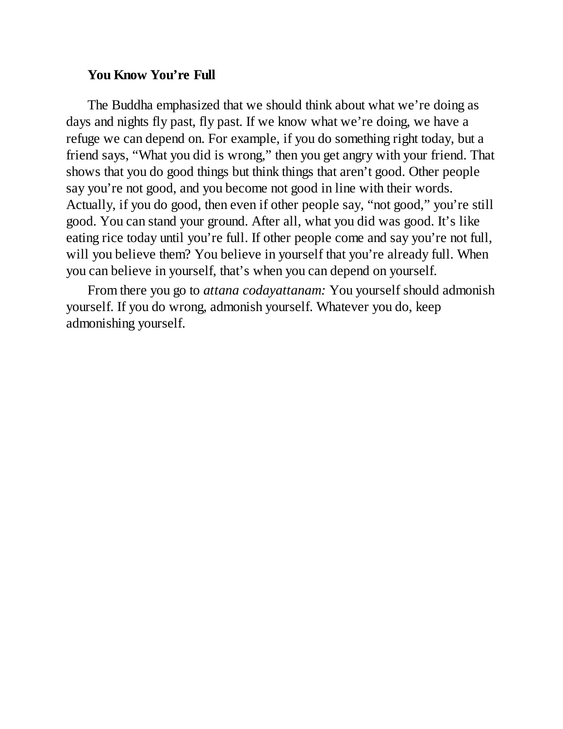### You Know You're Full

The Buddha emphasized that we should think about what we're doing as days and nights fly past, fly past. If we know what we're doing, we have a refuge we can depend on. For example, if you do something right today, but a friend says, "What you did is wrong," then you get angry with your friend. That shows that you do good things but think things that aren't good. Other people say you're not good, and you become not good in line with their words. Actually, if you do good, then even if other people say, "not good," you're still good. You can stand your ground. After all, what you did was good. It's like eating rice today until you're full. If other people come and say you're not full, will you believe them? You believe in yourself that you're already full. When you can believe in yourself, that's when you can depend on yourself.

From there you go to *attana codayattanam:* You yourself should admonish yourself. If you do wrong, admonish yourself. Whatever you do, keep admonishing yourself.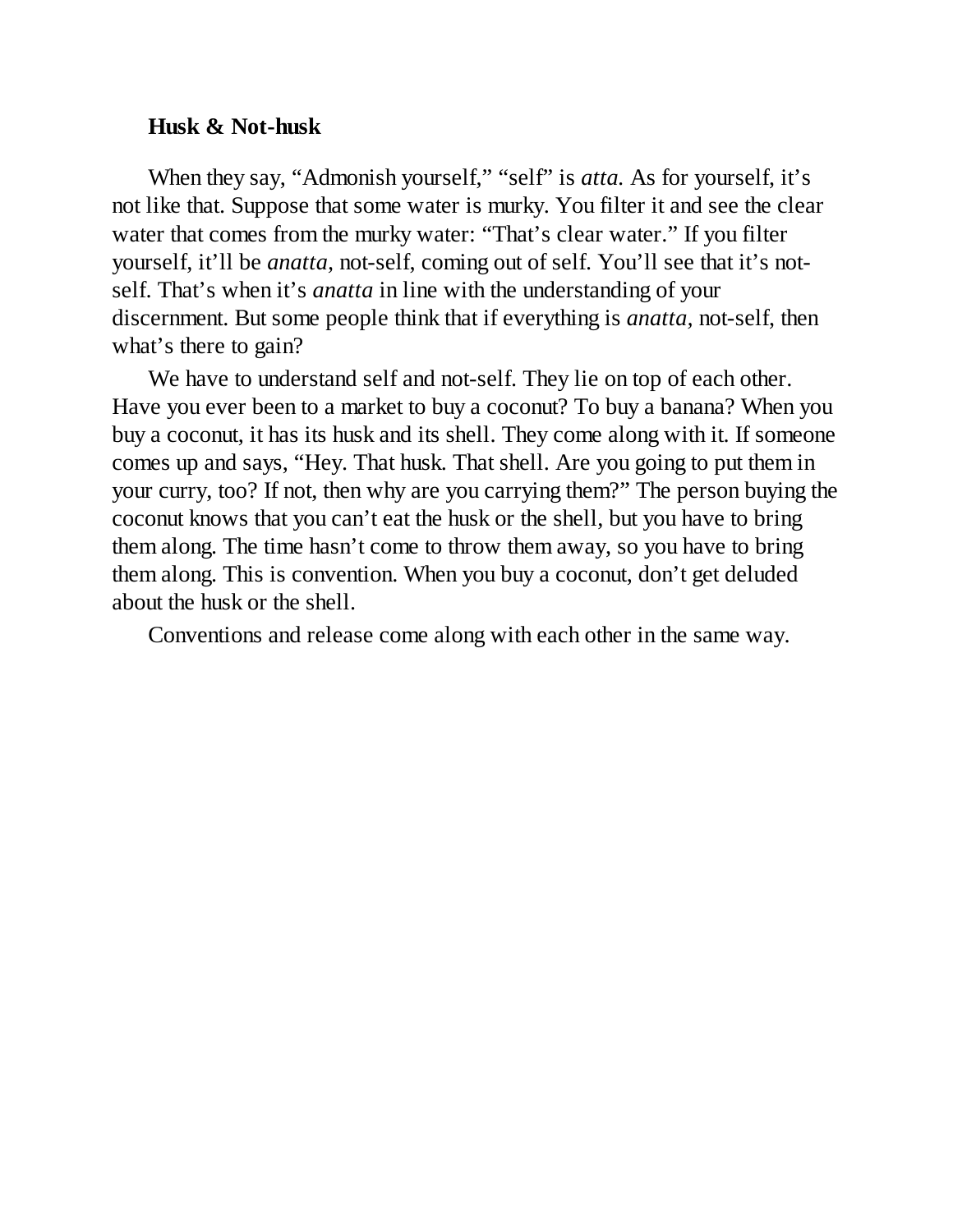### Husk & Not-husk

When they say, "Admonish yourself," "self" is *atta.* As for yourself, it's not like that. Suppose that some water is murky. You filter it and see the clear water that comes from the murky water: "That's clear water." If you filter yourself, it'll be *anatta,* not-self, coming out of self. You'll see that it's not-self. That's when it's *anatta* in line with the understanding of your discernment. But some people think that if everything is *anatta,* not-self, then what's there to gain?

We have to understand self and not-self. They lie on top of each other. Have you ever been to a market to buy a coconut? To buy a banana? When you buy a coconut, it has its husk and its shell. They come along with it. If someone comes up and says, "Hey. That husk. That shell. Are you going to put them in your curry, too? If not, then why are you carrying them?" The person buying the coconut knows that you can't eat the husk or the shell, but you have to bring them along. The time hasn't come to throw them away, so you have to bring them along. This is convention. When you buy a coconut, don't get deluded about the husk or the shell.

Conventions and release come along with each other in the same way.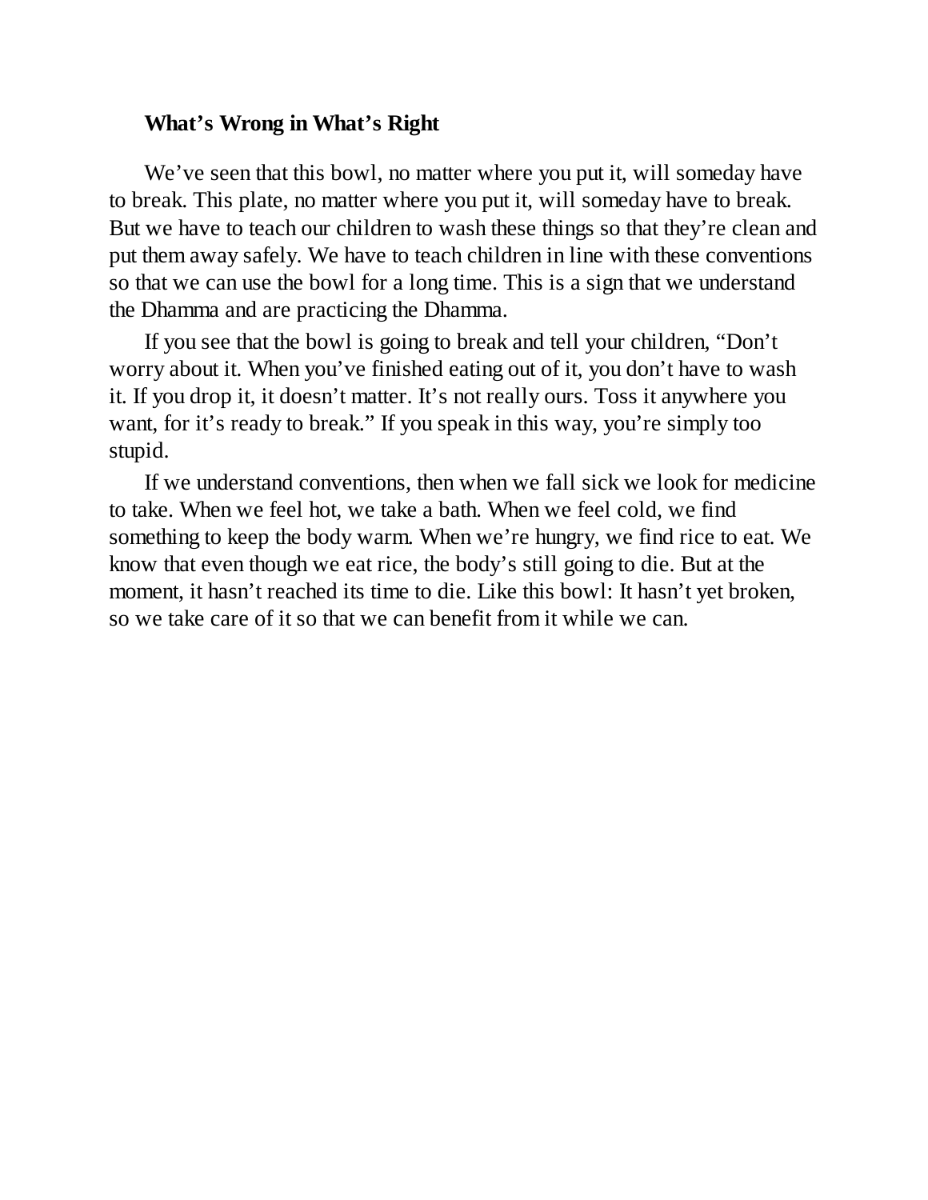**What's Wrong in What's Right**

We've seen that this bowl, no matter where you put it, will someday have to break. This plate, no matter where you put it, will someday have to break. But we have to teach our children to wash these things so that they're clean and put them away safely. We have to teach children in line with these conventions so that we can use the bowl for a long time. This is a sign that we understand the Dhamma and are practicing the Dhamma.

If you see that the bowl is going to break and tell your children, "Don't worry about it. When you've finished eating out of it, you don't have to wash it. If you drop it, it doesn't matter. It's not really ours. Toss it anywhere you want, for it's ready to break." If you speak in this way, you're simply too stupid.

If we understand conventions, then when we fall sick we look for medicine to take. When we feel hot, we take a bath. When we feel cold, we find something to keep the body warm. When we're hungry, we find rice to eat. We know that even though we eat rice, the body's still going to die. But at the moment, it hasn't reached its time to die. Like this bowl: It hasn't yet broken, so we take care of it so that we can benefit from it while we can.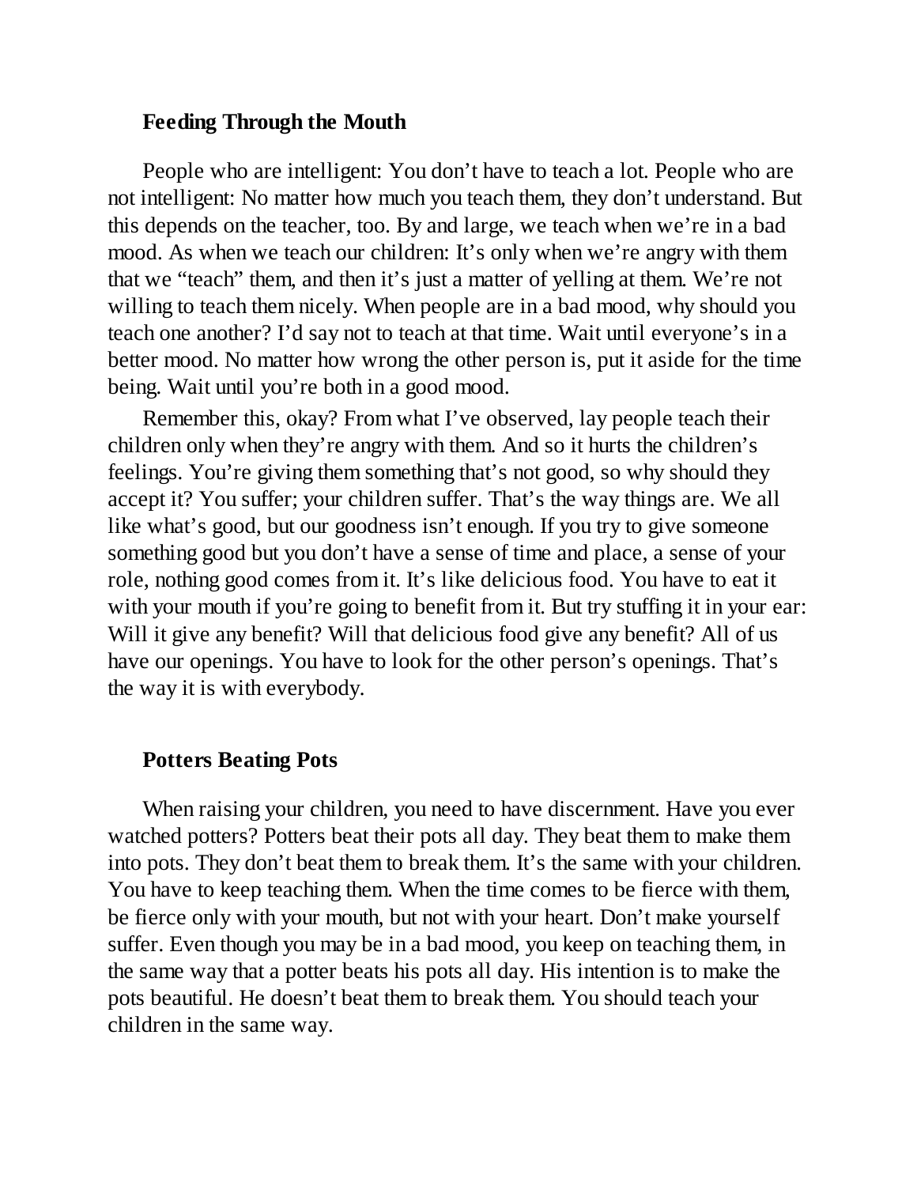### Feeding Through the Mouth

People who are intelligent: You don't have to teach a lot. People who are not intelligent: No matter how much you teach them, they don't understand. But this depends on the teacher, too. By and large, we teach when we're in a bad mood. As when we teach our children: It's only when we're angry with them that we "teach" them, and then it's just a matter of yelling at them. We're not willing to teach them nicely. When people are in a bad mood, why should you teach one another? I'd say not to teach at that time. Wait until everyone's in a better mood. No matter how wrong the other person is, put it aside for the time being. Wait until you're both in a good mood.

Remember this, okay? From what I've observed, lay people teach their children only when they're angry with them. And so it hurts the children's feelings. You're giving them something that's not good, so why should they accept it? You suffer; your children suffer. That's the way things are. We all like what's good, but our goodness isn't enough. If you try to give someone something good but you don't have a sense of time and place, a sense of your role, nothing good comes from it. It's like delicious food. You have to eat it with your mouth if you're going to benefit from it. But try stuffing it in your ear: Will it give any benefit? Will that delicious food give any benefit? All of us have our openings. You have to look for the other person's openings. That's the way it is with everybody.

### Potters Beating Pots

When raising your children, you need to have discernment. Have you ever watched potters? Potters beat their pots all day. They beat them to make them into pots. They don't beat them to break them. It's the same with your children. You have to keep teaching them. When the time comes to be fierce with them, be fierce only with your mouth, but not with your heart. Don't make yourself suffer. Even though you may be in a bad mood, you keep on teaching them, in the same way that a potter beats his pots all day. His intention is to make the pots beautiful. He doesn't beat them to break them. You should teach your children in the same way.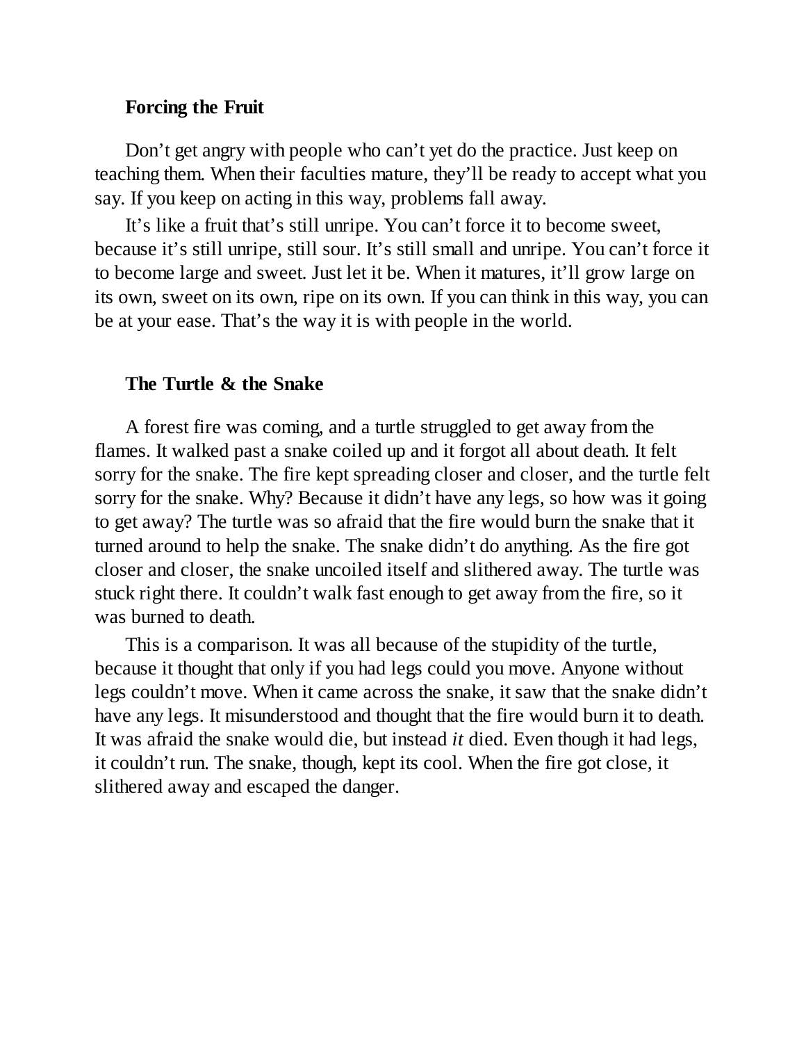### Forcing the Fruit

Don't get angry with people who can't yet do the practice. Just keep on teaching them. When their faculties mature, they'll be ready to accept what you say. If you keep on acting in this way, problems fall away.

It's like a fruit that's still unripe. You can't force it to become sweet, because it's still unripe, still sour. It's still small and unripe. You can't force it to become large and sweet. Just let it be. When it matures, it'll grow large on its own, sweet on its own, ripe on its own. If you can think in this way, you can be at your ease. That's the way it is with people in the world.

### The Turtle & the Snake

A forest fire was coming, and a turtle struggled to get away from the flames. It walked past a snake coiled up and it forgot all about death. It felt sorry for the snake. The fire kept spreading closer and closer, and the turtle felt sorry for the snake. Why? Because it didn't have any legs, so how was it going to get away? The turtle was so afraid that the fire would burn the snake that it turned around to help the snake. The snake didn't do anything. As the fire got closer and closer, the snake uncoiled itself and slithered away. The turtle was stuck right there. It couldn't walk fast enough to get away from the fire, so it was burned to death.

This is a comparison. It was all because of the stupidity of the turtle, because it thought that only if you had legs could you move. Anyone without legs couldn't move. When it came across the snake, it saw that the snake didn't have any legs. It misunderstood and thought that the fire would burn it to death. It was afraid the snake would die, but instead *it* died. Even though it had legs, it couldn't run. The snake, though, kept its cool. When the fire got close, it slithered away and escaped the danger.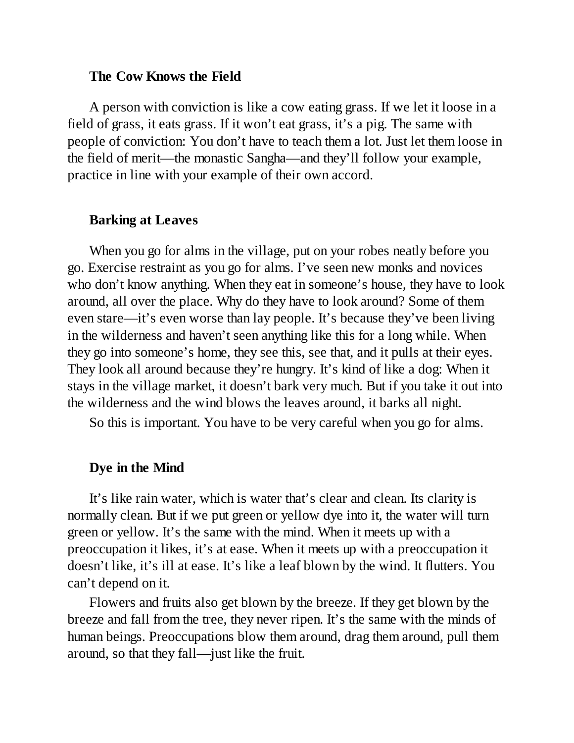### The Cow Knows the Field

A person with conviction is like a cow eating grass. If we let it loose in a field of grass, it eats grass. If it won't eat grass, it's a pig. The same with people of conviction: You don't have to teach them a lot. Just let them loose in the field of merit—the monastic Sangha—and they'll follow your example, practice in line with your example of their own accord.

### Barking at Leaves

When you go for alms in the village, put on your robes neatly before you go. Exercise restraint as you go for alms. I've seen new monks and novices who don't know anything. When they eat in someone's house, they have to look around, all over the place. Why do they have to look around? Some of them even stare—it's even worse than lay people. It's because they've been living in the wilderness and haven't seen anything like this for a long while. When they go into someone's home, they see this, see that, and it pulls at their eyes. They look all around because they're hungry. It's kind of like a dog: When it stays in the village market, it doesn't bark very much. But if you take it out into the wilderness and the wind blows the leaves around, it barks all night.

So this is important. You have to be very careful when you go for alms.

### Dye in the Mind

It's like rain water, which is water that's clear and clean. Its clarity is normally clean. But if we put green or yellow dye into it, the water will turn green or yellow. It's the same with the mind. When it meets up with a preoccupation it likes, it's at ease. When it meets up with a preoccupation it doesn't like, it's ill at ease. It's like a leaf blown by the wind. It flutters. You can't depend on it.

Flowers and fruits also get blown by the breeze. If they get blown by the breeze and fall from the tree, they never ripen. It's the same with the minds of human beings. Preoccupations blow them around, drag them around, pull them around, so that they fall—just like the fruit.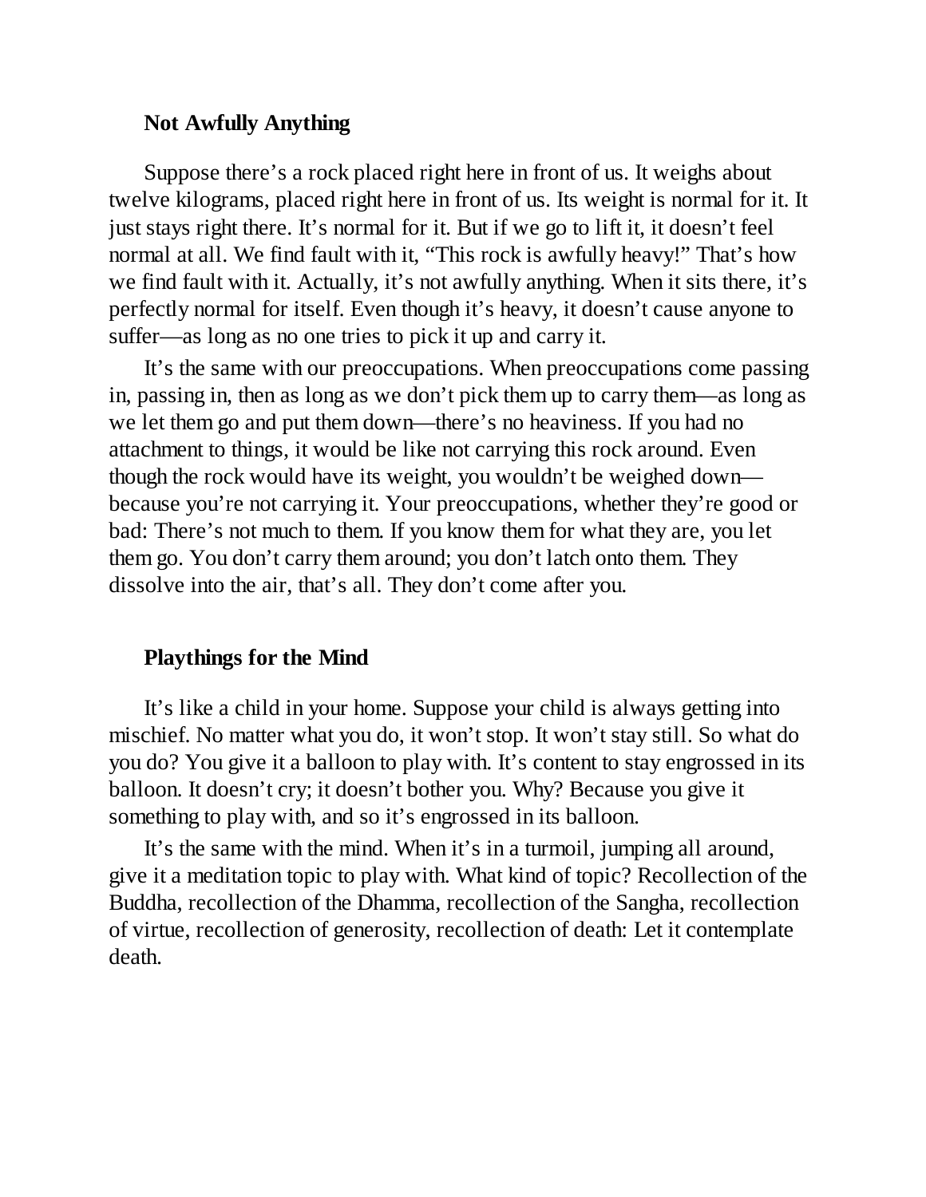### Not Awfully Anything

Suppose there's a rock placed right here in front of us. It weighs about twelve kilograms, placed right here in front of us. Its weight is normal for it. It just stays right there. It's normal for it. But if we go to lift it, it doesn't feel normal at all. We find fault with it, "This rock is awfully heavy!" That's how we find fault with it. Actually, it's not awfully anything. When it sits there, it's perfectly normal for itself. Even though it's heavy, it doesn't cause anyone to suffer—as long as no one tries to pick it up and carry it.

It's the same with our preoccupations. When preoccupations come passing in, passing in, then as long as we don't pick them up to carry them—as long as we let them go and put them down—there's no heaviness. If you had no attachment to things, it would be like not carrying this rock around. Even though the rock would have its weight, you wouldn't be weighed down—because you're not carrying it. Your preoccupations, whether they're good or bad: There's not much to them. If you know them for what they are, you let them go. You don't carry them around; you don't latch onto them. They dissolve into the air, that's all. They don't come after you.

### Playthings for the Mind

It's like a child in your home. Suppose your child is always getting into mischief. No matter what you do, it won't stop. It won't stay still. So what do you do? You give it a balloon to play with. It's content to stay engrossed in its balloon. It doesn't cry; it doesn't bother you. Why? Because you give it something to play with, and so it's engrossed in its balloon.

It's the same with the mind. When it's in a turmoil, jumping all around, give it a meditation topic to play with. What kind of topic? Recollection of the Buddha, recollection of the Dhamma, recollection of the Sangha, recollection of virtue, recollection of generosity, recollection of death: Let it contemplate death.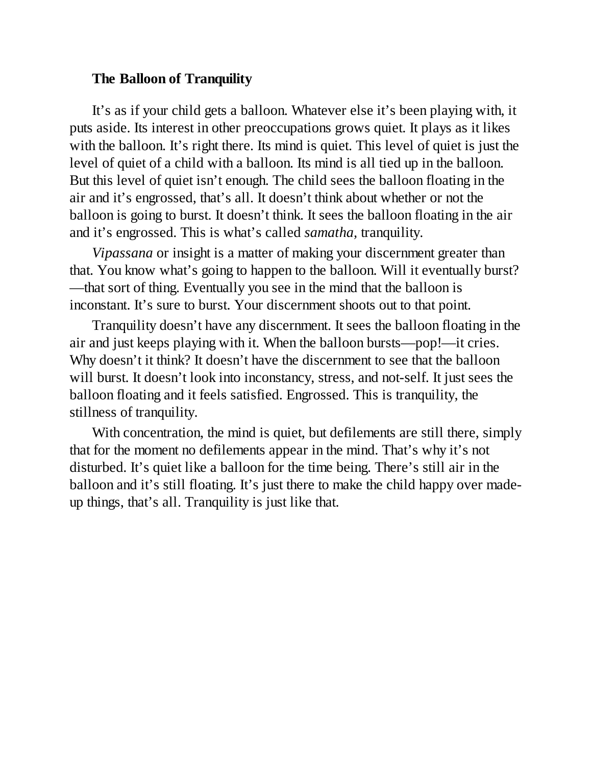### The Balloon of Tranquility

It's as if your child gets a balloon. Whatever else it's been playing with, it puts aside. Its interest in other preoccupations grows quiet. It plays as it likes with the balloon. It's right there. Its mind is quiet. This level of quiet is just the level of quiet of a child with a balloon. Its mind is all tied up in the balloon. But this level of quiet isn't enough. The child sees the balloon floating in the air and it's engrossed, that's all. It doesn't think about whether or not the balloon is going to burst. It doesn't think. It sees the balloon floating in the air and it's engrossed. This is what's called *samatha,* tranquility.

*Vipassana* or insight is a matter of making your discernment greater than that. You know what's going to happen to the balloon. Will it eventually burst?—that sort of thing. Eventually you see in the mind that the balloon is inconstant. It's sure to burst. Your discernment shoots out to that point.

Tranquility doesn't have any discernment. It sees the balloon floating in the air and just keeps playing with it. When the balloon bursts—pop!—it cries. Why doesn't it think? It doesn't have the discernment to see that the balloon will burst. It doesn't look into inconstancy, stress, and not-self. It just sees the balloon floating and it feels satisfied. Engrossed. This is tranquility, the stillness of tranquility.

With concentration, the mind is quiet, but defilements are still there, simply that for the moment no defilements appear in the mind. That's why it's not disturbed. It's quiet like a balloon for the time being. There's still air in the balloon and it's still floating. It's just there to make the child happy over made-up things, that's all. Tranquility is just like that.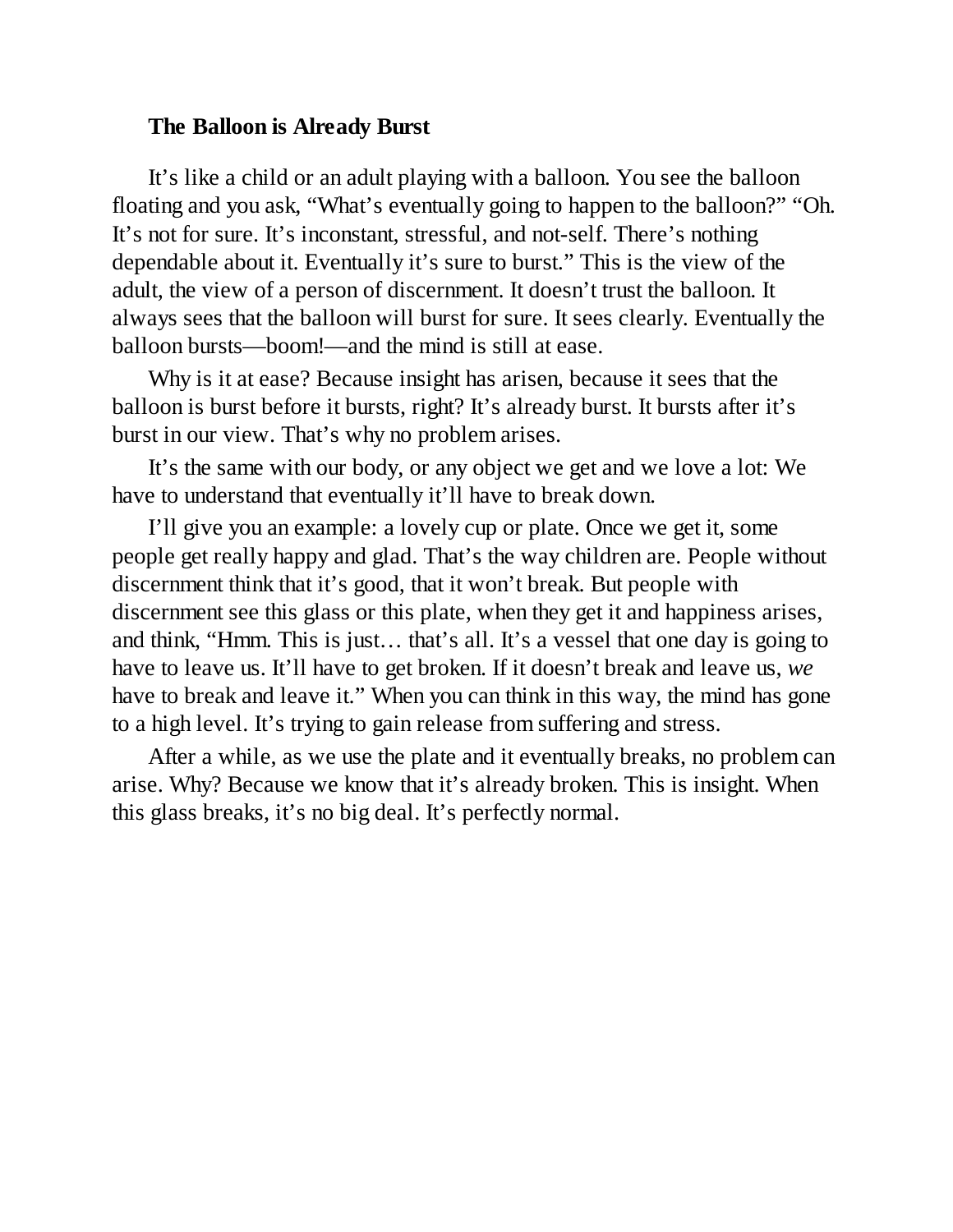### The Balloon is Already Burst

It's like a child or an adult playing with a balloon. You see the balloon floating and you ask, "What's eventually going to happen to the balloon?" "Oh. It's not for sure. It's inconstant, stressful, and not-self. There's nothing dependable about it. Eventually it's sure to burst." This is the view of the adult, the view of a person of discernment. It doesn't trust the balloon. It always sees that the balloon will burst for sure. It sees clearly. Eventually the balloon bursts—boom!—and the mind is still at ease.

Why is it at ease? Because insight has arisen, because it sees that the balloon is burst before it bursts, right? It's already burst. It bursts after it's burst in our view. That's why no problem arises.

It's the same with our body, or any object we get and we love a lot: We have to understand that eventually it'll have to break down.

I'll give you an example: a lovely cup or plate. Once we get it, some people get really happy and glad. That's the way children are. People without discernment think that it's good, that it won't break. But people with discernment see this glass or this plate, when they get it and happiness arises, and think, "Hmm. This is just… that's all. It's a vessel that one day is going to have to leave us. It'll have to get broken. If it doesn't break and leave us, *we* have to break and leave it." When you can think in this way, the mind has gone to a high level. It's trying to gain release from suffering and stress.

After a while, as we use the plate and it eventually breaks, no problem can arise. Why? Because we know that it's already broken. This is insight. When this glass breaks, it's no big deal. It's perfectly normal.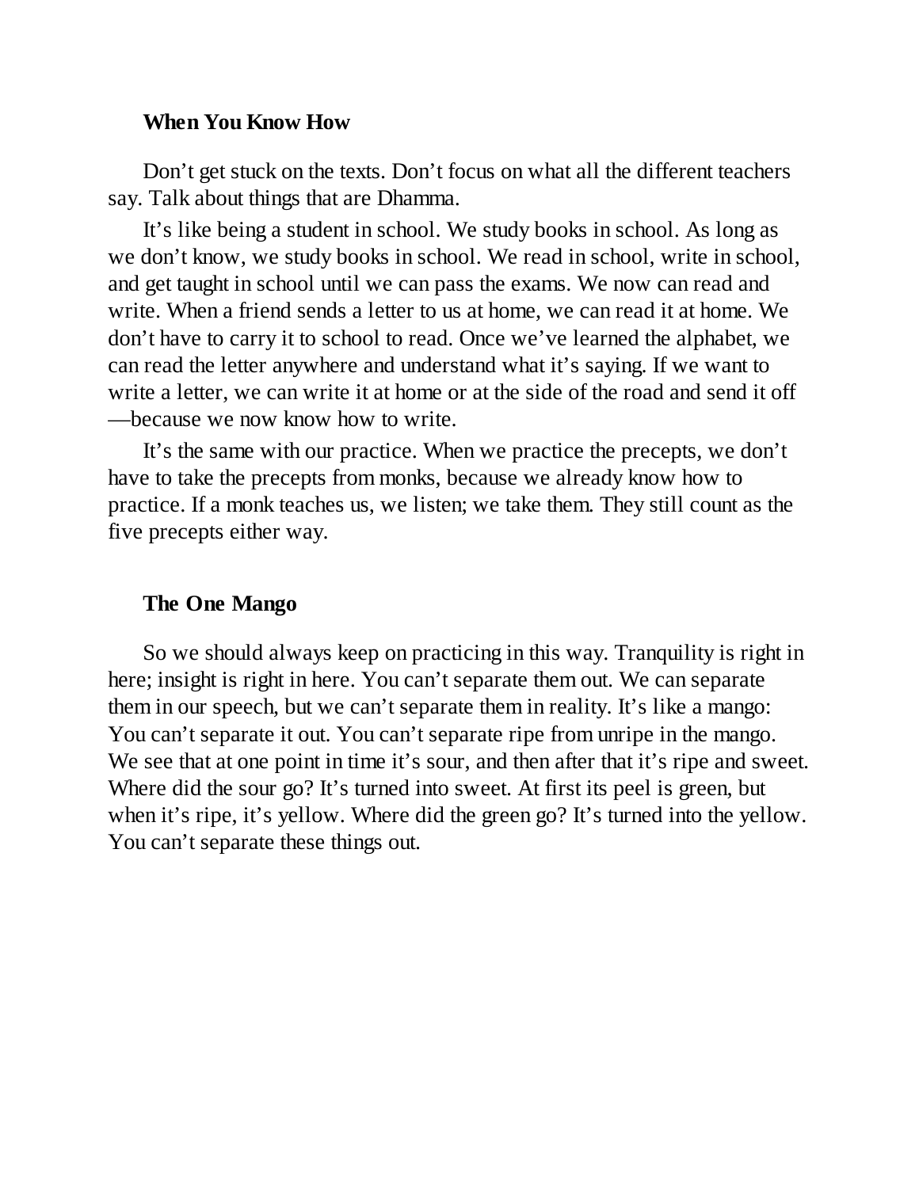### When You Know How

Don’t get stuck on the texts. Don’t focus on what all the different teachers say. Talk about things that are Dhamma.

It’s like being a student in school. We study books in school. As long as we don’t know, we study books in school. We read in school, write in school, and get taught in school until we can pass the exams. We now can read and write. When a friend sends a letter to us at home, we can read it at home. We don’t have to carry it to school to read. Once we’ve learned the alphabet, we can read the letter anywhere and understand what it’s saying. If we want to write a letter, we can write it at home or at the side of the road and send it off—because we now know how to write.

It’s the same with our practice. When we practice the precepts, we don’t have to take the precepts from monks, because we already know how to practice. If a monk teaches us, we listen; we take them. They still count as the five precepts either way.

### The One Mango

So we should always keep on practicing in this way. Tranquility is right in here; insight is right in here. You can’t separate them out. We can separate them in our speech, but we can’t separate them in reality. It’s like a mango: You can’t separate it out. You can’t separate ripe from unripe in the mango. We see that at one point in time it’s sour, and then after that it’s ripe and sweet. Where did the sour go? It’s turned into sweet. At first its peel is green, but when it’s ripe, it’s yellow. Where did the green go? It’s turned into the yellow. You can’t separate these things out.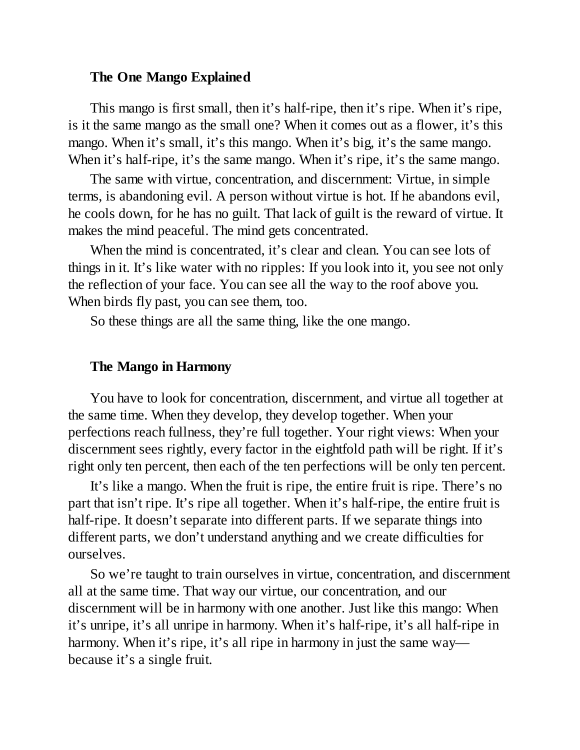### The One Mango Explained

This mango is first small, then it's half-ripe, then it's ripe. When it's ripe, is it the same mango as the small one? When it comes out as a flower, it's this mango. When it's small, it's this mango. When it's big, it's the same mango. When it's half-ripe, it's the same mango. When it's ripe, it's the same mango.

The same with virtue, concentration, and discernment: Virtue, in simple terms, is abandoning evil. A person without virtue is hot. If he abandons evil, he cools down, for he has no guilt. That lack of guilt is the reward of virtue. It makes the mind peaceful. The mind gets concentrated.

When the mind is concentrated, it's clear and clean. You can see lots of things in it. It's like water with no ripples: If you look into it, you see not only the reflection of your face. You can see all the way to the roof above you. When birds fly past, you can see them, too.

So these things are all the same thing, like the one mango.

### The Mango in Harmony

You have to look for concentration, discernment, and virtue all together at the same time. When they develop, they develop together. When your perfections reach fullness, they're full together. Your right views: When your discernment sees rightly, every factor in the eightfold path will be right. If it's right only ten percent, then each of the ten perfections will be only ten percent.

It's like a mango. When the fruit is ripe, the entire fruit is ripe. There's no part that isn't ripe. It's ripe all together. When it's half-ripe, the entire fruit is half-ripe. It doesn't separate into different parts. If we separate things into different parts, we don't understand anything and we create difficulties for ourselves.

So we're taught to train ourselves in virtue, concentration, and discernment all at the same time. That way our virtue, our concentration, and our discernment will be in harmony with one another. Just like this mango: When it's unripe, it's all unripe in harmony. When it's half-ripe, it's all half-ripe in harmony. When it's ripe, it's all ripe in harmony in just the same way—because it's a single fruit.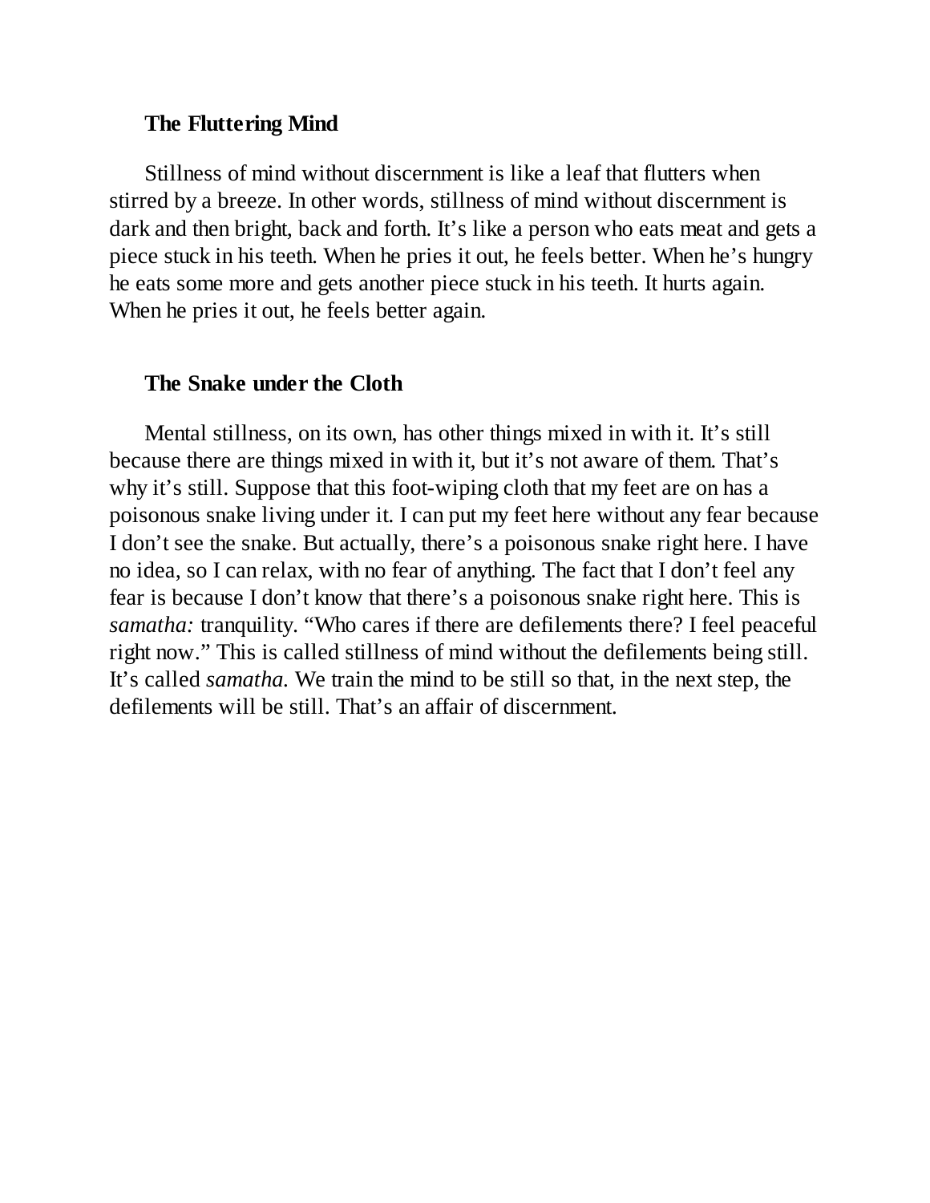### The Fluttering Mind

Stillness of mind without discernment is like a leaf that flutters when stirred by a breeze. In other words, stillness of mind without discernment is dark and then bright, back and forth. It's like a person who eats meat and gets a piece stuck in his teeth. When he pries it out, he feels better. When he's hungry he eats some more and gets another piece stuck in his teeth. It hurts again. When he pries it out, he feels better again.

### The Snake under the Cloth

Mental stillness, on its own, has other things mixed in with it. It's still because there are things mixed in with it, but it's not aware of them. That's why it's still. Suppose that this foot-wiping cloth that my feet are on has a poisonous snake living under it. I can put my feet here without any fear because I don't see the snake. But actually, there's a poisonous snake right here. I have no idea, so I can relax, with no fear of anything. The fact that I don't feel any fear is because I don't know that there's a poisonous snake right here. This is *samatha:* tranquility. "Who cares if there are defilements there? I feel peaceful right now." This is called stillness of mind without the defilements being still. It's called *samatha.* We train the mind to be still so that, in the next step, the defilements will be still. That's an affair of discernment.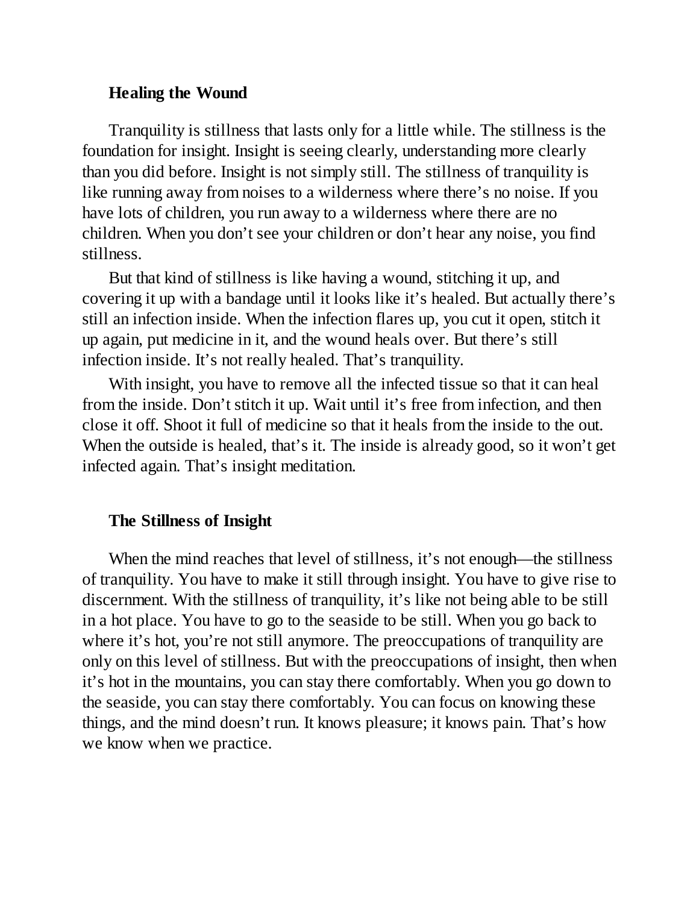### Healing the Wound

Tranquility is stillness that lasts only for a little while. The stillness is the foundation for insight. Insight is seeing clearly, understanding more clearly than you did before. Insight is not simply still. The stillness of tranquility is like running away from noises to a wilderness where there's no noise. If you have lots of children, you run away to a wilderness where there are no children. When you don't see your children or don't hear any noise, you find stillness.

But that kind of stillness is like having a wound, stitching it up, and covering it up with a bandage until it looks like it's healed. But actually there's still an infection inside. When the infection flares up, you cut it open, stitch it up again, put medicine in it, and the wound heals over. But there's still infection inside. It's not really healed. That's tranquility.

With insight, you have to remove all the infected tissue so that it can heal from the inside. Don't stitch it up. Wait until it's free from infection, and then close it off. Shoot it full of medicine so that it heals from the inside to the out. When the outside is healed, that's it. The inside is already good, so it won't get infected again. That's insight meditation.

### The Stillness of Insight

When the mind reaches that level of stillness, it's not enough—the stillness of tranquility. You have to make it still through insight. You have to give rise to discernment. With the stillness of tranquility, it's like not being able to be still in a hot place. You have to go to the seaside to be still. When you go back to where it's hot, you're not still anymore. The preoccupations of tranquility are only on this level of stillness. But with the preoccupations of insight, then when it's hot in the mountains, you can stay there comfortably. When you go down to the seaside, you can stay there comfortably. You can focus on knowing these things, and the mind doesn't run. It knows pleasure; it knows pain. That's how we know when we practice.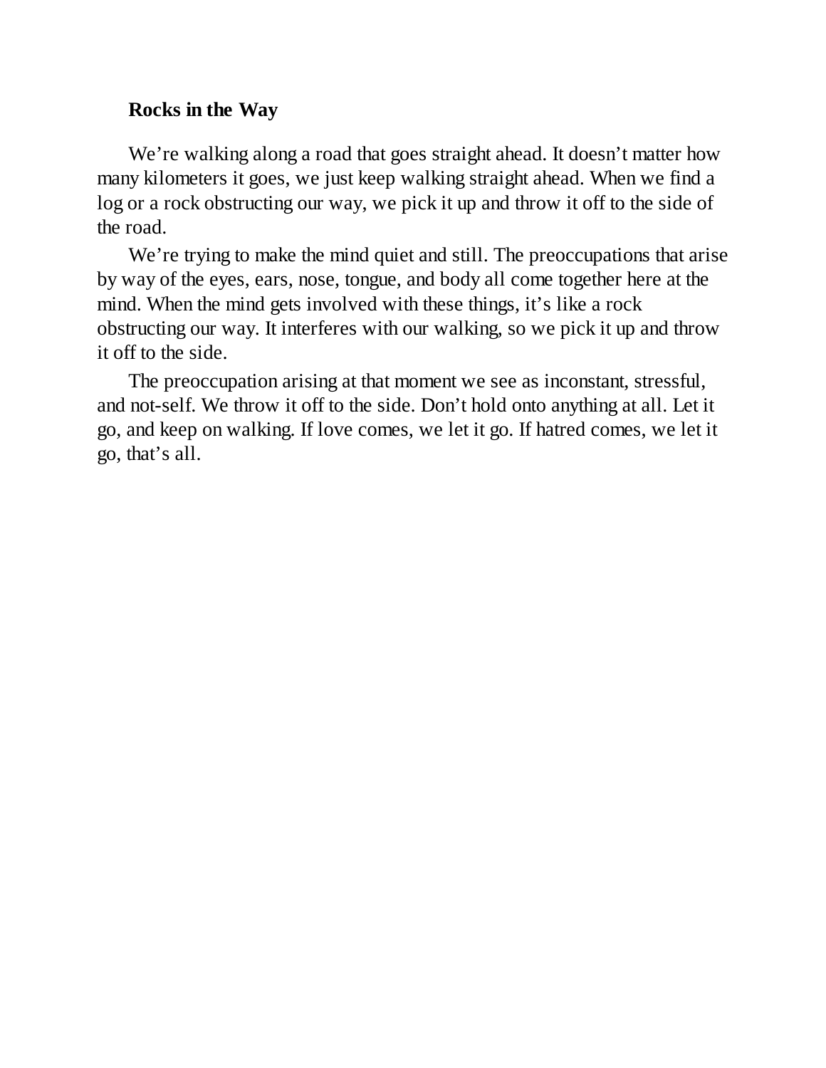**Rocks in the Way**

We're walking along a road that goes straight ahead. It doesn't matter how many kilometers it goes, we just keep walking straight ahead. When we find a log or a rock obstructing our way, we pick it up and throw it off to the side of the road.

We're trying to make the mind quiet and still. The preoccupations that arise by way of the eyes, ears, nose, tongue, and body all come together here at the mind. When the mind gets involved with these things, it's like a rock obstructing our way. It interferes with our walking, so we pick it up and throw it off to the side.

The preoccupation arising at that moment we see as inconstant, stressful, and not-self. We throw it off to the side. Don't hold onto anything at all. Let it go, and keep on walking. If love comes, we let it go. If hatred comes, we let it go, that's all.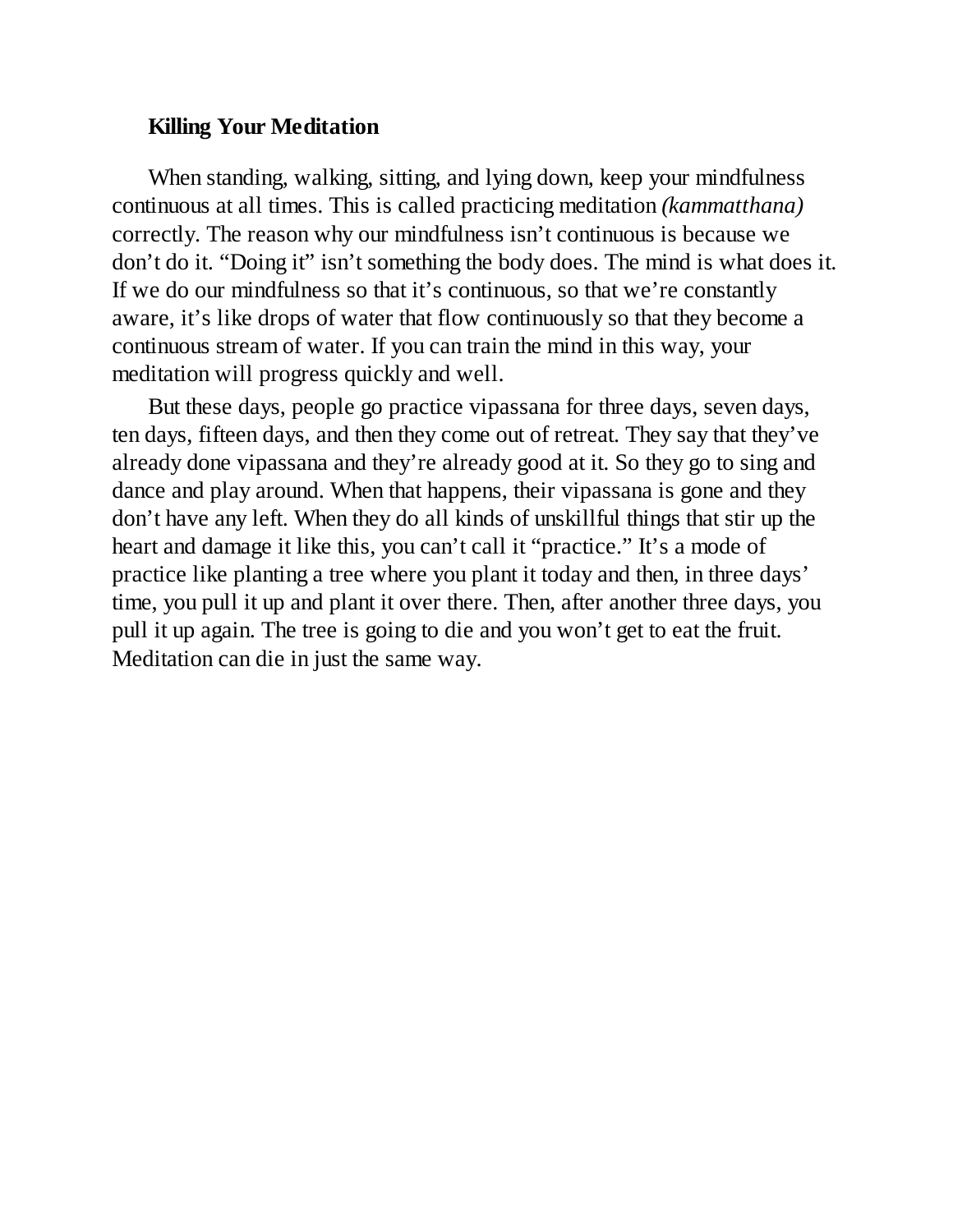**Killing Your Meditation**

When standing, walking, sitting, and lying down, keep your mindfulness continuous at all times. This is called practicing meditation *(kammatthana)* correctly. The reason why our mindfulness isn't continuous is because we don't do it. "Doing it" isn't something the body does. The mind is what does it. If we do our mindfulness so that it's continuous, so that we're constantly aware, it's like drops of water that flow continuously so that they become a continuous stream of water. If you can train the mind in this way, your meditation will progress quickly and well.

But these days, people go practice vipassana for three days, seven days, ten days, fifteen days, and then they come out of retreat. They say that they've already done vipassana and they're already good at it. So they go to sing and dance and play around. When that happens, their vipassana is gone and they don't have any left. When they do all kinds of unskillful things that stir up the heart and damage it like this, you can't call it "practice." It's a mode of practice like planting a tree where you plant it today and then, in three days' time, you pull it up and plant it over there. Then, after another three days, you pull it up again. The tree is going to die and you won't get to eat the fruit. Meditation can die in just the same way.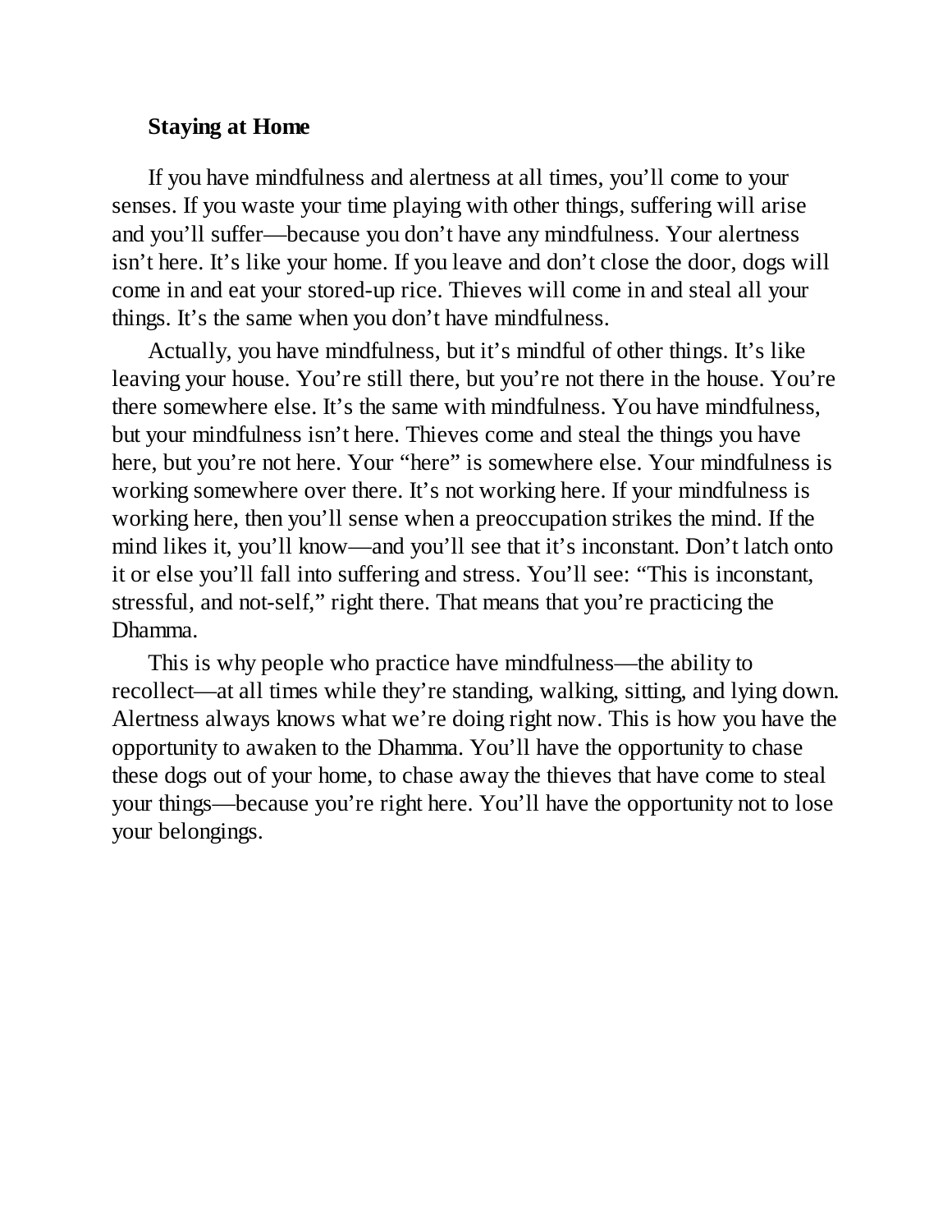### Staying at Home

If you have mindfulness and alertness at all times, you'll come to your senses. If you waste your time playing with other things, suffering will arise and you'll suffer—because you don't have any mindfulness. Your alertness isn't here. It's like your home. If you leave and don't close the door, dogs will come in and eat your stored-up rice. Thieves will come in and steal all your things. It's the same when you don't have mindfulness.

Actually, you have mindfulness, but it's mindful of other things. It's like leaving your house. You're still there, but you're not there in the house. You're there somewhere else. It's the same with mindfulness. You have mindfulness, but your mindfulness isn't here. Thieves come and steal the things you have here, but you're not here. Your "here" is somewhere else. Your mindfulness is working somewhere over there. It's not working here. If your mindfulness is working here, then you'll sense when a preoccupation strikes the mind. If the mind likes it, you'll know—and you'll see that it's inconstant. Don't latch onto it or else you'll fall into suffering and stress. You'll see: "This is inconstant, stressful, and not-self," right there. That means that you're practicing the Dhamma.

This is why people who practice have mindfulness—the ability to recollect—at all times while they're standing, walking, sitting, and lying down. Alertness always knows what we're doing right now. This is how you have the opportunity to awaken to the Dhamma. You'll have the opportunity to chase these dogs out of your home, to chase away the thieves that have come to steal your things—because you're right here. You'll have the opportunity not to lose your belongings.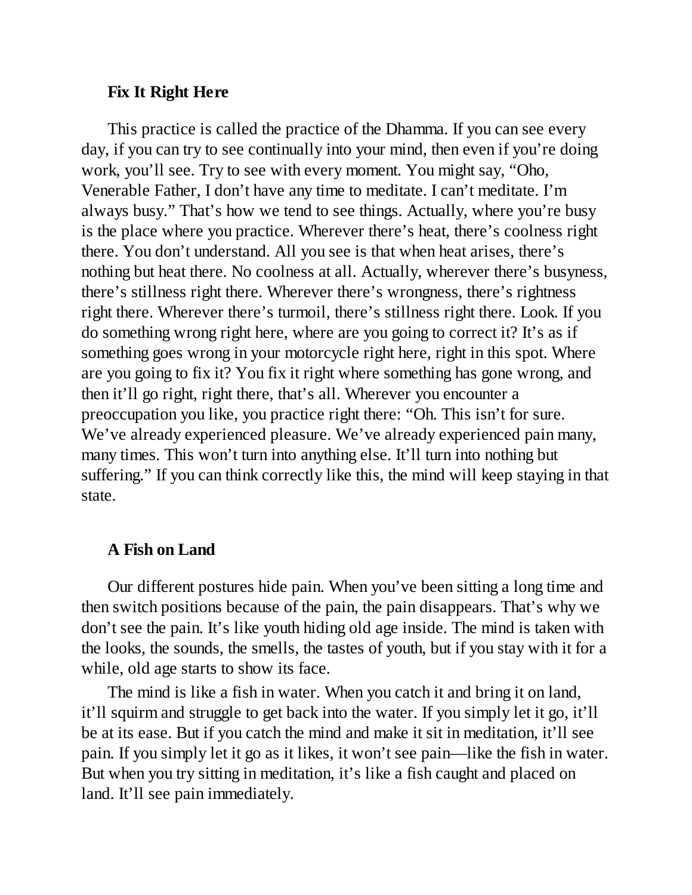### Fix It Right Here

This practice is called the practice of the Dhamma. If you can see every day, if you can try to see continually into your mind, then even if you're doing work, you'll see. Try to see with every moment. You might say, "Oho, Venerable Father, I don't have any time to meditate. I can't meditate. I'm always busy." That's how we tend to see things. Actually, where you're busy is the place where you practice. Wherever there's heat, there's coolness right there. You don't understand. All you see is that when heat arises, there's nothing but heat there. No coolness at all. Actually, wherever there's busyness, there's stillness right there. Wherever there's wrongness, there's rightness right there. Wherever there's turmoil, there's stillness right there. Look. If you do something wrong right here, where are you going to correct it? It's as if something goes wrong in your motorcycle right here, right in this spot. Where are you going to fix it? You fix it right where something has gone wrong, and then it'll go right, right there, that's all. Wherever you encounter a preoccupation you like, you practice right there: "Oh. This isn't for sure. We've already experienced pleasure. We've already experienced pain many, many times. This won't turn into anything else. It'll turn into nothing but suffering." If you can think correctly like this, the mind will keep staying in that state.

### A Fish on Land

Our different postures hide pain. When you've been sitting a long time and then switch positions because of the pain, the pain disappears. That's why we don't see the pain. It's like youth hiding old age inside. The mind is taken with the looks, the sounds, the smells, the tastes of youth, but if you stay with it for a while, old age starts to show its face.

The mind is like a fish in water. When you catch it and bring it on land, it'll squirm and struggle to get back into the water. If you simply let it go, it'll be at its ease. But if you catch the mind and make it sit in meditation, it'll see pain. If you simply let it go as it likes, it won't see pain—like the fish in water. But when you try sitting in meditation, it's like a fish caught and placed on land. It'll see pain immediately.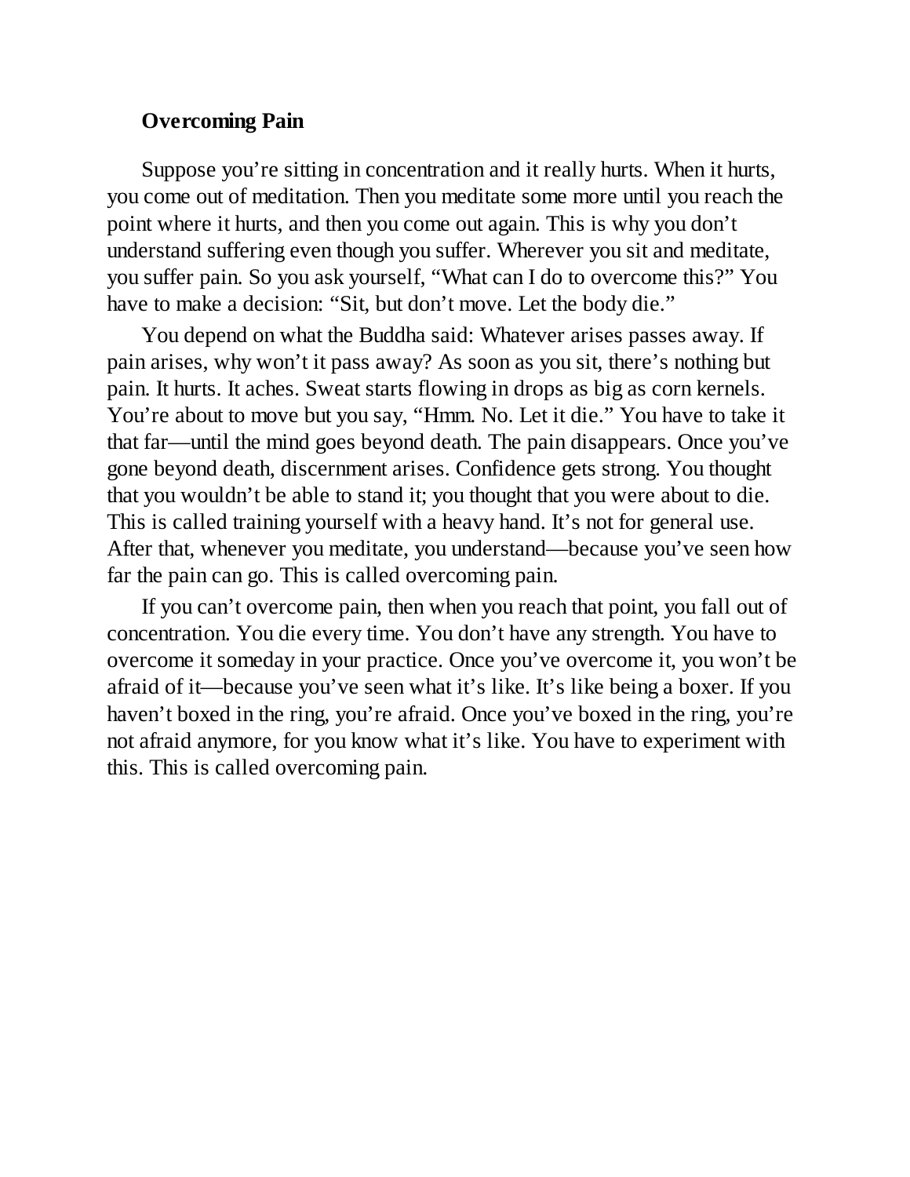### Overcoming Pain

Suppose you're sitting in concentration and it really hurts. When it hurts, you come out of meditation. Then you meditate some more until you reach the point where it hurts, and then you come out again. This is why you don't understand suffering even though you suffer. Wherever you sit and meditate, you suffer pain. So you ask yourself, "What can I do to overcome this?" You have to make a decision: "Sit, but don't move. Let the body die."

You depend on what the Buddha said: Whatever arises passes away. If pain arises, why won't it pass away? As soon as you sit, there's nothing but pain. It hurts. It aches. Sweat starts flowing in drops as big as corn kernels. You're about to move but you say, "Hmm. No. Let it die." You have to take it that far—until the mind goes beyond death. The pain disappears. Once you've gone beyond death, discernment arises. Confidence gets strong. You thought that you wouldn't be able to stand it; you thought that you were about to die. This is called training yourself with a heavy hand. It's not for general use. After that, whenever you meditate, you understand—because you've seen how far the pain can go. This is called overcoming pain.

If you can't overcome pain, then when you reach that point, you fall out of concentration. You die every time. You don't have any strength. You have to overcome it someday in your practice. Once you've overcome it, you won't be afraid of it—because you've seen what it's like. It's like being a boxer. If you haven't boxed in the ring, you're afraid. Once you've boxed in the ring, you're not afraid anymore, for you know what it's like. You have to experiment with this. This is called overcoming pain.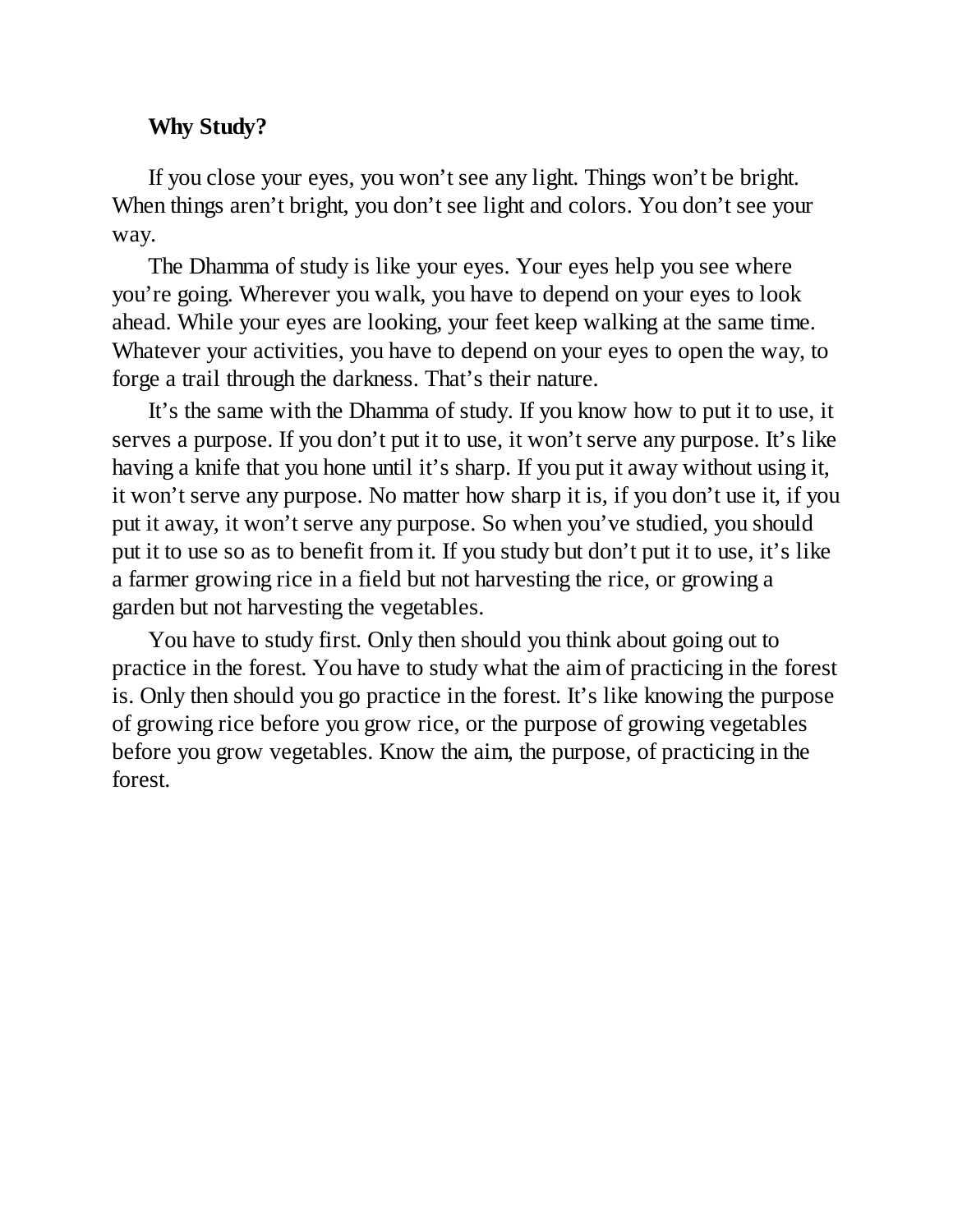**Why Study?**

If you close your eyes, you won't see any light. Things won't be bright. When things aren't bright, you don't see light and colors. You don't see your way.

The Dhamma of study is like your eyes. Your eyes help you see where you're going. Wherever you walk, you have to depend on your eyes to look ahead. While your eyes are looking, your feet keep walking at the same time. Whatever your activities, you have to depend on your eyes to open the way, to forge a trail through the darkness. That's their nature.

It's the same with the Dhamma of study. If you know how to put it to use, it serves a purpose. If you don't put it to use, it won't serve any purpose. It's like having a knife that you hone until it's sharp. If you put it away without using it, it won't serve any purpose. No matter how sharp it is, if you don't use it, if you put it away, it won't serve any purpose. So when you've studied, you should put it to use so as to benefit from it. If you study but don't put it to use, it's like a farmer growing rice in a field but not harvesting the rice, or growing a garden but not harvesting the vegetables.

You have to study first. Only then should you think about going out to practice in the forest. You have to study what the aim of practicing in the forest is. Only then should you go practice in the forest. It's like knowing the purpose of growing rice before you grow rice, or the purpose of growing vegetables before you grow vegetables. Know the aim, the purpose, of practicing in the forest.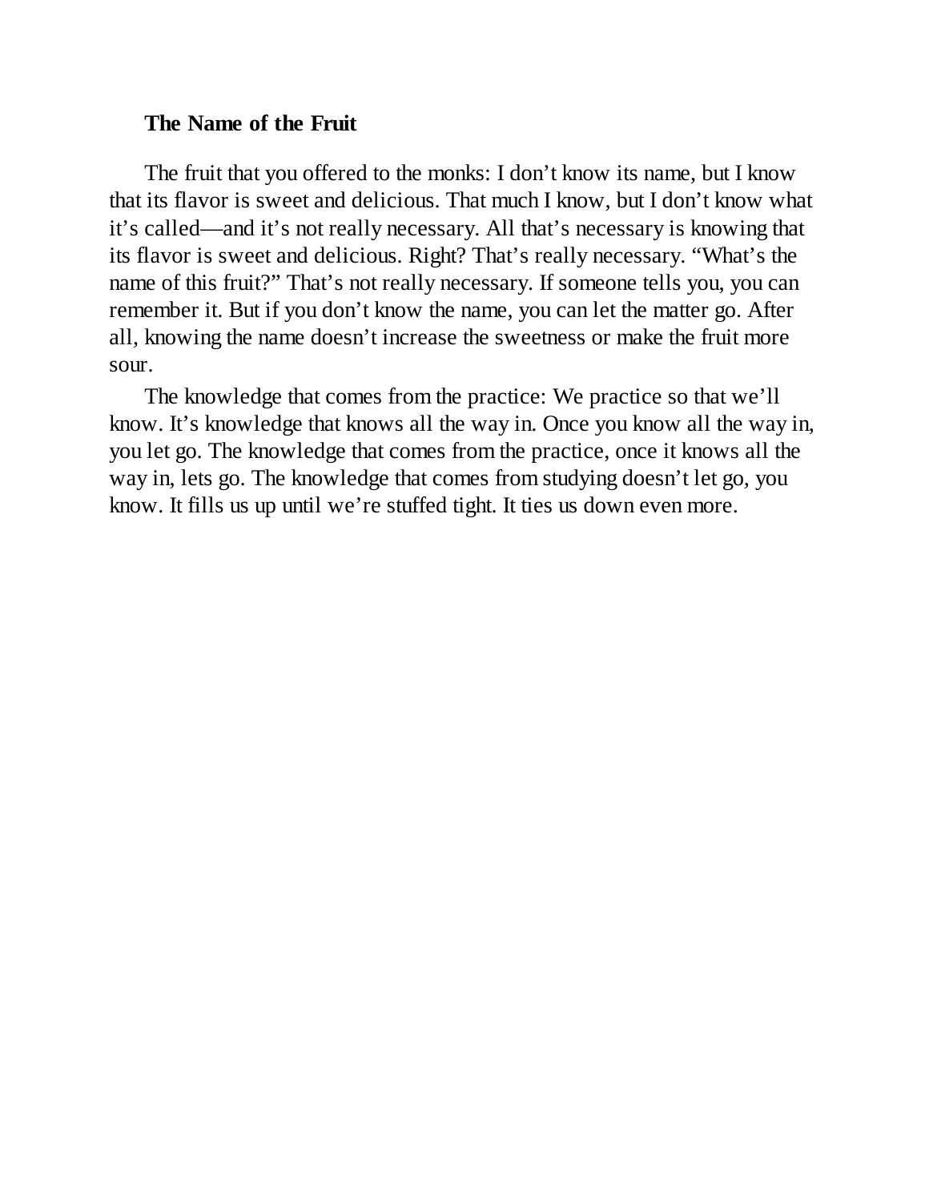**The Name of the Fruit**

The fruit that you offered to the monks: I don't know its name, but I know that its flavor is sweet and delicious. That much I know, but I don't know what it's called—and it's not really necessary. All that's necessary is knowing that its flavor is sweet and delicious. Right? That's really necessary. "What's the name of this fruit?" That's not really necessary. If someone tells you, you can remember it. But if you don't know the name, you can let the matter go. After all, knowing the name doesn't increase the sweetness or make the fruit more sour.

The knowledge that comes from the practice: We practice so that we'll know. It's knowledge that knows all the way in. Once you know all the way in, you let go. The knowledge that comes from the practice, once it knows all the way in, lets go. The knowledge that comes from studying doesn't let go, you know. It fills us up until we're stuffed tight. It ties us down even more.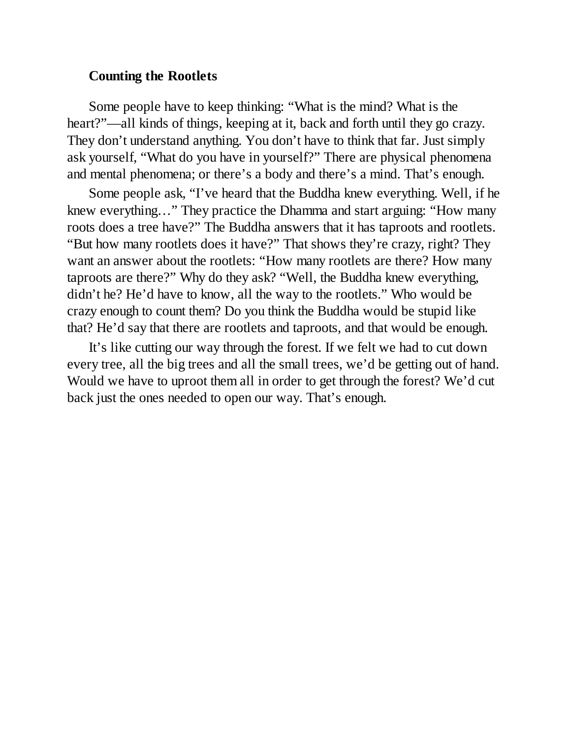### Counting the Rootlets

Some people have to keep thinking: "What is the mind? What is the heart?"—all kinds of things, keeping at it, back and forth until they go crazy. They don't understand anything. You don't have to think that far. Just simply ask yourself, "What do you have in yourself?" There are physical phenomena and mental phenomena; or there's a body and there's a mind. That's enough.

Some people ask, "I've heard that the Buddha knew everything. Well, if he knew everything…" They practice the Dhamma and start arguing: "How many roots does a tree have?" The Buddha answers that it has taproots and rootlets. "But how many rootlets does it have?" That shows they're crazy, right? They want an answer about the rootlets: "How many rootlets are there? How many taproots are there?" Why do they ask? "Well, the Buddha knew everything, didn't he? He'd have to know, all the way to the rootlets." Who would be crazy enough to count them? Do you think the Buddha would be stupid like that? He'd say that there are rootlets and taproots, and that would be enough.

It's like cutting our way through the forest. If we felt we had to cut down every tree, all the big trees and all the small trees, we'd be getting out of hand. Would we have to uproot them all in order to get through the forest? We'd cut back just the ones needed to open our way. That's enough.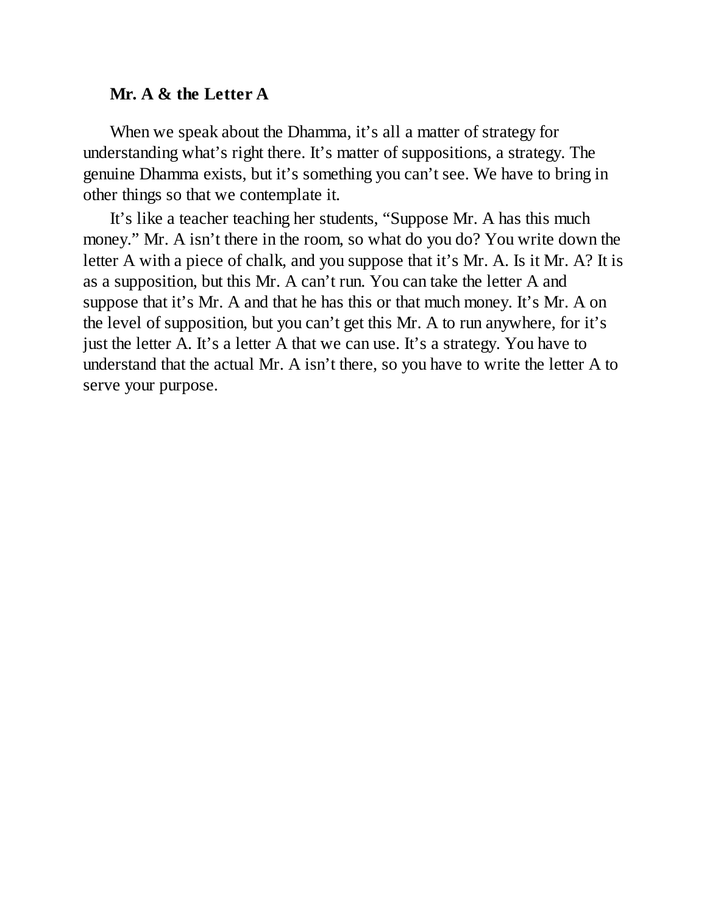### Mr. A & the Letter A

When we speak about the Dhamma, it’s all a matter of strategy for understanding what’s right there. It’s matter of suppositions, a strategy. The genuine Dhamma exists, but it’s something you can’t see. We have to bring in other things so that we contemplate it.

It’s like a teacher teaching her students, “Suppose Mr. A has this much money.” Mr. A isn’t there in the room, so what do you do? You write down the letter A with a piece of chalk, and you suppose that it’s Mr. A. Is it Mr. A? It is as a supposition, but this Mr. A can’t run. You can take the letter A and suppose that it’s Mr. A and that he has this or that much money. It’s Mr. A on the level of supposition, but you can’t get this Mr. A to run anywhere, for it’s just the letter A. It’s a letter A that we can use. It’s a strategy. You have to understand that the actual Mr. A isn’t there, so you have to write the letter A to serve your purpose.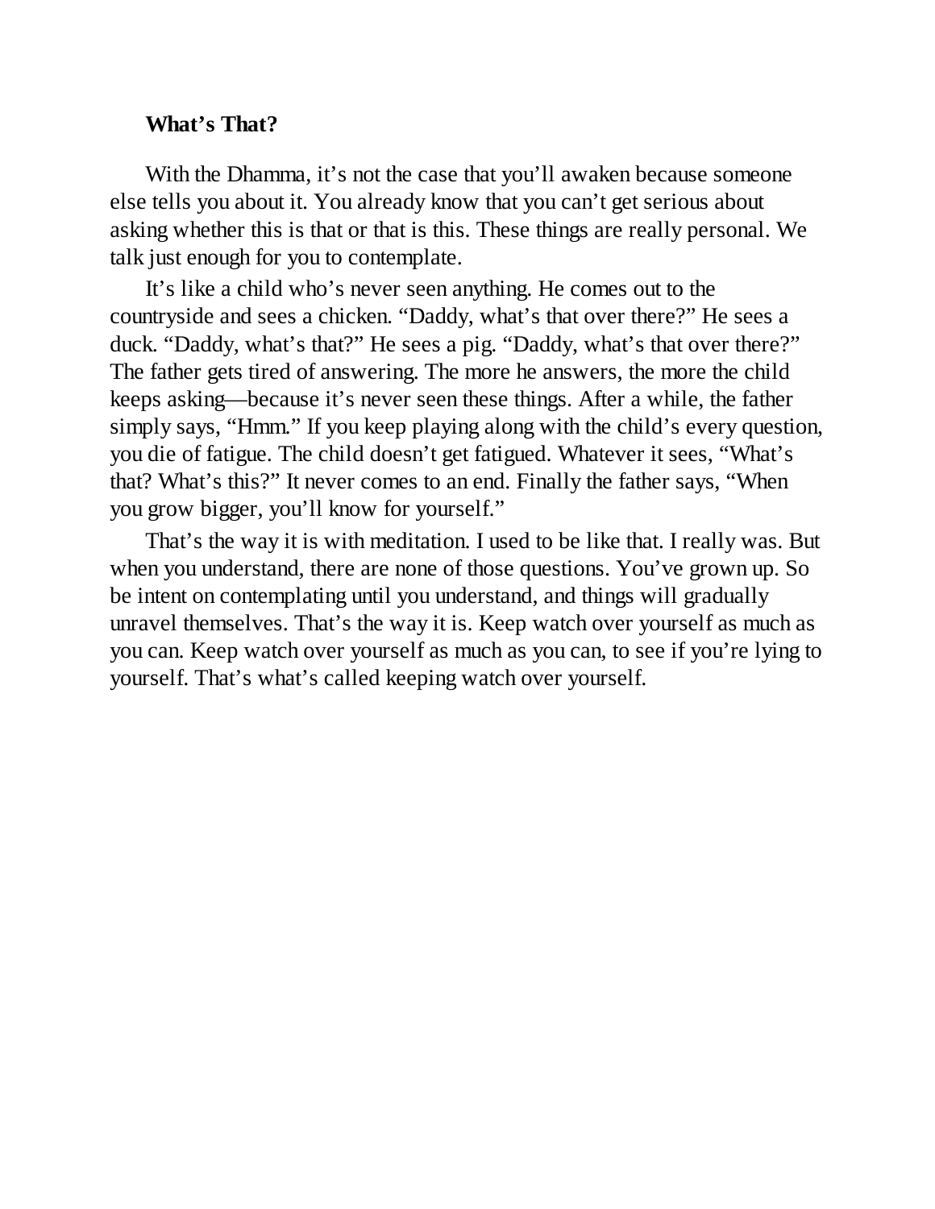### What's That?

With the Dhamma, it's not the case that you'll awaken because someone else tells you about it. You already know that you can't get serious about asking whether this is that or that is this. These things are really personal. We talk just enough for you to contemplate.

It's like a child who's never seen anything. He comes out to the countryside and sees a chicken. "Daddy, what's that over there?" He sees a duck. "Daddy, what's that?" He sees a pig. "Daddy, what's that over there?" The father gets tired of answering. The more he answers, the more the child keeps asking—because it's never seen these things. After a while, the father simply says, "Hmm." If you keep playing along with the child's every question, you die of fatigue. The child doesn't get fatigued. Whatever it sees, "What's that? What's this?" It never comes to an end. Finally the father says, "When you grow bigger, you'll know for yourself."

That's the way it is with meditation. I used to be like that. I really was. But when you understand, there are none of those questions. You've grown up. So be intent on contemplating until you understand, and things will gradually unravel themselves. That's the way it is. Keep watch over yourself as much as you can. Keep watch over yourself as much as you can, to see if you're lying to yourself. That's what's called keeping watch over yourself.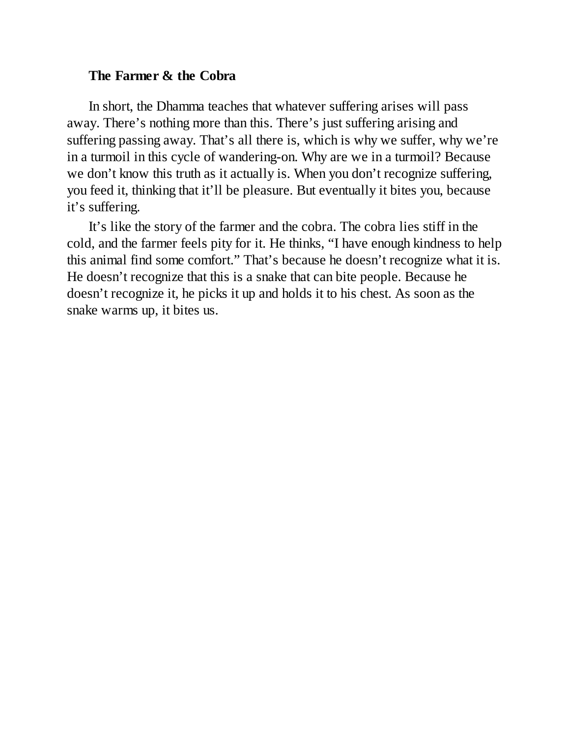### The Farmer & the Cobra

In short, the Dhamma teaches that whatever suffering arises will pass away. There's nothing more than this. There's just suffering arising and suffering passing away. That's all there is, which is why we suffer, why we're in a turmoil in this cycle of wandering-on. Why are we in a turmoil? Because we don't know this truth as it actually is. When you don't recognize suffering, you feed it, thinking that it'll be pleasure. But eventually it bites you, because it's suffering.

It's like the story of the farmer and the cobra. The cobra lies stiff in the cold, and the farmer feels pity for it. He thinks, "I have enough kindness to help this animal find some comfort." That's because he doesn't recognize what it is. He doesn't recognize that this is a snake that can bite people. Because he doesn't recognize it, he picks it up and holds it to his chest. As soon as the snake warms up, it bites us.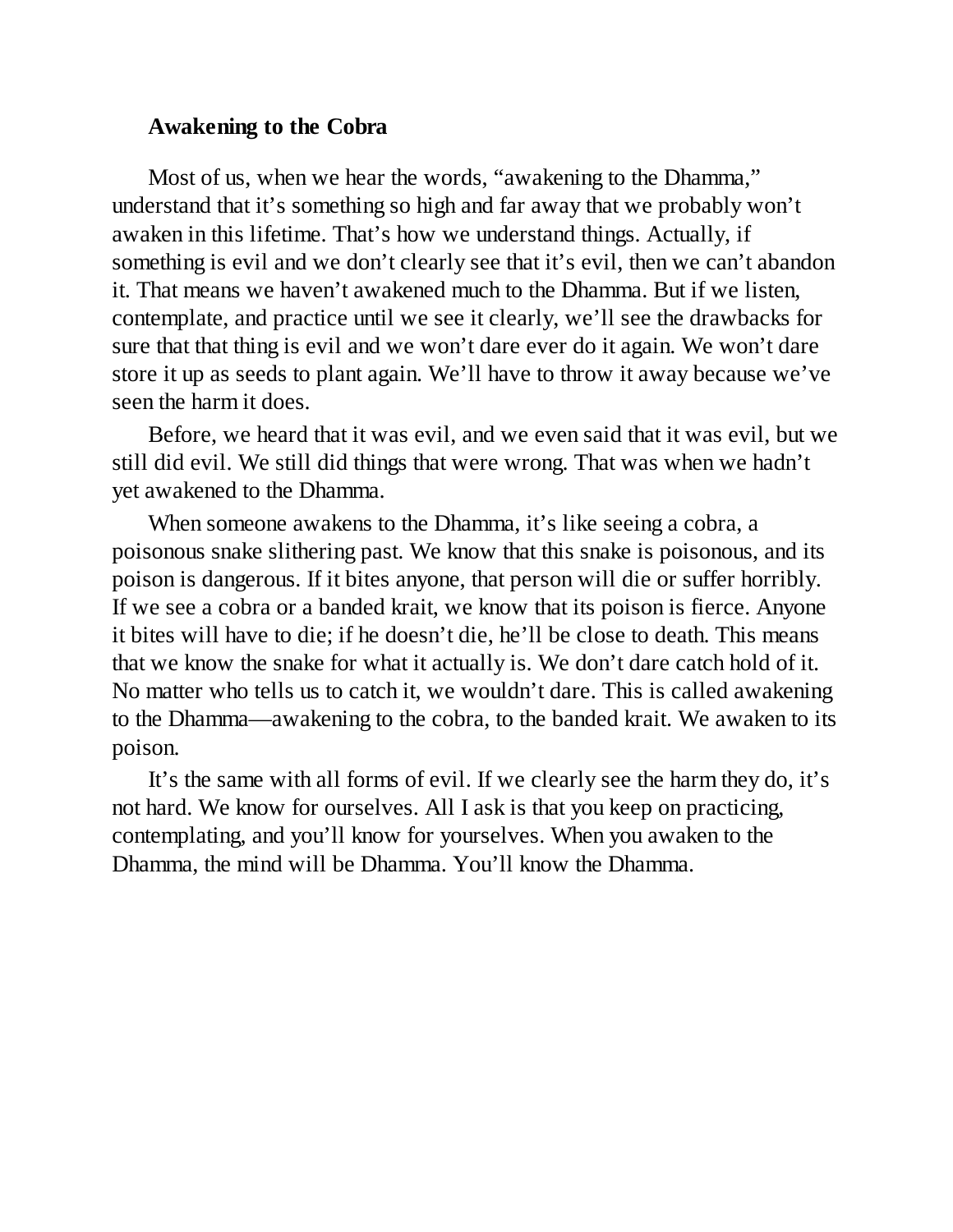**Awakening to the Cobra**

Most of us, when we hear the words, "awakening to the Dhamma," understand that it's something so high and far away that we probably won't awaken in this lifetime. That's how we understand things. Actually, if something is evil and we don't clearly see that it's evil, then we can't abandon it. That means we haven't awakened much to the Dhamma. But if we listen, contemplate, and practice until we see it clearly, we'll see the drawbacks for sure that that thing is evil and we won't dare ever do it again. We won't dare store it up as seeds to plant again. We'll have to throw it away because we've seen the harm it does.

Before, we heard that it was evil, and we even said that it was evil, but we still did evil. We still did things that were wrong. That was when we hadn't yet awakened to the Dhamma.

When someone awakens to the Dhamma, it's like seeing a cobra, a poisonous snake slithering past. We know that this snake is poisonous, and its poison is dangerous. If it bites anyone, that person will die or suffer horribly. If we see a cobra or a banded krait, we know that its poison is fierce. Anyone it bites will have to die; if he doesn't die, he'll be close to death. This means that we know the snake for what it actually is. We don't dare catch hold of it. No matter who tells us to catch it, we wouldn't dare. This is called awakening to the Dhamma—awakening to the cobra, to the banded krait. We awaken to its poison.

It's the same with all forms of evil. If we clearly see the harm they do, it's not hard. We know for ourselves. All I ask is that you keep on practicing, contemplating, and you'll know for yourselves. When you awaken to the Dhamma, the mind will be Dhamma. You'll know the Dhamma.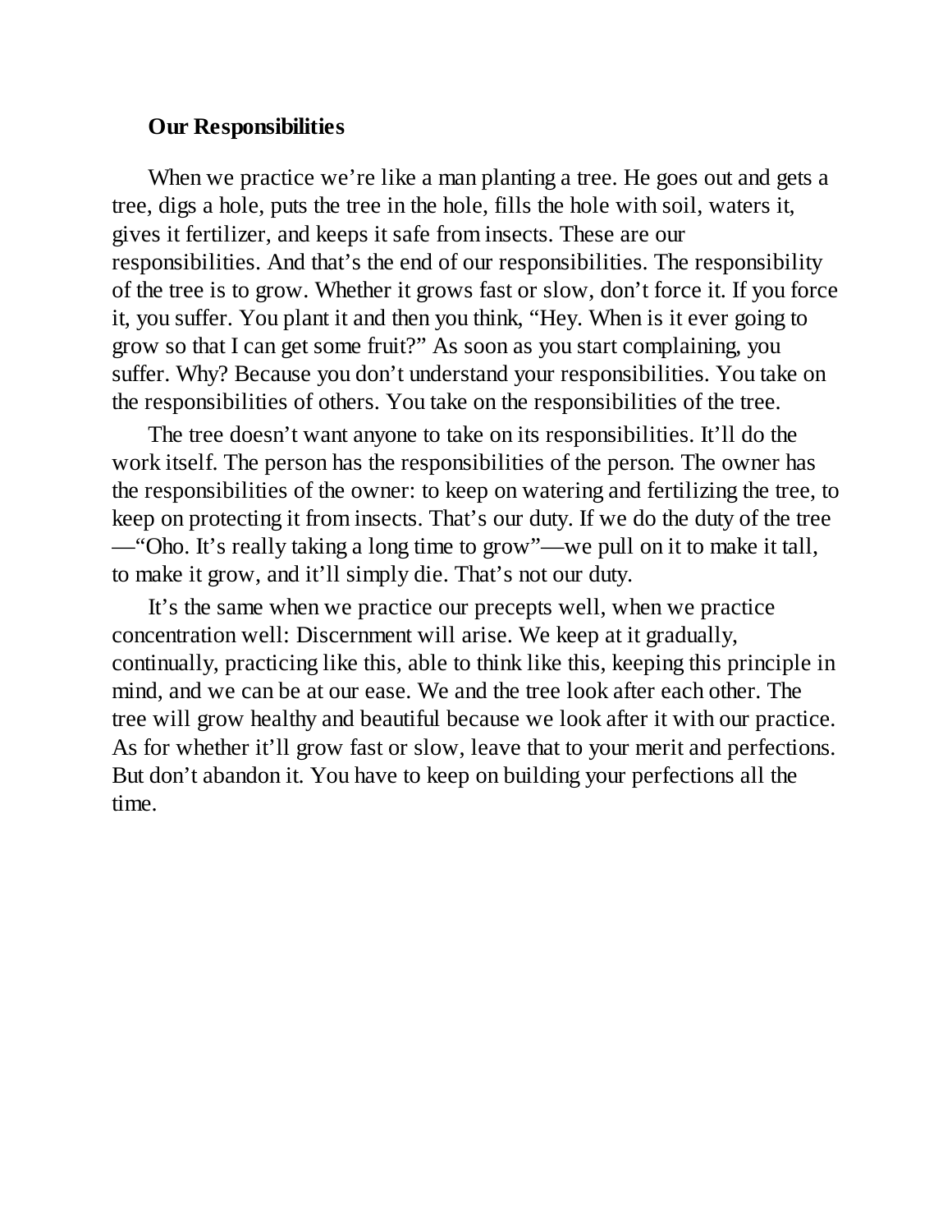**Our Responsibilities**

When we practice we're like a man planting a tree. He goes out and gets a tree, digs a hole, puts the tree in the hole, fills the hole with soil, waters it, gives it fertilizer, and keeps it safe from insects. These are our responsibilities. And that's the end of our responsibilities. The responsibility of the tree is to grow. Whether it grows fast or slow, don't force it. If you force it, you suffer. You plant it and then you think, "Hey. When is it ever going to grow so that I can get some fruit?" As soon as you start complaining, you suffer. Why? Because you don't understand your responsibilities. You take on the responsibilities of others. You take on the responsibilities of the tree.

The tree doesn't want anyone to take on its responsibilities. It'll do the work itself. The person has the responsibilities of the person. The owner has the responsibilities of the owner: to keep on watering and fertilizing the tree, to keep on protecting it from insects. That's our duty. If we do the duty of the tree—"Oho. It's really taking a long time to grow"—we pull on it to make it tall, to make it grow, and it'll simply die. That's not our duty.

It's the same when we practice our precepts well, when we practice concentration well: Discernment will arise. We keep at it gradually, continually, practicing like this, able to think like this, keeping this principle in mind, and we can be at our ease. We and the tree look after each other. The tree will grow healthy and beautiful because we look after it with our practice. As for whether it'll grow fast or slow, leave that to your merit and perfections. But don't abandon it. You have to keep on building your perfections all the time.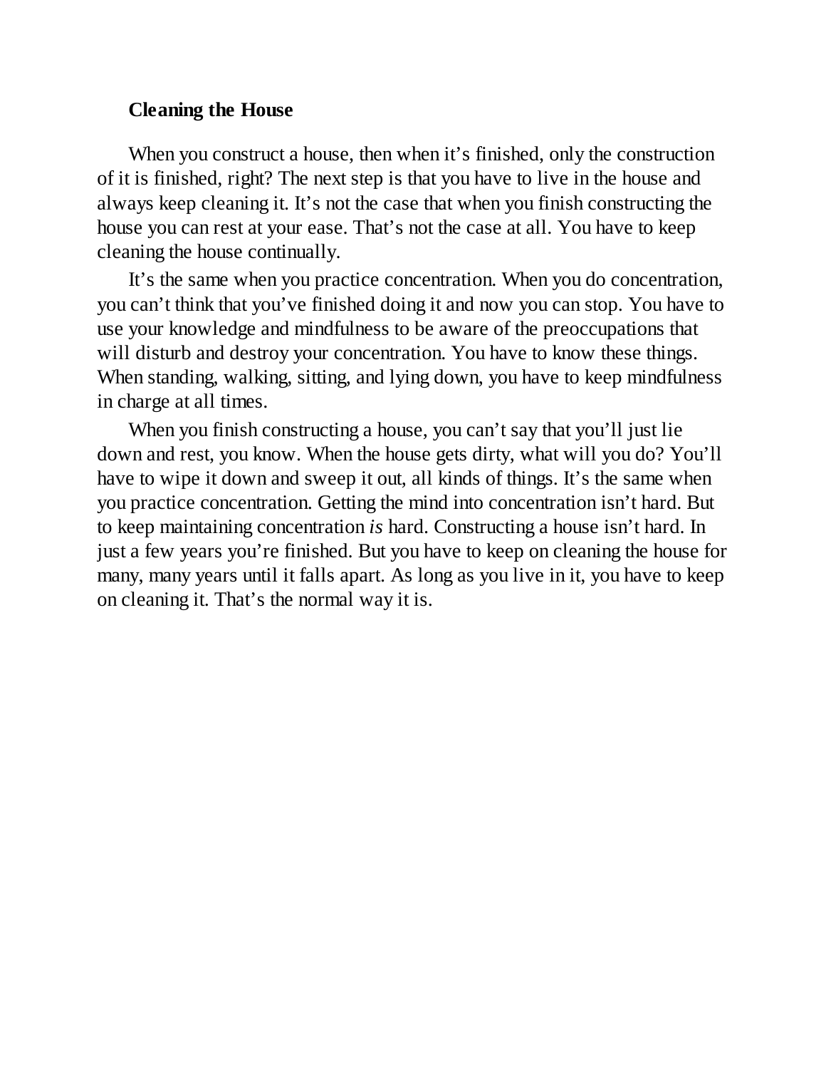### Cleaning the House

When you construct a house, then when it's finished, only the construction of it is finished, right? The next step is that you have to live in the house and always keep cleaning it. It's not the case that when you finish constructing the house you can rest at your ease. That's not the case at all. You have to keep cleaning the house continually.

It's the same when you practice concentration. When you do concentration, you can't think that you've finished doing it and now you can stop. You have to use your knowledge and mindfulness to be aware of the preoccupations that will disturb and destroy your concentration. You have to know these things. When standing, walking, sitting, and lying down, you have to keep mindfulness in charge at all times.

When you finish constructing a house, you can't say that you'll just lie down and rest, you know. When the house gets dirty, what will you do? You'll have to wipe it down and sweep it out, all kinds of things. It's the same when you practice concentration. Getting the mind into concentration isn't hard. But to keep maintaining concentration *is* hard. Constructing a house isn't hard. In just a few years you're finished. But you have to keep on cleaning the house for many, many years until it falls apart. As long as you live in it, you have to keep on cleaning it. That's the normal way it is.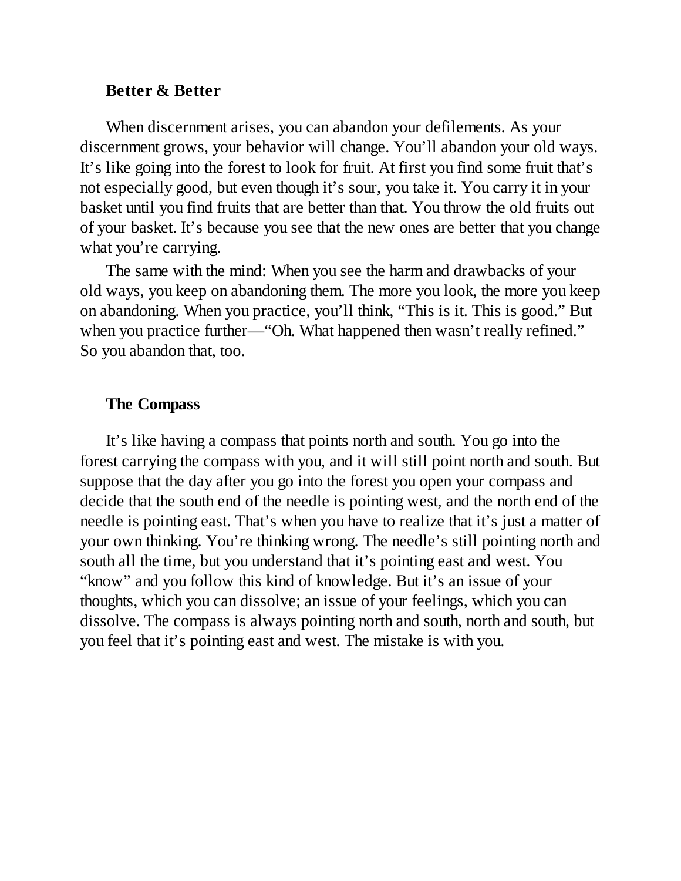### Better & Better

When discernment arises, you can abandon your defilements. As your discernment grows, your behavior will change. You'll abandon your old ways. It's like going into the forest to look for fruit. At first you find some fruit that's not especially good, but even though it's sour, you take it. You carry it in your basket until you find fruits that are better than that. You throw the old fruits out of your basket. It's because you see that the new ones are better that you change what you're carrying.

The same with the mind: When you see the harm and drawbacks of your old ways, you keep on abandoning them. The more you look, the more you keep on abandoning. When you practice, you'll think, "This is it. This is good." But when you practice further—"Oh. What happened then wasn't really refined." So you abandon that, too.

### The Compass

It's like having a compass that points north and south. You go into the forest carrying the compass with you, and it will still point north and south. But suppose that the day after you go into the forest you open your compass and decide that the south end of the needle is pointing west, and the north end of the needle is pointing east. That's when you have to realize that it's just a matter of your own thinking. You're thinking wrong. The needle's still pointing north and south all the time, but you understand that it's pointing east and west. You "know" and you follow this kind of knowledge. But it's an issue of your thoughts, which you can dissolve; an issue of your feelings, which you can dissolve. The compass is always pointing north and south, north and south, but you feel that it's pointing east and west. The mistake is with you.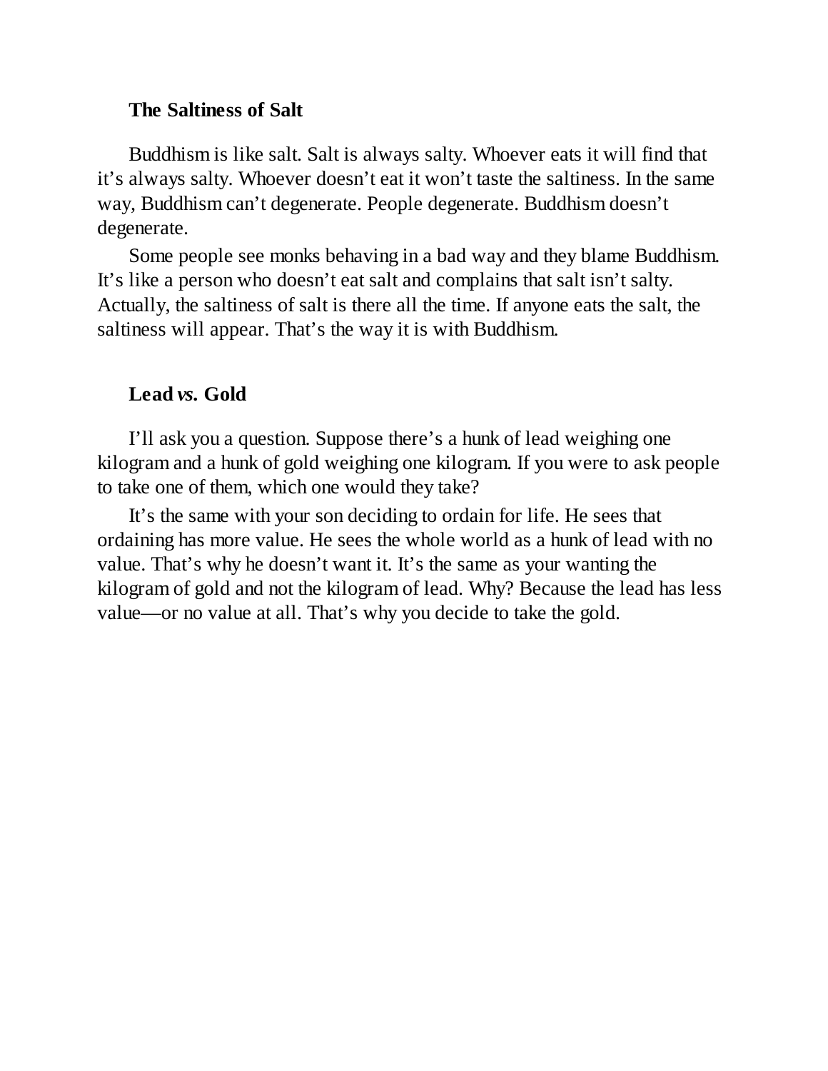### The Saltiness of Salt

Buddhism is like salt. Salt is always salty. Whoever eats it will find that it's always salty. Whoever doesn't eat it won't taste the saltiness. In the same way, Buddhism can't degenerate. People degenerate. Buddhism doesn't degenerate.

Some people see monks behaving in a bad way and they blame Buddhism. It's like a person who doesn't eat salt and complains that salt isn't salty. Actually, the saltiness of salt is there all the time. If anyone eats the salt, the saltiness will appear. That's the way it is with Buddhism.

### Lead *vs.* Gold

I'll ask you a question. Suppose there's a hunk of lead weighing one kilogram and a hunk of gold weighing one kilogram. If you were to ask people to take one of them, which one would they take?

It's the same with your son deciding to ordain for life. He sees that ordaining has more value. He sees the whole world as a hunk of lead with no value. That's why he doesn't want it. It's the same as your wanting the kilogram of gold and not the kilogram of lead. Why? Because the lead has less value—or no value at all. That's why you decide to take the gold.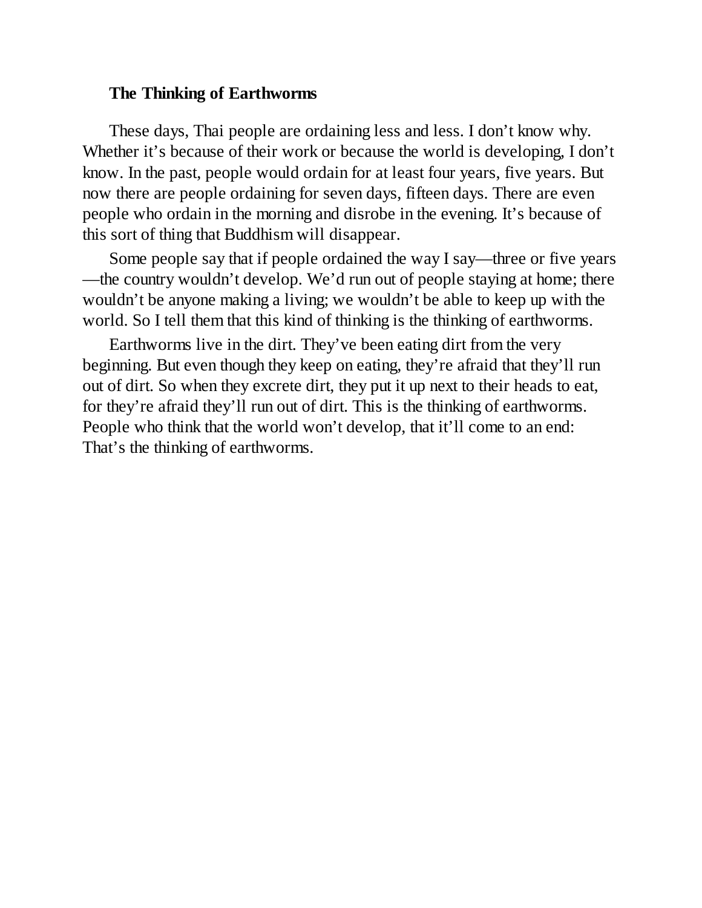### The Thinking of Earthworms

These days, Thai people are ordaining less and less. I don't know why. Whether it's because of their work or because the world is developing, I don't know. In the past, people would ordain for at least four years, five years. But now there are people ordaining for seven days, fifteen days. There are even people who ordain in the morning and disrobe in the evening. It's because of this sort of thing that Buddhism will disappear.

Some people say that if people ordained the way I say—three or five years—the country wouldn't develop. We'd run out of people staying at home; there wouldn't be anyone making a living; we wouldn't be able to keep up with the world. So I tell them that this kind of thinking is the thinking of earthworms.

Earthworms live in the dirt. They've been eating dirt from the very beginning. But even though they keep on eating, they're afraid that they'll run out of dirt. So when they excrete dirt, they put it up next to their heads to eat, for they're afraid they'll run out of dirt. This is the thinking of earthworms. People who think that the world won't develop, that it'll come to an end: That's the thinking of earthworms.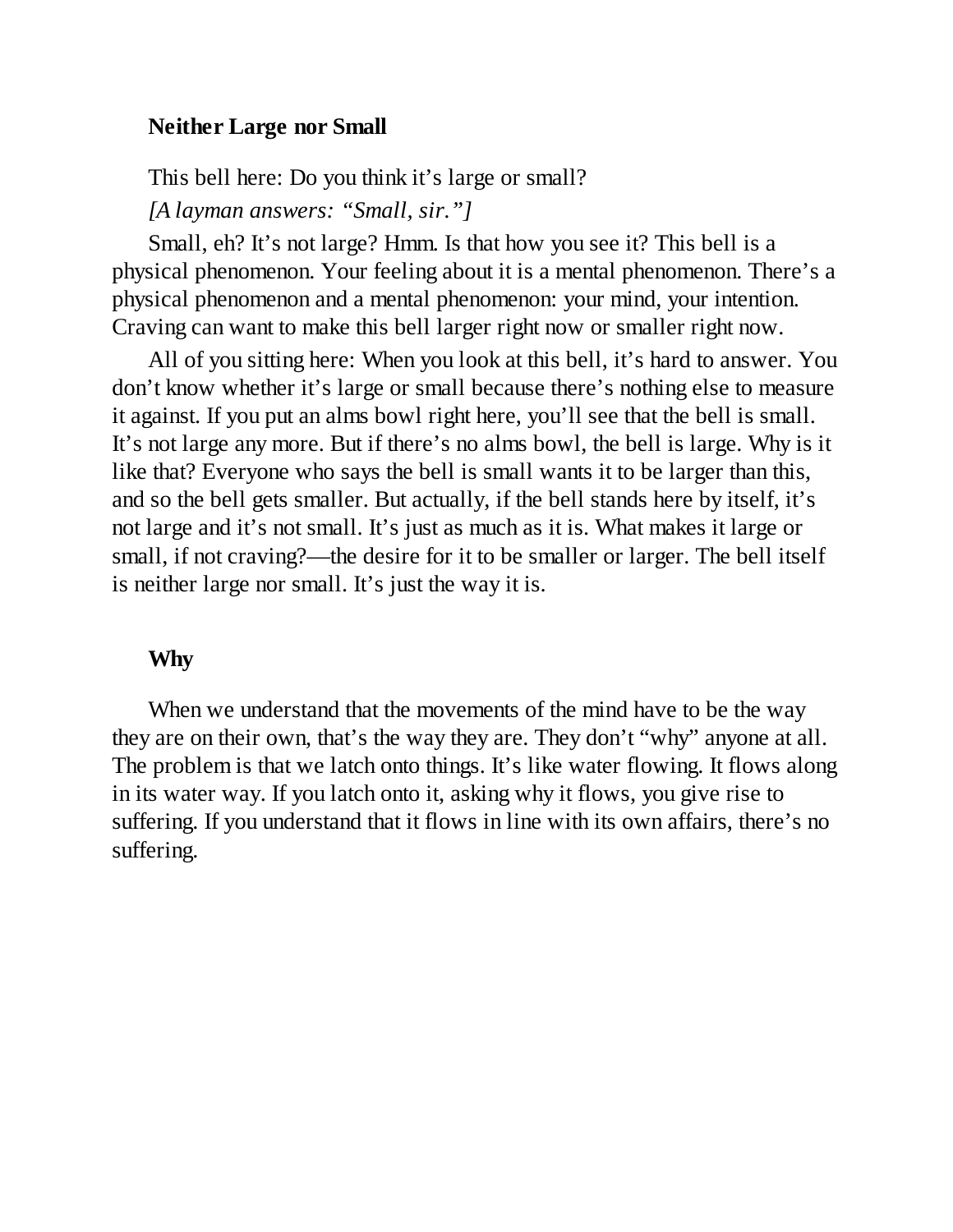### Neither Large nor Small

This bell here: Do you think it's large or small?

*[A layman answers: "Small, sir."]*

Small, eh? It's not large? Hmm. Is that how you see it? This bell is a physical phenomenon. Your feeling about it is a mental phenomenon. There's a physical phenomenon and a mental phenomenon: your mind, your intention. Craving can want to make this bell larger right now or smaller right now.

All of you sitting here: When you look at this bell, it's hard to answer. You don't know whether it's large or small because there's nothing else to measure it against. If you put an alms bowl right here, you'll see that the bell is small. It's not large any more. But if there's no alms bowl, the bell is large. Why is it like that? Everyone who says the bell is small wants it to be larger than this, and so the bell gets smaller. But actually, if the bell stands here by itself, it's not large and it's not small. It's just as much as it is. What makes it large or small, if not craving?—the desire for it to be smaller or larger. The bell itself is neither large nor small. It's just the way it is.

### Why

When we understand that the movements of the mind have to be the way they are on their own, that's the way they are. They don't "why" anyone at all. The problem is that we latch onto things. It's like water flowing. It flows along in its water way. If you latch onto it, asking why it flows, you give rise to suffering. If you understand that it flows in line with its own affairs, there's no suffering.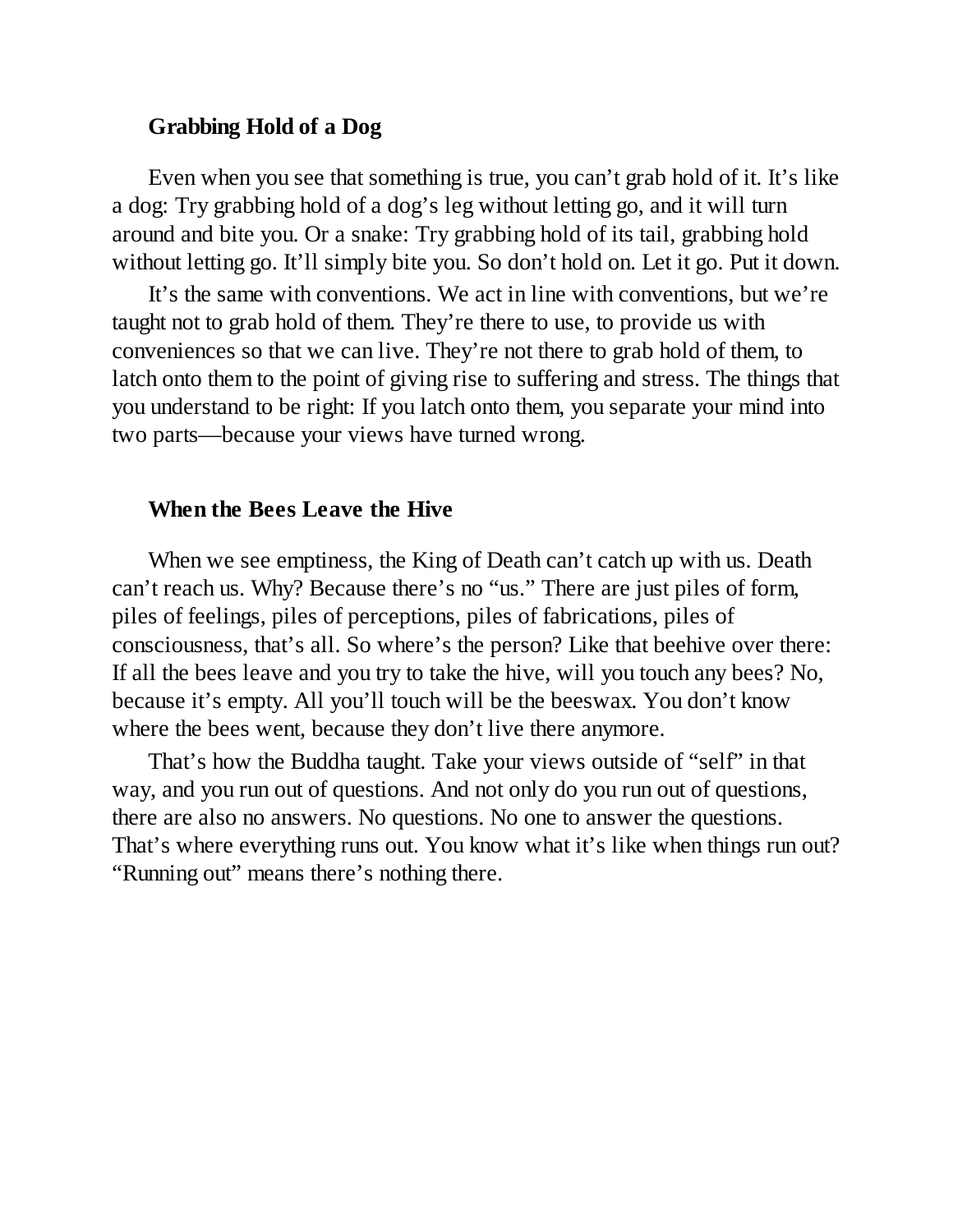### Grabbing Hold of a Dog

Even when you see that something is true, you can't grab hold of it. It's like a dog: Try grabbing hold of a dog's leg without letting go, and it will turn around and bite you. Or a snake: Try grabbing hold of its tail, grabbing hold without letting go. It'll simply bite you. So don't hold on. Let it go. Put it down.

It's the same with conventions. We act in line with conventions, but we're taught not to grab hold of them. They're there to use, to provide us with conveniences so that we can live. They're not there to grab hold of them, to latch onto them to the point of giving rise to suffering and stress. The things that you understand to be right: If you latch onto them, you separate your mind into two parts—because your views have turned wrong.

### When the Bees Leave the Hive

When we see emptiness, the King of Death can't catch up with us. Death can't reach us. Why? Because there's no "us." There are just piles of form, piles of feelings, piles of perceptions, piles of fabrications, piles of consciousness, that's all. So where's the person? Like that beehive over there: If all the bees leave and you try to take the hive, will you touch any bees? No, because it's empty. All you'll touch will be the beeswax. You don't know where the bees went, because they don't live there anymore.

That's how the Buddha taught. Take your views outside of "self" in that way, and you run out of questions. And not only do you run out of questions, there are also no answers. No questions. No one to answer the questions. That's where everything runs out. You know what it's like when things run out? "Running out" means there's nothing there.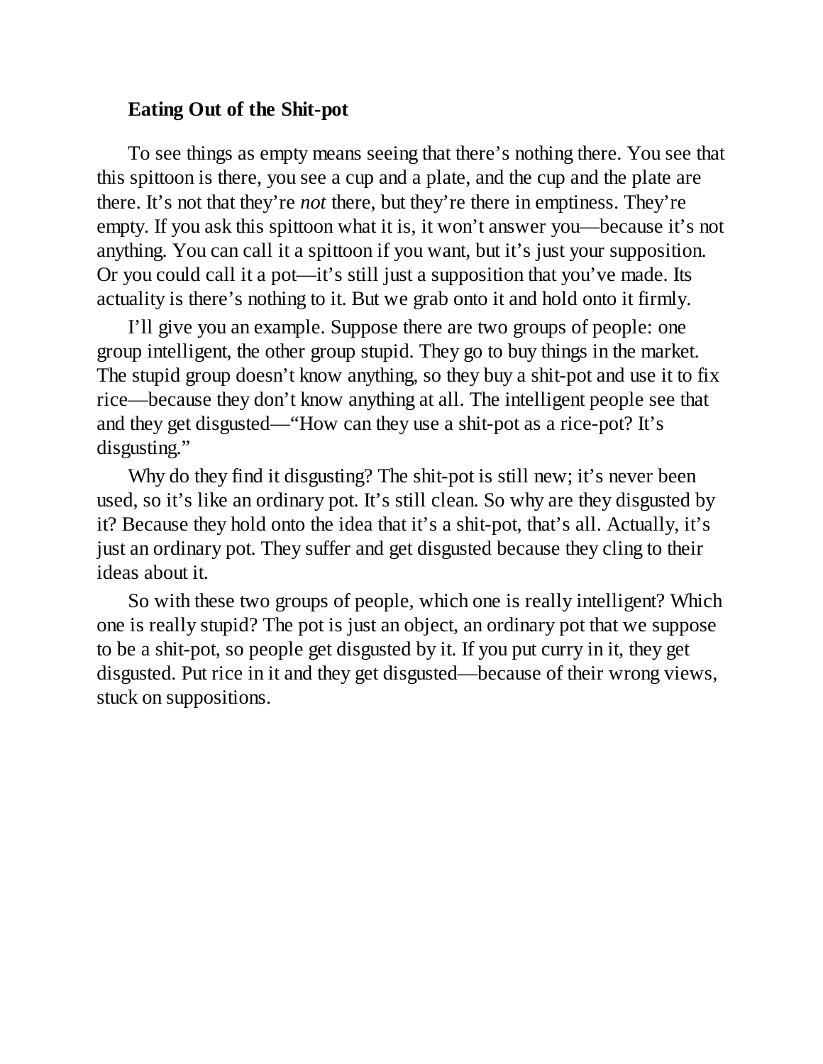### Eating Out of the Shit-pot

To see things as empty means seeing that there's nothing there. You see that this spittoon is there, you see a cup and a plate, and the cup and the plate are there. It's not that they're *not* there, but they're there in emptiness. They're empty. If you ask this spittoon what it is, it won't answer you—because it's not anything. You can call it a spittoon if you want, but it's just your supposition. Or you could call it a pot—it's still just a supposition that you've made. Its actuality is there's nothing to it. But we grab onto it and hold onto it firmly.

I'll give you an example. Suppose there are two groups of people: one group intelligent, the other group stupid. They go to buy things in the market. The stupid group doesn't know anything, so they buy a shit-pot and use it to fix rice—because they don't know anything at all. The intelligent people see that and they get disgusted—"How can they use a shit-pot as a rice-pot? It's disgusting."

Why do they find it disgusting? The shit-pot is still new; it's never been used, so it's like an ordinary pot. It's still clean. So why are they disgusted by it? Because they hold onto the idea that it's a shit-pot, that's all. Actually, it's just an ordinary pot. They suffer and get disgusted because they cling to their ideas about it.

So with these two groups of people, which one is really intelligent? Which one is really stupid? The pot is just an object, an ordinary pot that we suppose to be a shit-pot, so people get disgusted by it. If you put curry in it, they get disgusted. Put rice in it and they get disgusted—because of their wrong views, stuck on suppositions.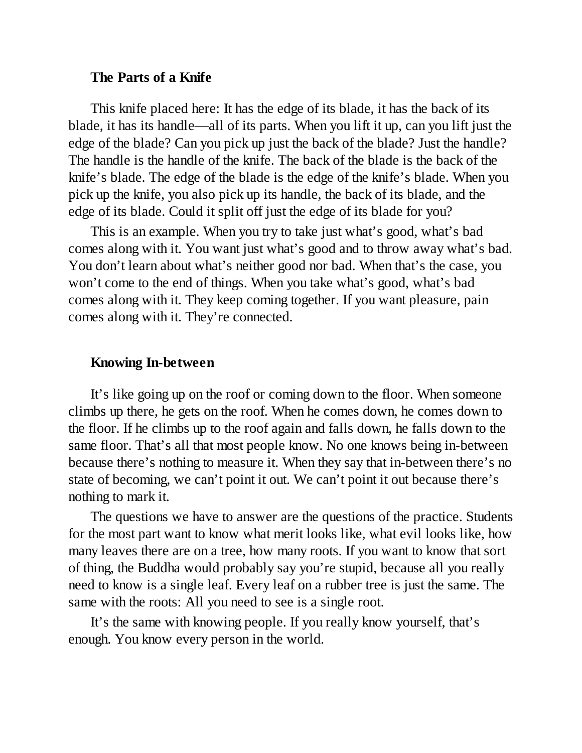### The Parts of a Knife

This knife placed here: It has the edge of its blade, it has the back of its blade, it has its handle—all of its parts. When you lift it up, can you lift just the edge of the blade? Can you pick up just the back of the blade? Just the handle? The handle is the handle of the knife. The back of the blade is the back of the knife's blade. The edge of the blade is the edge of the knife's blade. When you pick up the knife, you also pick up its handle, the back of its blade, and the edge of its blade. Could it split off just the edge of its blade for you?

This is an example. When you try to take just what's good, what's bad comes along with it. You want just what's good and to throw away what's bad. You don't learn about what's neither good nor bad. When that's the case, you won't come to the end of things. When you take what's good, what's bad comes along with it. They keep coming together. If you want pleasure, pain comes along with it. They're connected.

### Knowing In-between

It's like going up on the roof or coming down to the floor. When someone climbs up there, he gets on the roof. When he comes down, he comes down to the floor. If he climbs up to the roof again and falls down, he falls down to the same floor. That's all that most people know. No one knows being in-between because there's nothing to measure it. When they say that in-between there's no state of becoming, we can't point it out. We can't point it out because there's nothing to mark it.

The questions we have to answer are the questions of the practice. Students for the most part want to know what merit looks like, what evil looks like, how many leaves there are on a tree, how many roots. If you want to know that sort of thing, the Buddha would probably say you're stupid, because all you really need to know is a single leaf. Every leaf on a rubber tree is just the same. The same with the roots: All you need to see is a single root.

It's the same with knowing people. If you really know yourself, that's enough. You know every person in the world.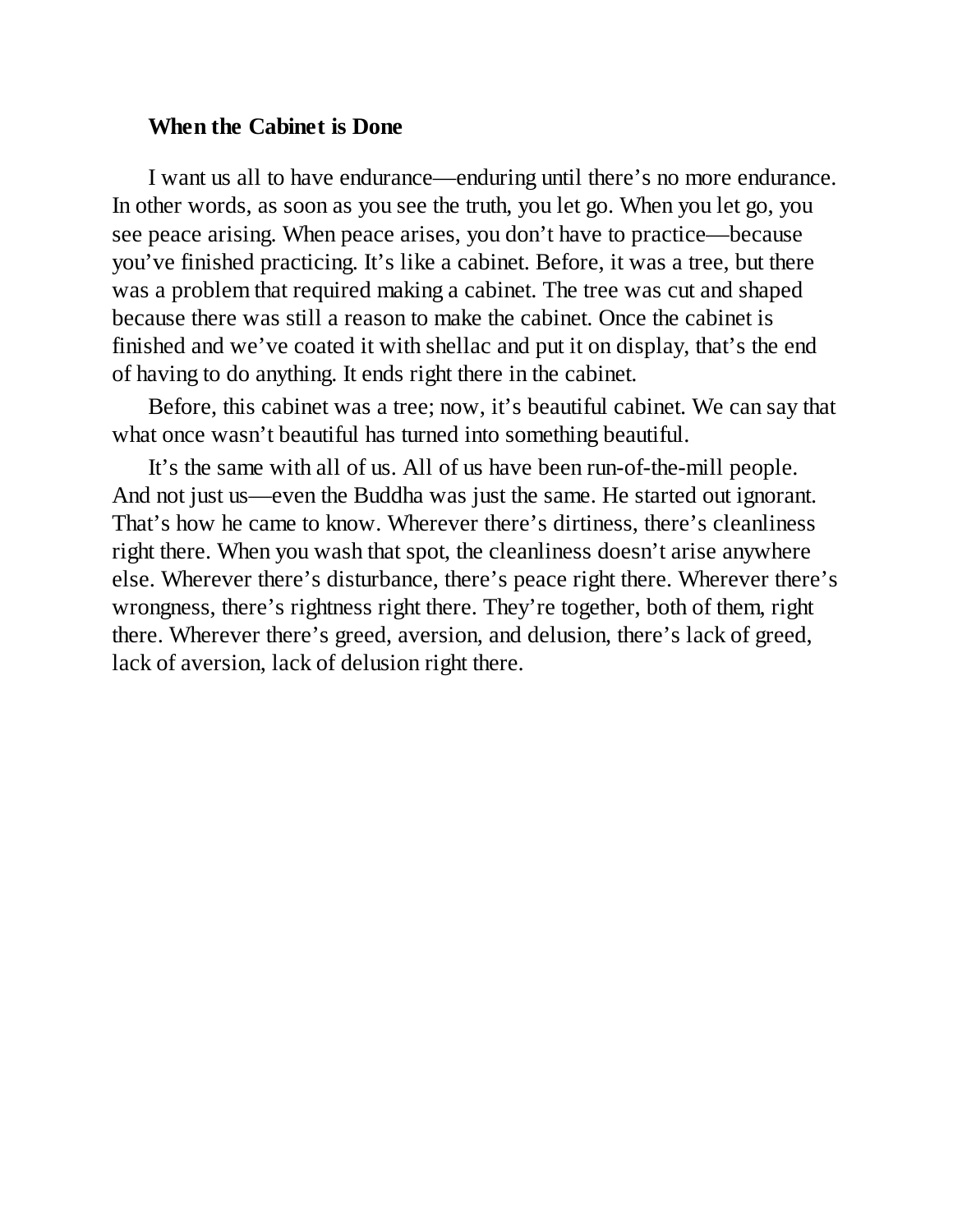### When the Cabinet is Done

I want us all to have endurance—enduring until there's no more endurance. In other words, as soon as you see the truth, you let go. When you let go, you see peace arising. When peace arises, you don't have to practice—because you've finished practicing. It's like a cabinet. Before, it was a tree, but there was a problem that required making a cabinet. The tree was cut and shaped because there was still a reason to make the cabinet. Once the cabinet is finished and we've coated it with shellac and put it on display, that's the end of having to do anything. It ends right there in the cabinet.

Before, this cabinet was a tree; now, it's beautiful cabinet. We can say that what once wasn't beautiful has turned into something beautiful.

It's the same with all of us. All of us have been run-of-the-mill people. And not just us—even the Buddha was just the same. He started out ignorant. That's how he came to know. Wherever there's dirtiness, there's cleanliness right there. When you wash that spot, the cleanliness doesn't arise anywhere else. Wherever there's disturbance, there's peace right there. Wherever there's wrongness, there's rightness right there. They're together, both of them, right there. Wherever there's greed, aversion, and delusion, there's lack of greed, lack of aversion, lack of delusion right there.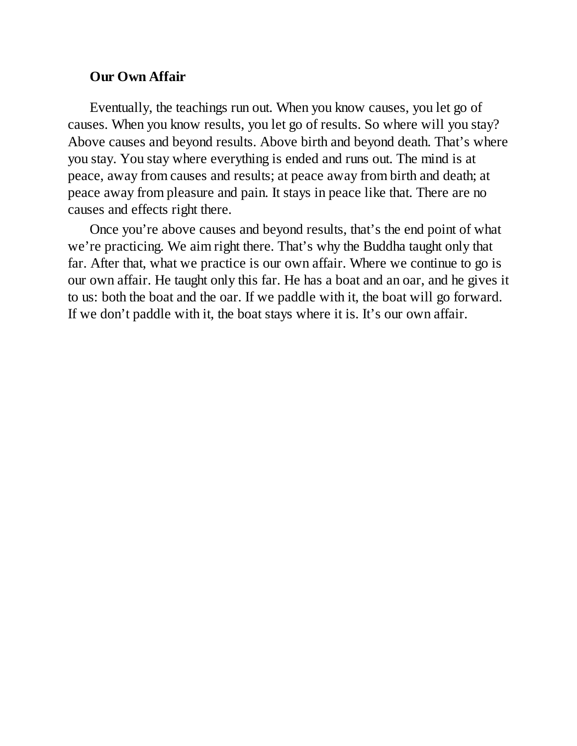### Our Own Affair

Eventually, the teachings run out. When you know causes, you let go of causes. When you know results, you let go of results. So where will you stay? Above causes and beyond results. Above birth and beyond death. That's where you stay. You stay where everything is ended and runs out. The mind is at peace, away from causes and results; at peace away from birth and death; at peace away from pleasure and pain. It stays in peace like that. There are no causes and effects right there.

Once you're above causes and beyond results, that's the end point of what we're practicing. We aim right there. That's why the Buddha taught only that far. After that, what we practice is our own affair. Where we continue to go is our own affair. He taught only this far. He has a boat and an oar, and he gives it to us: both the boat and the oar. If we paddle with it, the boat will go forward. If we don't paddle with it, the boat stays where it is. It's our own affair.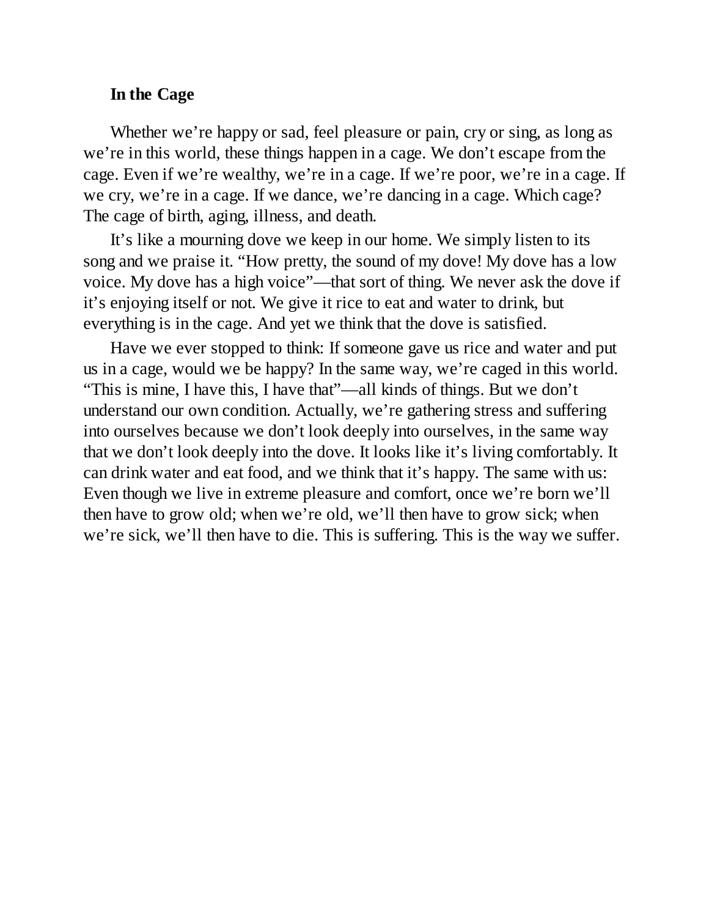**In the Cage**

Whether we're happy or sad, feel pleasure or pain, cry or sing, as long as we're in this world, these things happen in a cage. We don't escape from the cage. Even if we're wealthy, we're in a cage. If we're poor, we're in a cage. If we cry, we're in a cage. If we dance, we're dancing in a cage. Which cage? The cage of birth, aging, illness, and death.

It's like a mourning dove we keep in our home. We simply listen to its song and we praise it. "How pretty, the sound of my dove! My dove has a low voice. My dove has a high voice"—that sort of thing. We never ask the dove if it's enjoying itself or not. We give it rice to eat and water to drink, but everything is in the cage. And yet we think that the dove is satisfied.

Have we ever stopped to think: If someone gave us rice and water and put us in a cage, would we be happy? In the same way, we're caged in this world. "This is mine, I have this, I have that"—all kinds of things. But we don't understand our own condition. Actually, we're gathering stress and suffering into ourselves because we don't look deeply into ourselves, in the same way that we don't look deeply into the dove. It looks like it's living comfortably. It can drink water and eat food, and we think that it's happy. The same with us: Even though we live in extreme pleasure and comfort, once we're born we'll then have to grow old; when we're old, we'll then have to grow sick; when we're sick, we'll then have to die. This is suffering. This is the way we suffer.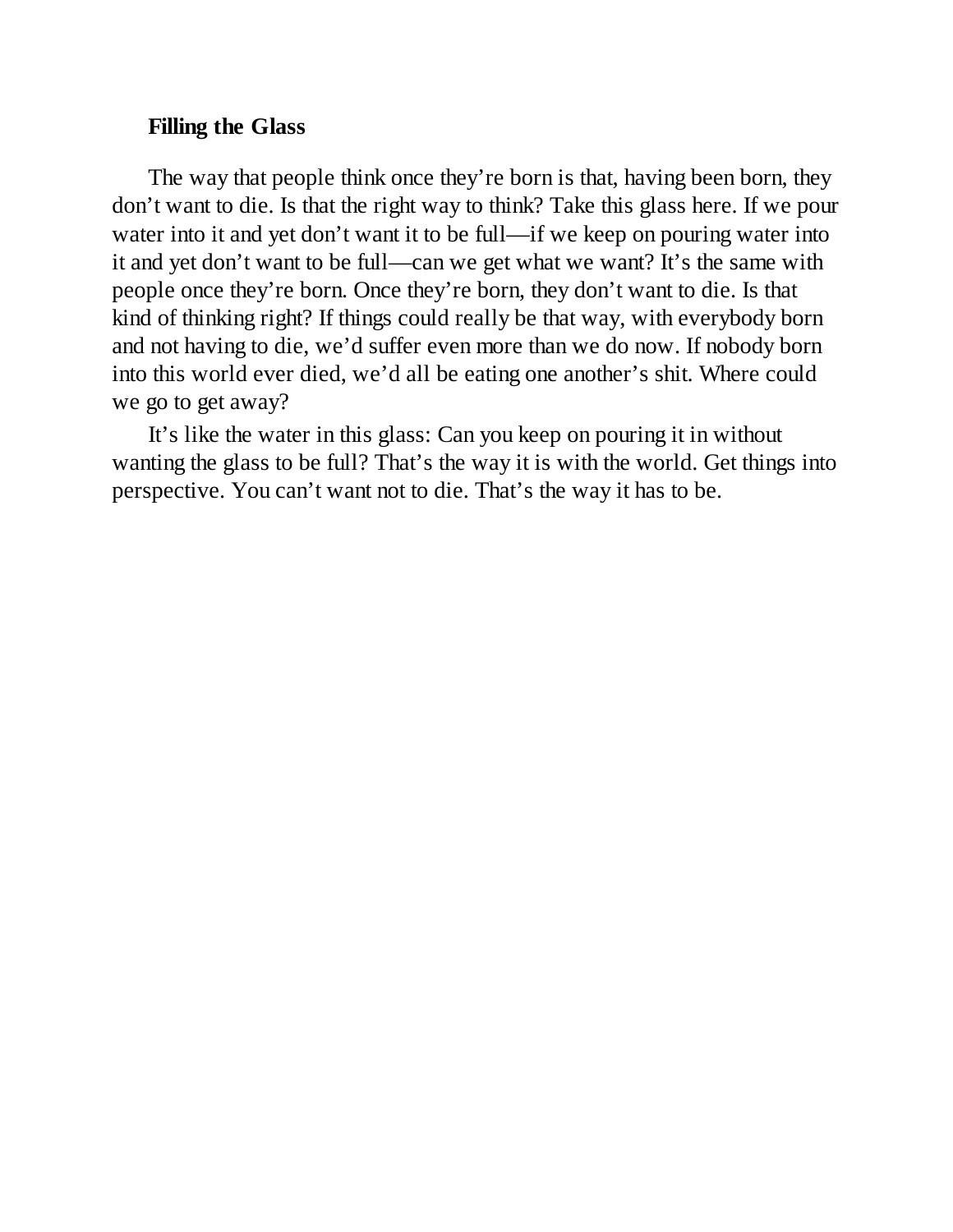### Filling the Glass

The way that people think once they're born is that, having been born, they don't want to die. Is that the right way to think? Take this glass here. If we pour water into it and yet don't want it to be full—if we keep on pouring water into it and yet don't want to be full—can we get what we want? It's the same with people once they're born. Once they're born, they don't want to die. Is that kind of thinking right? If things could really be that way, with everybody born and not having to die, we'd suffer even more than we do now. If nobody born into this world ever died, we'd all be eating one another's shit. Where could we go to get away?

It's like the water in this glass: Can you keep on pouring it in without wanting the glass to be full? That's the way it is with the world. Get things into perspective. You can't want not to die. That's the way it has to be.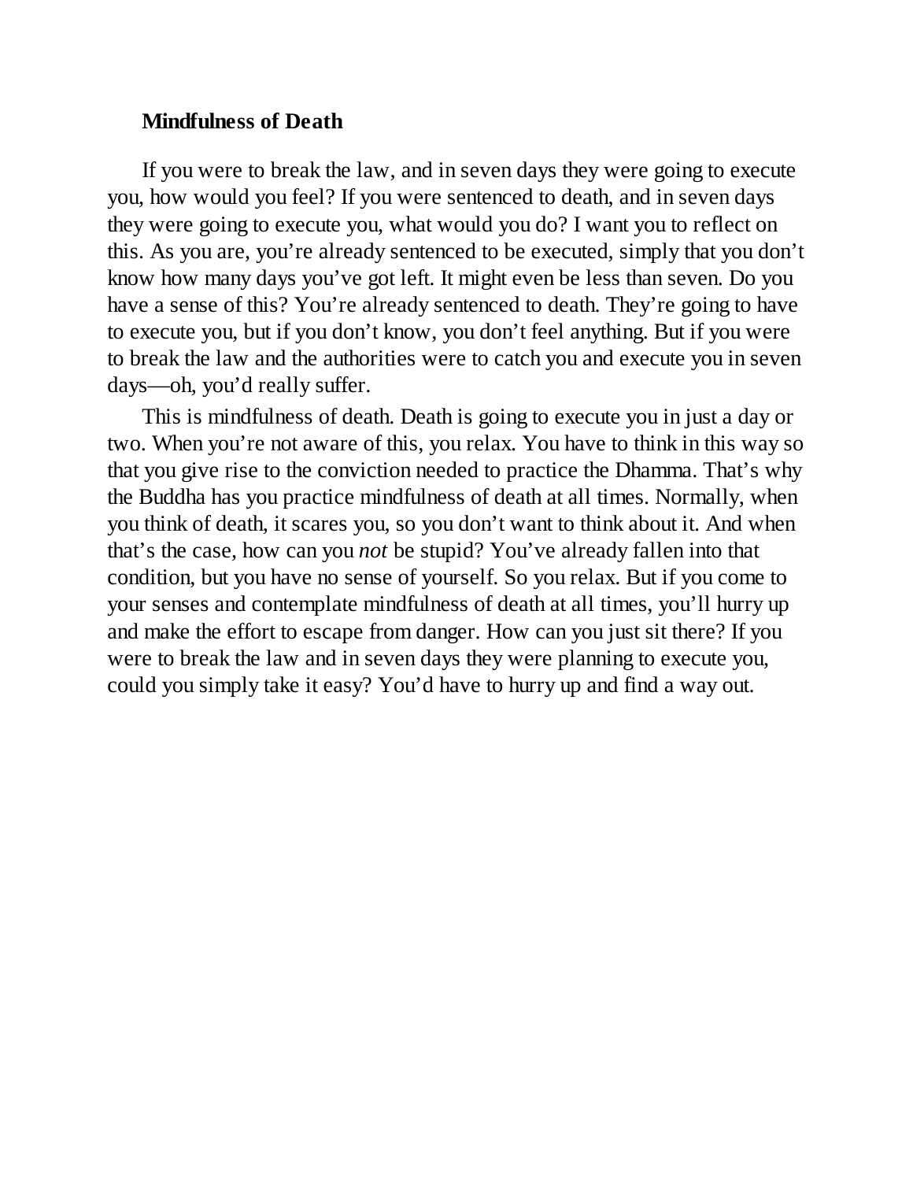### Mindfulness of Death

If you were to break the law, and in seven days they were going to execute you, how would you feel? If you were sentenced to death, and in seven days they were going to execute you, what would you do? I want you to reflect on this. As you are, you're already sentenced to be executed, simply that you don't know how many days you've got left. It might even be less than seven. Do you have a sense of this? You're already sentenced to death. They're going to have to execute you, but if you don't know, you don't feel anything. But if you were to break the law and the authorities were to catch you and execute you in seven days—oh, you'd really suffer.

This is mindfulness of death. Death is going to execute you in just a day or two. When you're not aware of this, you relax. You have to think in this way so that you give rise to the conviction needed to practice the Dhamma. That's why the Buddha has you practice mindfulness of death at all times. Normally, when you think of death, it scares you, so you don't want to think about it. And when that's the case, how can you *not* be stupid? You've already fallen into that condition, but you have no sense of yourself. So you relax. But if you come to your senses and contemplate mindfulness of death at all times, you'll hurry up and make the effort to escape from danger. How can you just sit there? If you were to break the law and in seven days they were planning to execute you, could you simply take it easy? You'd have to hurry up and find a way out.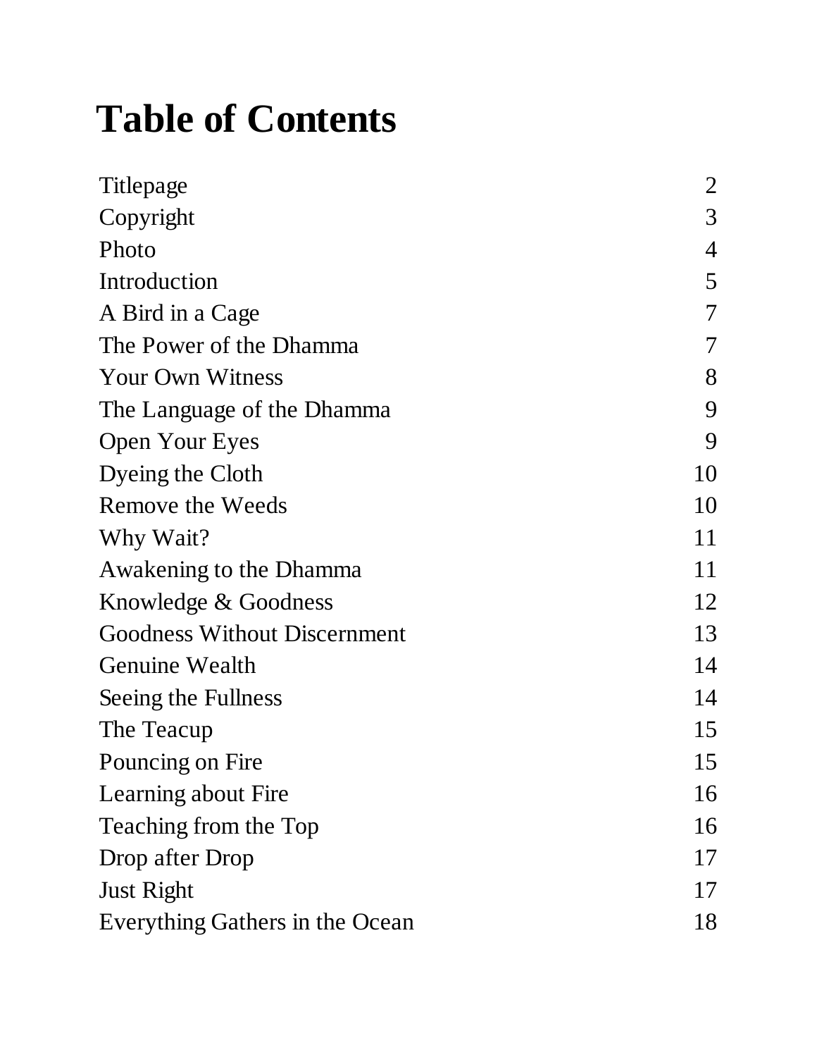# Table of Contents

| | |
|---|---|
| Titlepage | 2 |
| Copyright | 3 |
| Photo | 4 |
| Introduction | 5 |
| A Bird in a Cage | 7 |
| The Power of the Dhamma | 7 |
| Your Own Witness | 8 |
| The Language of the Dhamma | 9 |
| Open Your Eyes | 9 |
| Dyeing the Cloth | 10 |
| Remove the Weeds | 10 |
| Why Wait? | 11 |
| Awakening to the Dhamma | 11 |
| Knowledge & Goodness | 12 |
| Goodness Without Discernment | 13 |
| Genuine Wealth | 14 |
| Seeing the Fullness | 14 |
| The Teacup | 15 |
| Pouncing on Fire | 15 |
| Learning about Fire | 16 |
| Teaching from the Top | 16 |
| Drop after Drop | 17 |
| Just Right | 17 |
| Everything Gathers in the Ocean | 18 |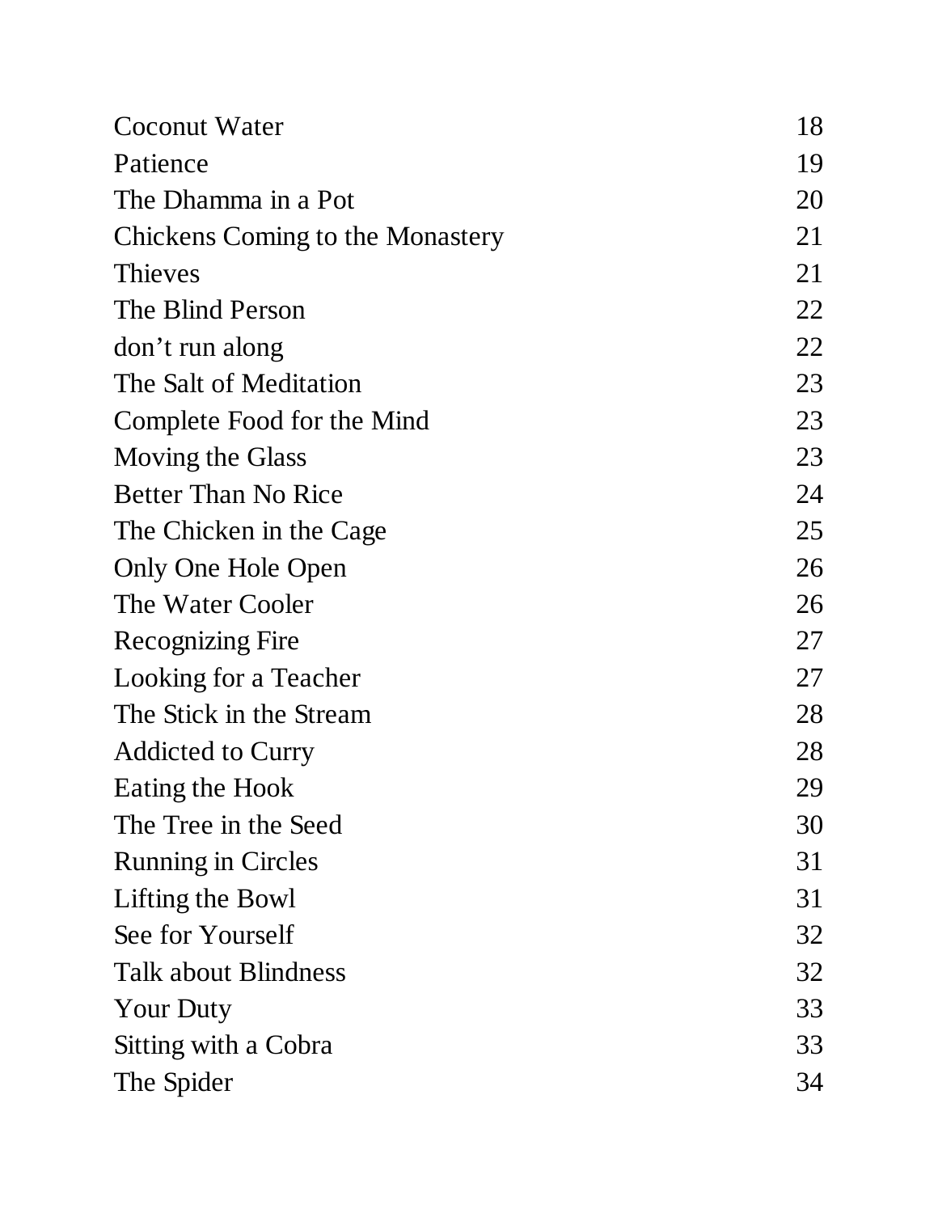| | |
|---|---|
| Coconut Water | 18 |
| Patience | 19 |
| The Dhamma in a Pot | 20 |
| Chickens Coming to the Monastery | 21 |
| Thieves | 21 |
| The Blind Person | 22 |
| don’t run along | 22 |
| The Salt of Meditation | 23 |
| Complete Food for the Mind | 23 |
| Moving the Glass | 23 |
| Better Than No Rice | 24 |
| The Chicken in the Cage | 25 |
| Only One Hole Open | 26 |
| The Water Cooler | 26 |
| Recognizing Fire | 27 |
| Looking for a Teacher | 27 |
| The Stick in the Stream | 28 |
| Addicted to Curry | 28 |
| Eating the Hook | 29 |
| The Tree in the Seed | 30 |
| Running in Circles | 31 |
| Lifting the Bowl | 31 |
| See for Yourself | 32 |
| Talk about Blindness | 32 |
| Your Duty | 33 |
| Sitting with a Cobra | 33 |
| The Spider | 34 |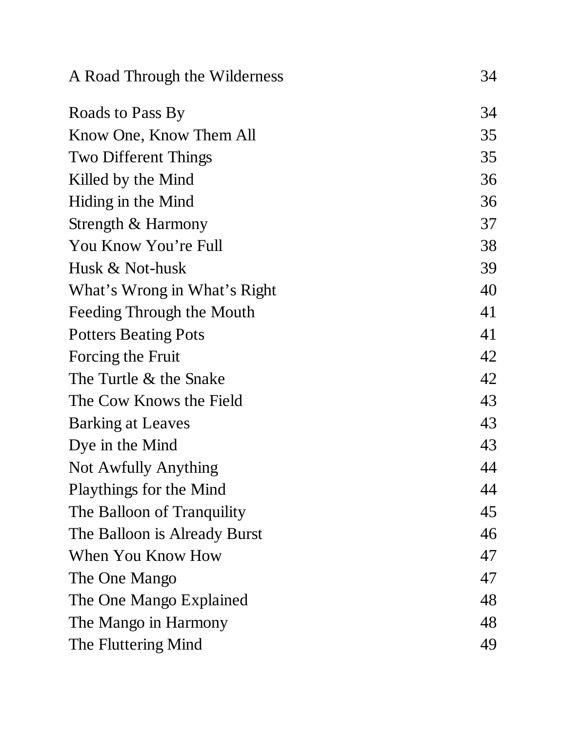A Road Through the Wilderness 34

Roads to Pass By 34
Know One, Know Them All 35
Two Different Things 35
Killed by the Mind 36
Hiding in the Mind 36
Strength & Harmony 37
You Know You're Full 38
Husk & Not-husk 39
What's Wrong in What's Right 40
Feeding Through the Mouth 41
Potters Beating Pots 41
Forcing the Fruit 42
The Turtle & the Snake 42
The Cow Knows the Field 43
Barking at Leaves 43
Dye in the Mind 43
Not Awfully Anything 44
Playthings for the Mind 44
The Balloon of Tranquility 45
The Balloon is Already Burst 46
When You Know How 47
The One Mango 47
The One Mango Explained 48
The Mango in Harmony 48
The Fluttering Mind 49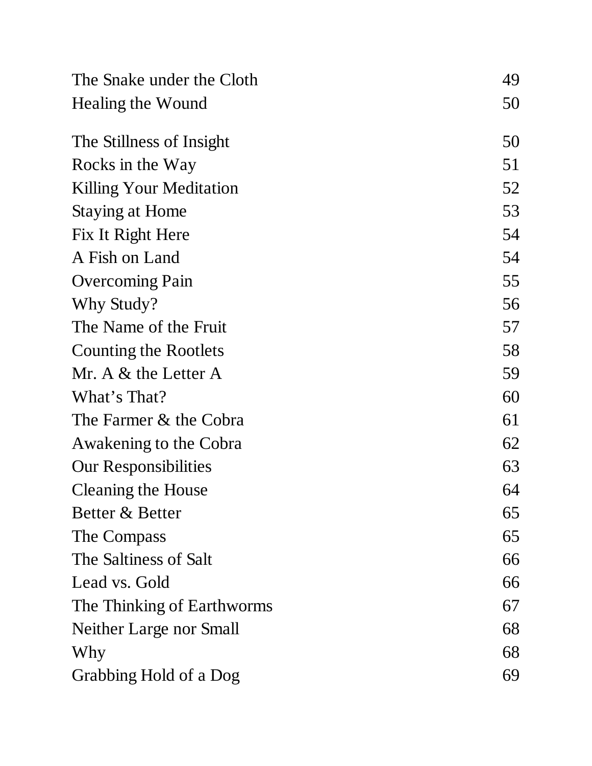| | |
|---|---|
| The Snake under the Cloth | 49 |
| Healing the Wound | 50 |
| The Stillness of Insight | 50 |
| Rocks in the Way | 51 |
| Killing Your Meditation | 52 |
| Staying at Home | 53 |
| Fix It Right Here | 54 |
| A Fish on Land | 54 |
| Overcoming Pain | 55 |
| Why Study? | 56 |
| The Name of the Fruit | 57 |
| Counting the Rootlets | 58 |
| Mr. A & the Letter A | 59 |
| What's That? | 60 |
| The Farmer & the Cobra | 61 |
| Awakening to the Cobra | 62 |
| Our Responsibilities | 63 |
| Cleaning the House | 64 |
| Better & Better | 65 |
| The Compass | 65 |
| The Saltiness of Salt | 66 |
| Lead vs. Gold | 66 |
| The Thinking of Earthworms | 67 |
| Neither Large nor Small | 68 |
| Why | 68 |
| Grabbing Hold of a Dog | 69 |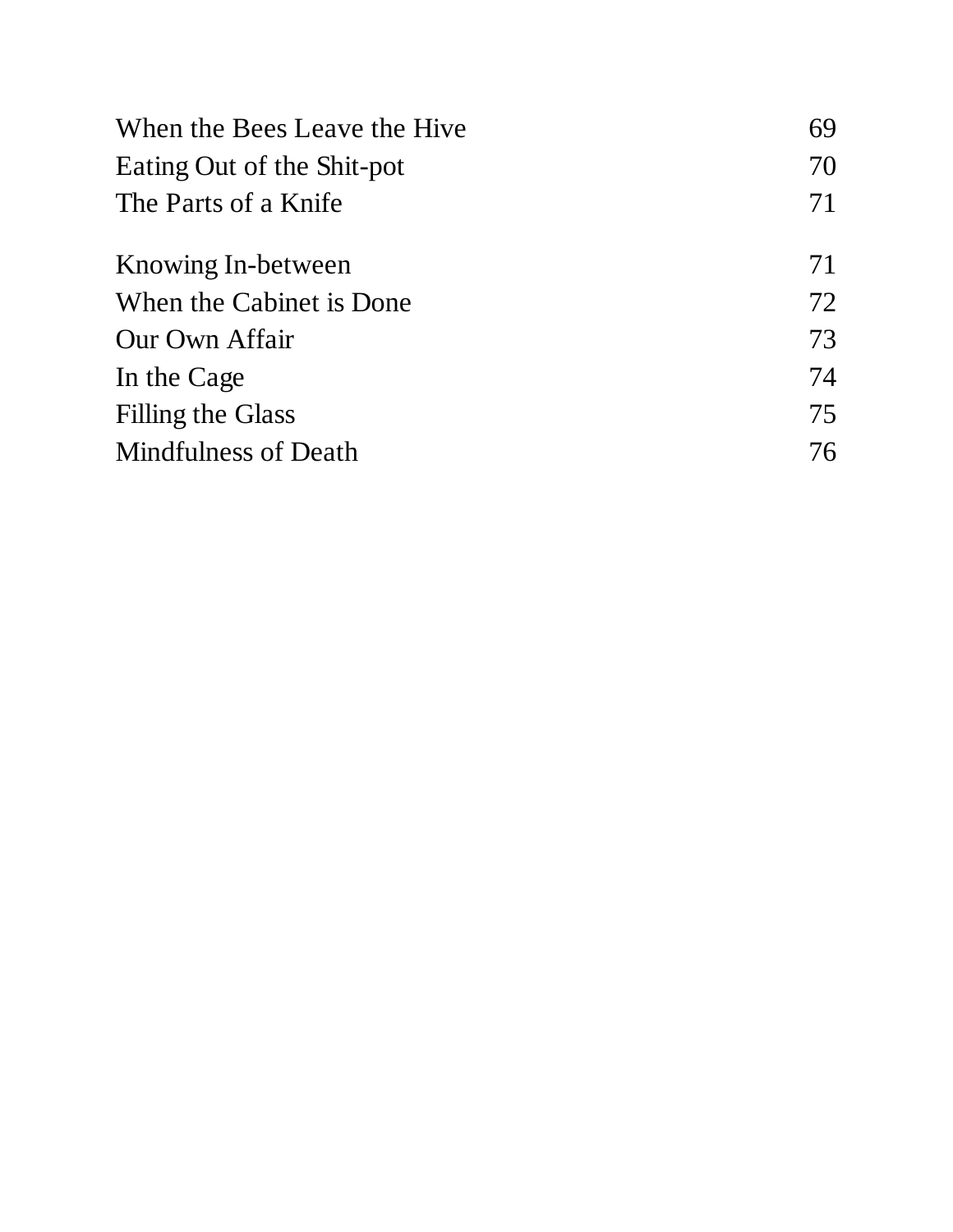| | |
|---|---|
| When the Bees Leave the Hive | 69 |
| Eating Out of the Shit-pot | 70 |
| The Parts of a Knife | 71 |
| Knowing In-between | 71 |
| When the Cabinet is Done | 72 |
| Our Own Affair | 73 |
| In the Cage | 74 |
| Filling the Glass | 75 |
| Mindfulness of Death | 76 |